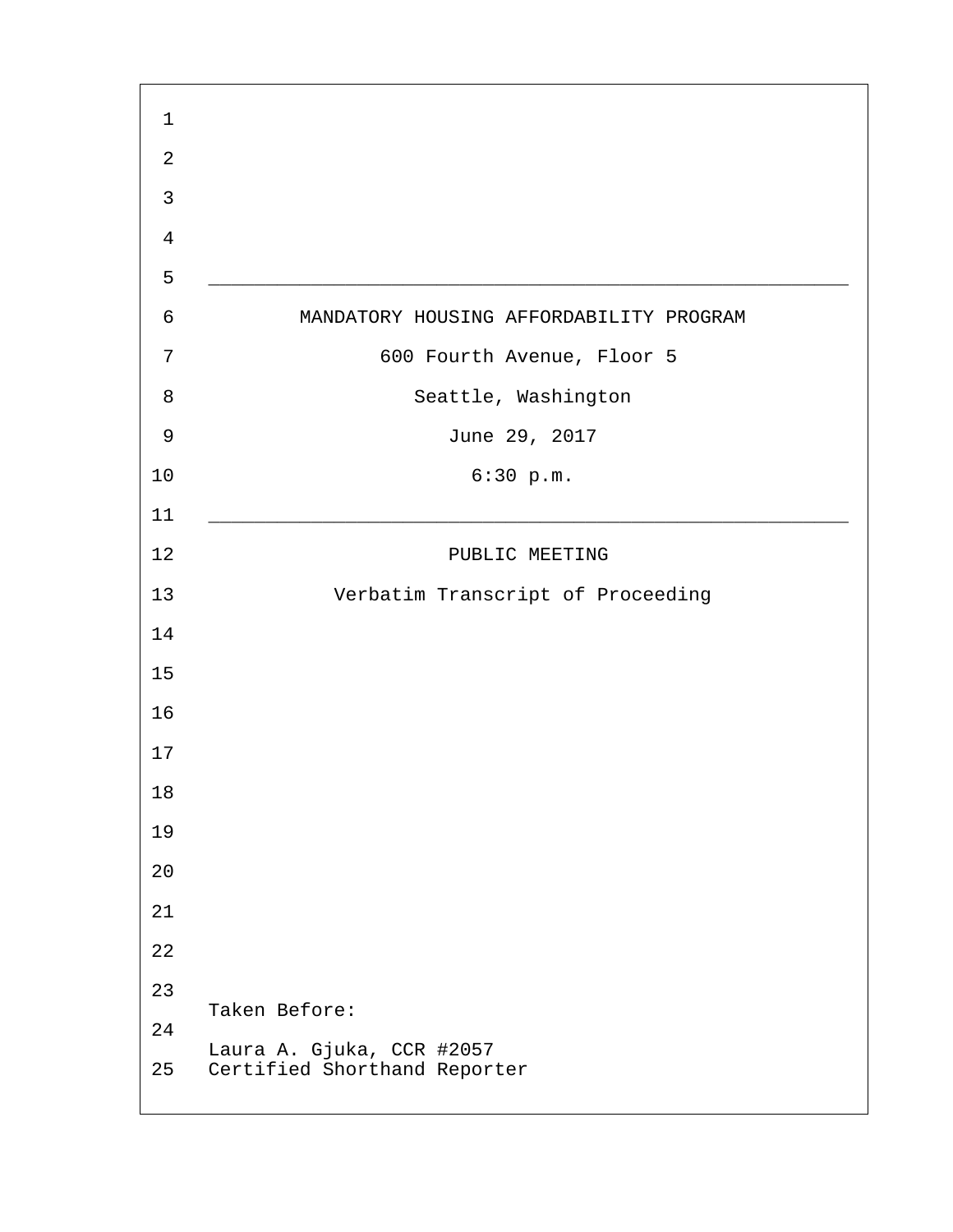# MANDATORY HOUSING AFFORDABILITY PROGRAM

600 Fourth Avenue, Floor 5

Seattle, Washington

June 29, 2017

6:30 p.m.

---

## PUBLIC MEETING

Verbatim Transcript of Proceeding

Taken Before:

Laura A. Gjuka, CCR #2057
Certified Shorthand Reporter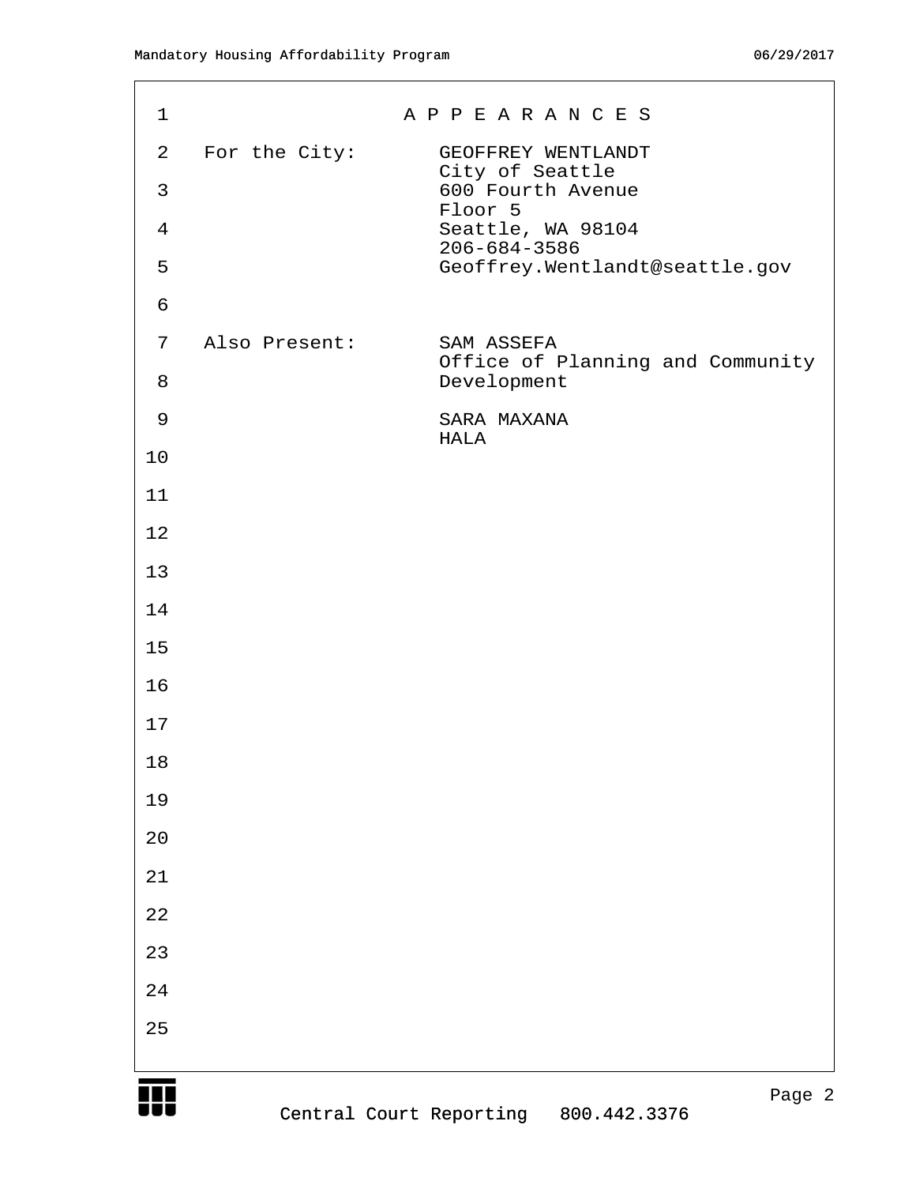# A P P E A R A N C E S

**For the City:**

GEOFFREY WENTLANDT
City of Seattle
600 Fourth Avenue
Floor 5
Seattle, WA 98104
206-684-3586
Geoffrey.Wentlandt@seattle.gov

**Also Present:**

SAM ASSEFA
Office of Planning and Community Development

SARA MAXANA
HALA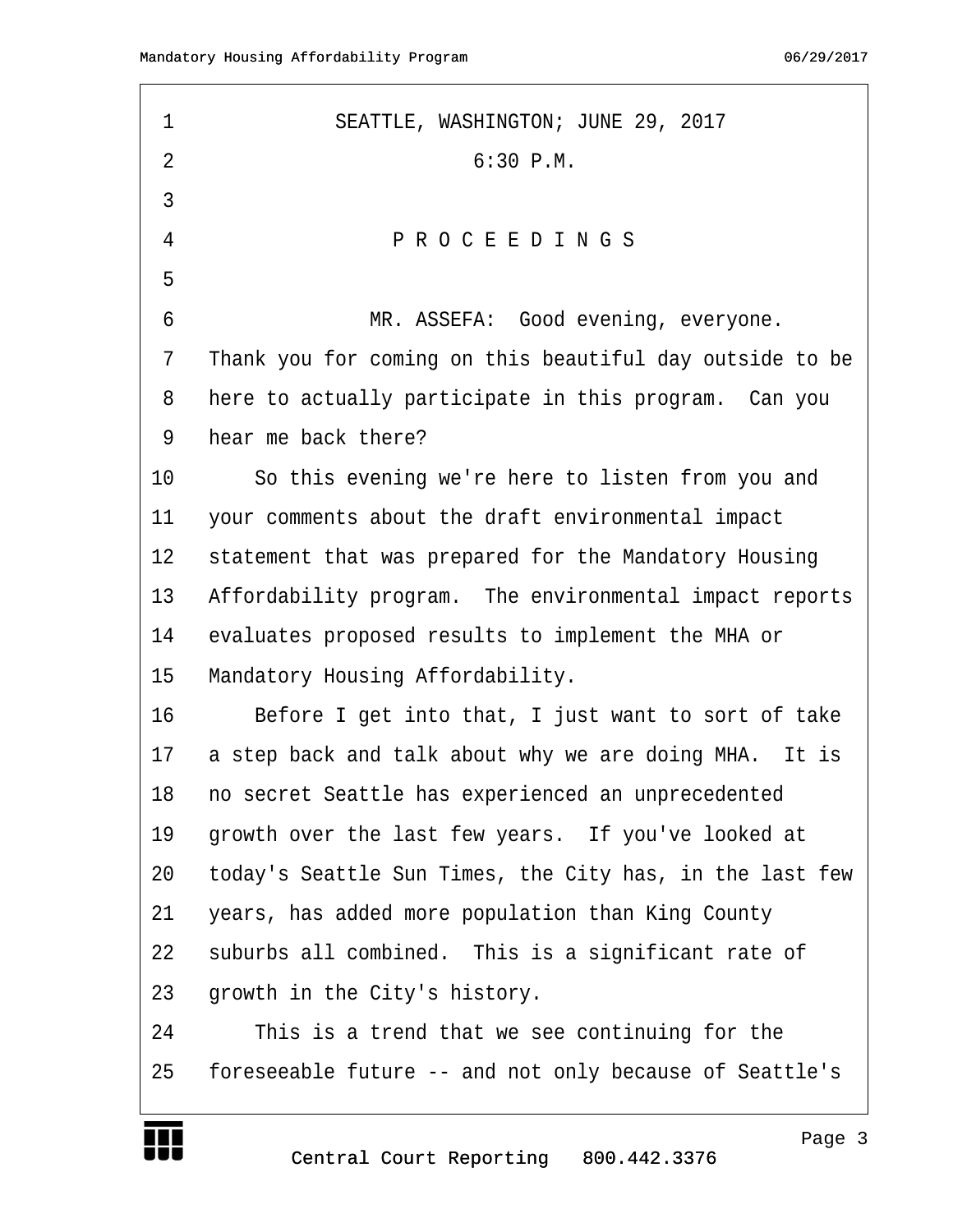SEATTLE, WASHINGTON; JUNE 29, 2017

6:30 P.M.

P R O C E E D I N G S

MR. ASSEFA: Good evening, everyone. Thank you for coming on this beautiful day outside to be here to actually participate in this program. Can you hear me back there?

So this evening we're here to listen from you and your comments about the draft environmental impact statement that was prepared for the Mandatory Housing Affordability program. The environmental impact reports evaluates proposed results to implement the MHA or Mandatory Housing Affordability.

Before I get into that, I just want to sort of take a step back and talk about why we are doing MHA. It is no secret Seattle has experienced an unprecedented growth over the last few years. If you've looked at today's Seattle Sun Times, the City has, in the last few years, has added more population than King County suburbs all combined. This is a significant rate of growth in the City's history.

This is a trend that we see continuing for the foreseeable future -- and not only because of Seattle's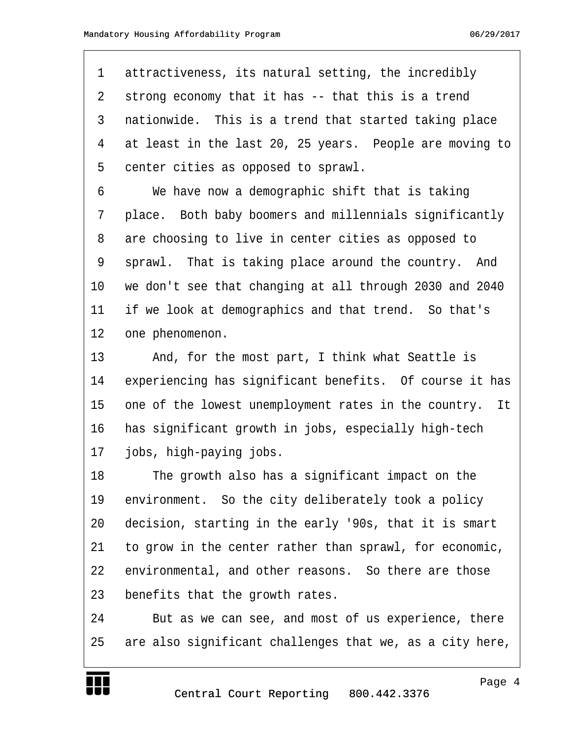attractiveness, its natural setting, the incredibly strong economy that it has -- that this is a trend nationwide. This is a trend that started taking place at least in the last 20, 25 years. People are moving to center cities as opposed to sprawl.

We have now a demographic shift that is taking place. Both baby boomers and millennials significantly are choosing to live in center cities as opposed to sprawl. That is taking place around the country. And we don't see that changing at all through 2030 and 2040 if we look at demographics and that trend. So that's one phenomenon.

And, for the most part, I think what Seattle is experiencing has significant benefits. Of course it has one of the lowest unemployment rates in the country. It has significant growth in jobs, especially high-tech jobs, high-paying jobs.

The growth also has a significant impact on the environment. So the city deliberately took a policy decision, starting in the early '90s, that it is smart to grow in the center rather than sprawl, for economic, environmental, and other reasons. So there are those benefits that the growth rates.

But as we can see, and most of us experience, there are also significant challenges that we, as a city here,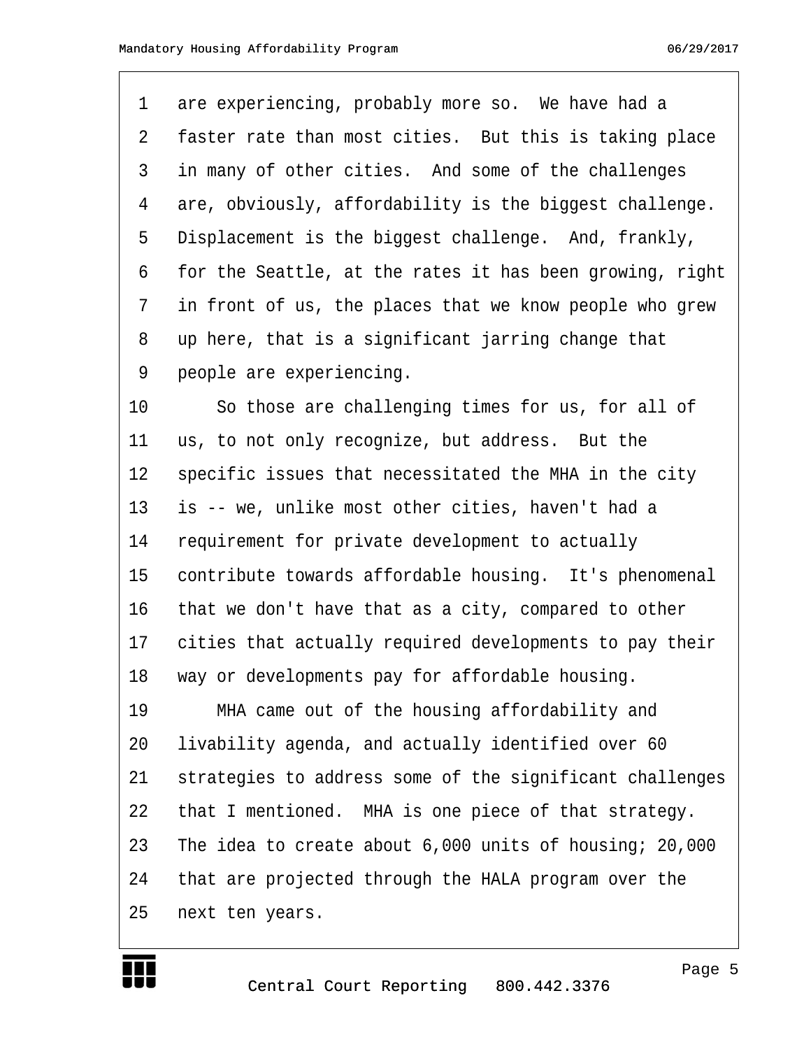are experiencing, probably more so. We have had a faster rate than most cities. But this is taking place in many of other cities. And some of the challenges are, obviously, affordability is the biggest challenge. Displacement is the biggest challenge. And, frankly, for the Seattle, at the rates it has been growing, right in front of us, the places that we know people who grew up here, that is a significant jarring change that people are experiencing.

So those are challenging times for us, for all of us, to not only recognize, but address. But the specific issues that necessitated the MHA in the city is -- we, unlike most other cities, haven't had a requirement for private development to actually contribute towards affordable housing. It's phenomenal that we don't have that as a city, compared to other cities that actually required developments to pay their way or developments pay for affordable housing.

MHA came out of the housing affordability and livability agenda, and actually identified over 60 strategies to address some of the significant challenges that I mentioned. MHA is one piece of that strategy. The idea to create about 6,000 units of housing; 20,000 that are projected through the HALA program over the next ten years.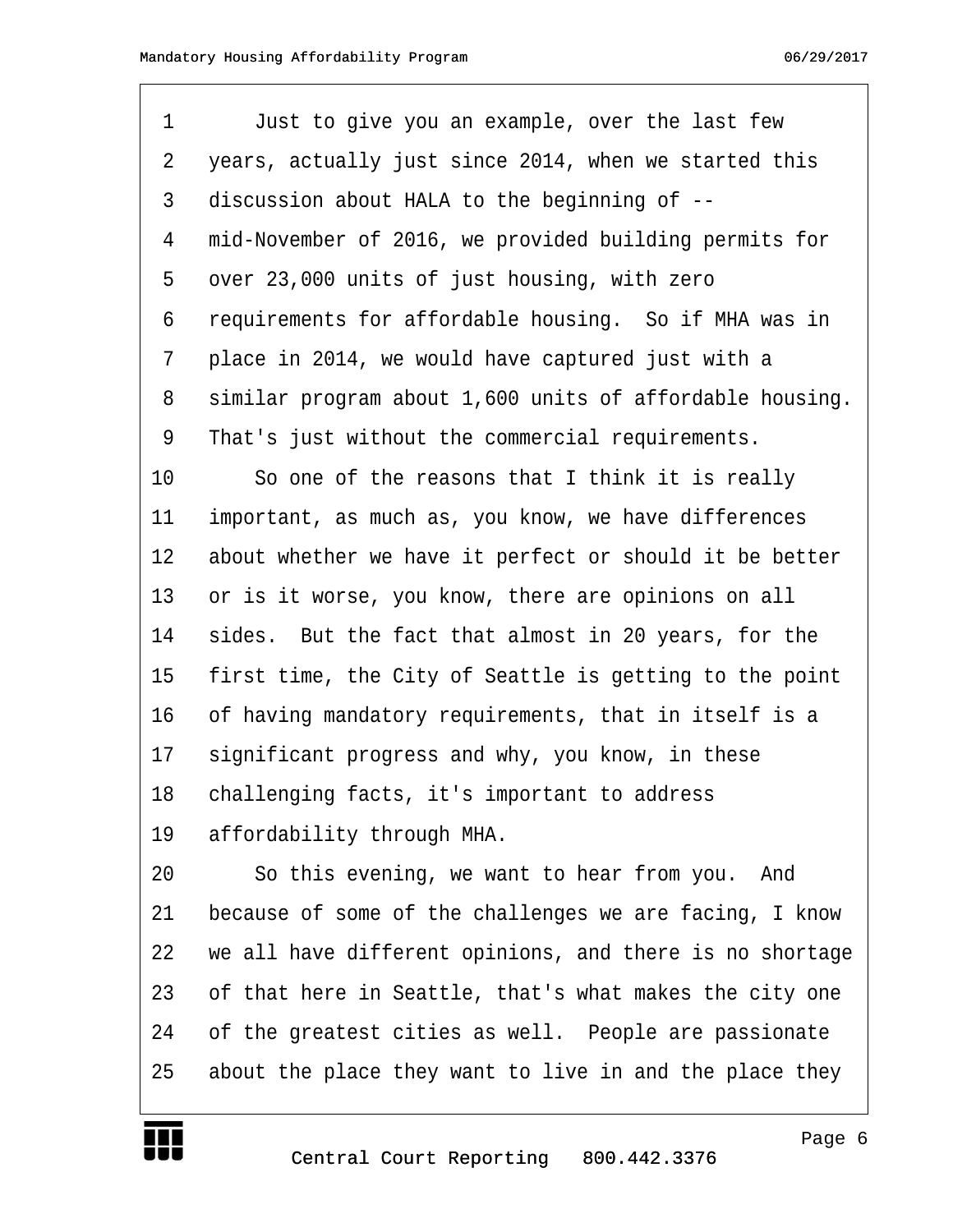Just to give you an example, over the last few years, actually just since 2014, when we started this discussion about HALA to the beginning of -- mid-November of 2016, we provided building permits for over 23,000 units of just housing, with zero requirements for affordable housing. So if MHA was in place in 2014, we would have captured just with a similar program about 1,600 units of affordable housing. That's just without the commercial requirements.

So one of the reasons that I think it is really important, as much as, you know, we have differences about whether we have it perfect or should it be better or is it worse, you know, there are opinions on all sides. But the fact that almost in 20 years, for the first time, the City of Seattle is getting to the point of having mandatory requirements, that in itself is a significant progress and why, you know, in these challenging facts, it's important to address affordability through MHA.

So this evening, we want to hear from you. And because of some of the challenges we are facing, I know we all have different opinions, and there is no shortage of that here in Seattle, that's what makes the city one of the greatest cities as well. People are passionate about the place they want to live in and the place they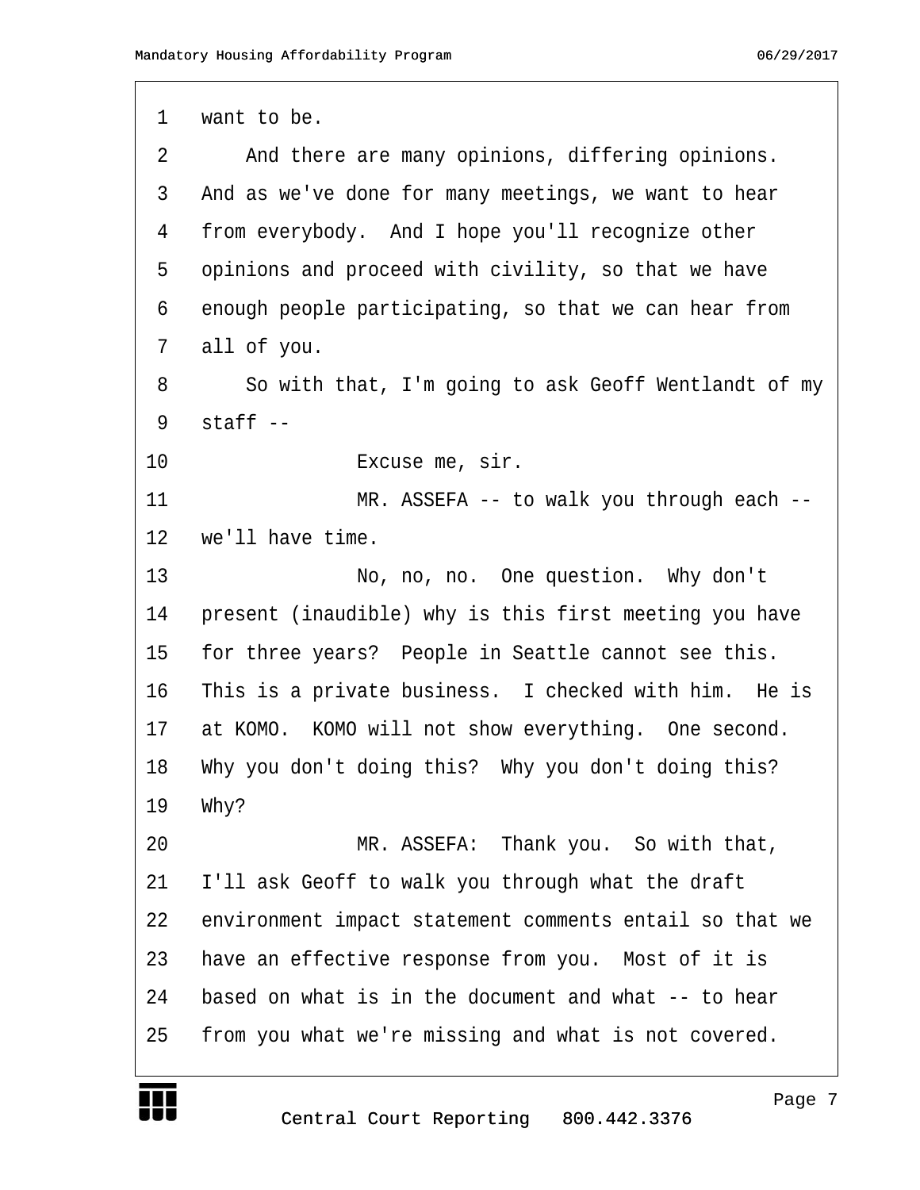1 want to be.

2 And there are many opinions, differing opinions.

3 And as we've done for many meetings, we want to hear

4 from everybody. And I hope you'll recognize other

5 opinions and proceed with civility, so that we have

6 enough people participating, so that we can hear from

7 all of you.

8 So with that, I'm going to ask Geoff Wentlandt of my

9 staff --

10 Excuse me, sir.

11 MR. ASSEFA -- to walk you through each --

12 we'll have time.

13 No, no, no. One question. Why don't

14 present (inaudible) why is this first meeting you have

15 for three years? People in Seattle cannot see this.

16 This is a private business. I checked with him. He is

17 at KOMO. KOMO will not show everything. One second.

18 Why you don't doing this? Why you don't doing this?

19 Why?

20 MR. ASSEFA: Thank you. So with that,

21 I'll ask Geoff to walk you through what the draft

22 environment impact statement comments entail so that we

23 have an effective response from you. Most of it is

24 based on what is in the document and what -- to hear

25 from you what we're missing and what is not covered.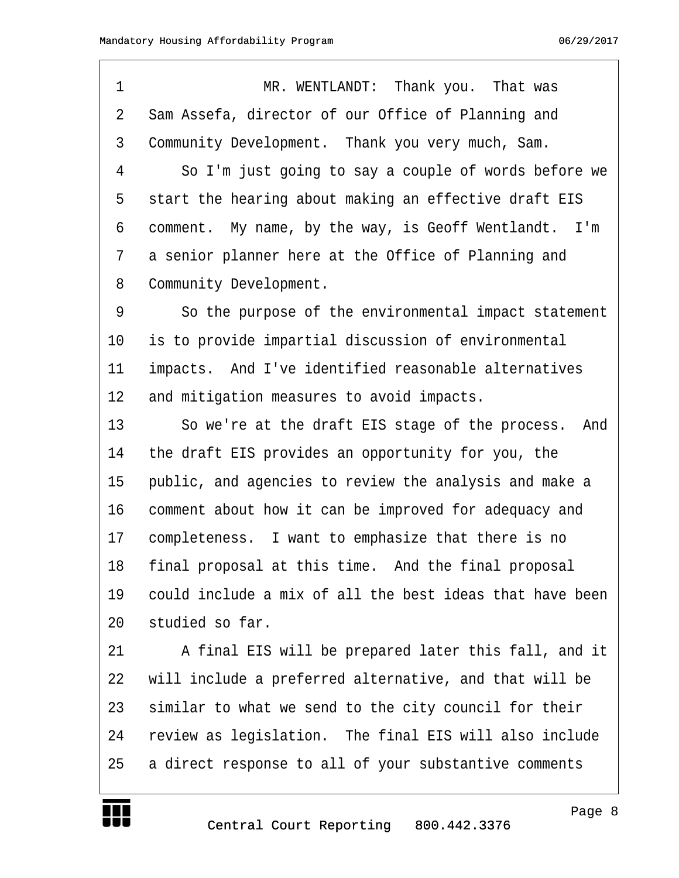MR. WENTLANDT: Thank you. That was Sam Assefa, director of our Office of Planning and Community Development. Thank you very much, Sam.

So I'm just going to say a couple of words before we start the hearing about making an effective draft EIS comment. My name, by the way, is Geoff Wentlandt. I'm a senior planner here at the Office of Planning and Community Development.

So the purpose of the environmental impact statement is to provide impartial discussion of environmental impacts. And I've identified reasonable alternatives and mitigation measures to avoid impacts.

So we're at the draft EIS stage of the process. And the draft EIS provides an opportunity for you, the public, and agencies to review the analysis and make a comment about how it can be improved for adequacy and completeness. I want to emphasize that there is no final proposal at this time. And the final proposal could include a mix of all the best ideas that have been studied so far.

A final EIS will be prepared later this fall, and it will include a preferred alternative, and that will be similar to what we send to the city council for their review as legislation. The final EIS will also include a direct response to all of your substantive comments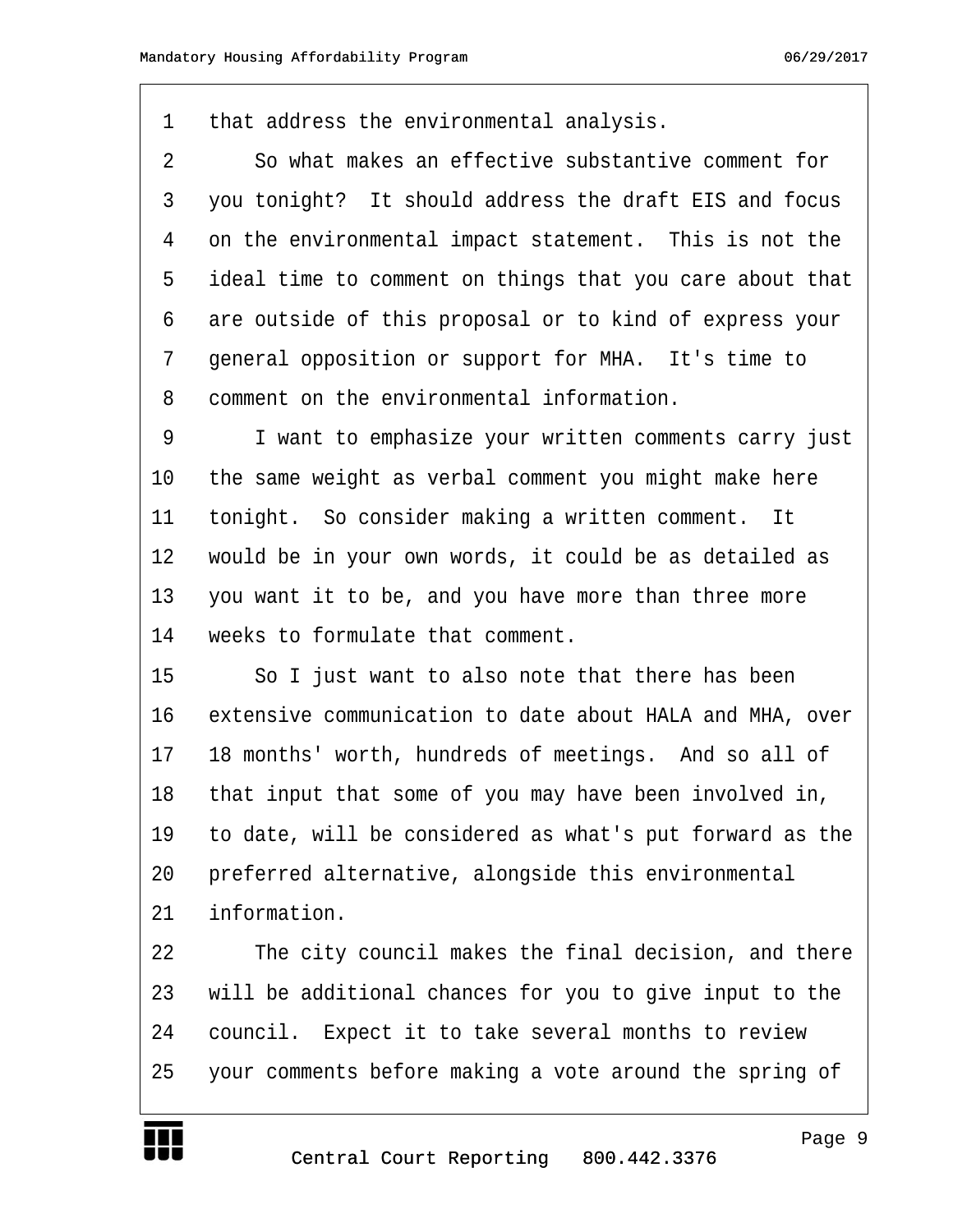that address the environmental analysis.

So what makes an effective substantive comment for you tonight? It should address the draft EIS and focus on the environmental impact statement. This is not the ideal time to comment on things that you care about that are outside of this proposal or to kind of express your general opposition or support for MHA. It's time to comment on the environmental information.

I want to emphasize your written comments carry just the same weight as verbal comment you might make here tonight. So consider making a written comment. It would be in your own words, it could be as detailed as you want it to be, and you have more than three more weeks to formulate that comment.

So I just want to also note that there has been extensive communication to date about HALA and MHA, over 18 months' worth, hundreds of meetings. And so all of that input that some of you may have been involved in, to date, will be considered as what's put forward as the preferred alternative, alongside this environmental information.

The city council makes the final decision, and there will be additional chances for you to give input to the council. Expect it to take several months to review your comments before making a vote around the spring of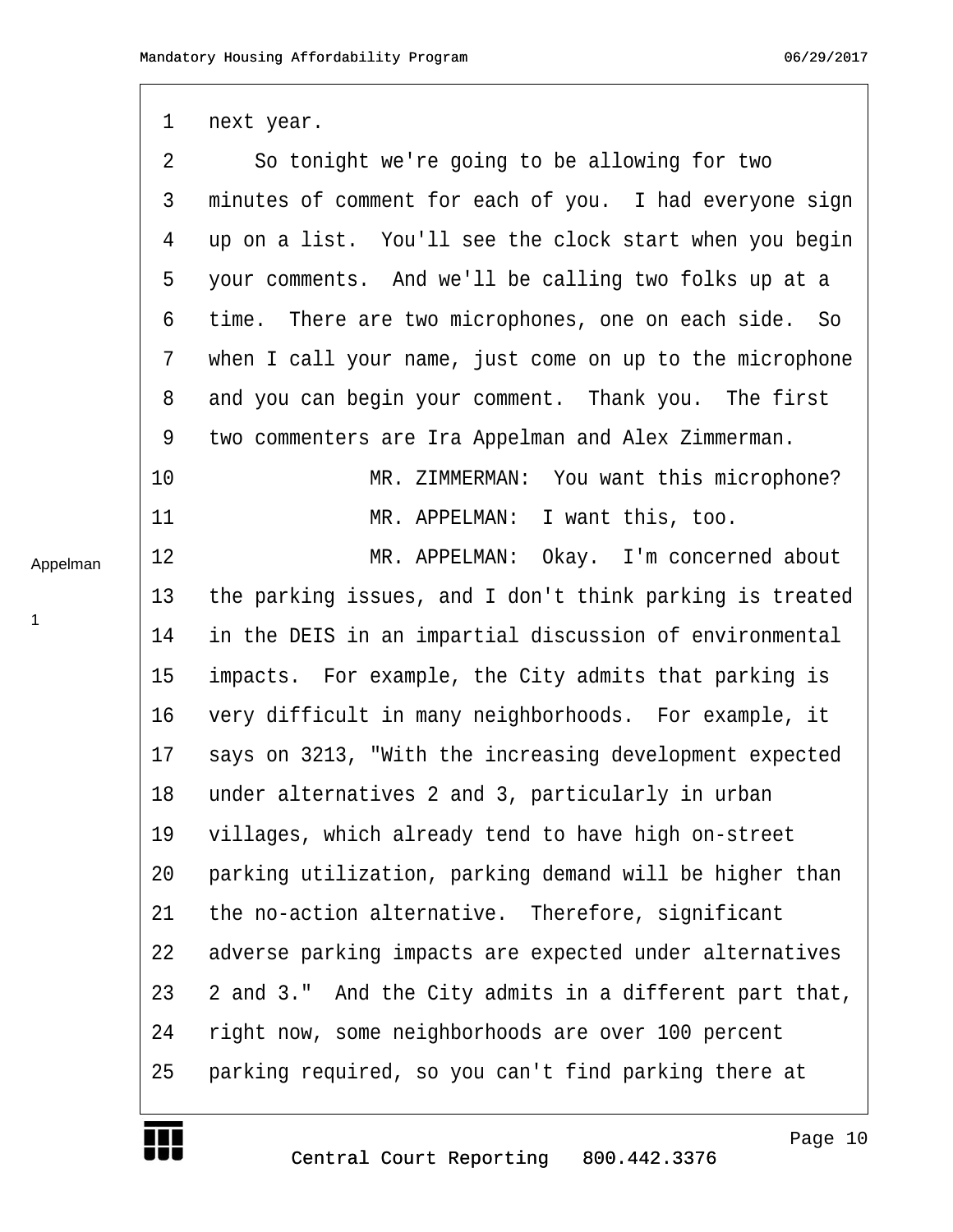next year.

So tonight we're going to be allowing for two minutes of comment for each of you. I had everyone sign up on a list. You'll see the clock start when you begin your comments. And we'll be calling two folks up at a time. There are two microphones, one on each side. So when I call your name, just come on up to the microphone and you can begin your comment. Thank you. The first two commenters are Ira Appelman and Alex Zimmerman.

MR. ZIMMERMAN: You want this microphone?

MR. APPELMAN: I want this, too.

Appelman

1

MR. APPELMAN: Okay. I'm concerned about the parking issues, and I don't think parking is treated in the DEIS in an impartial discussion of environmental impacts. For example, the City admits that parking is very difficult in many neighborhoods. For example, it says on 3213, "With the increasing development expected under alternatives 2 and 3, particularly in urban villages, which already tend to have high on-street parking utilization, parking demand will be higher than the no-action alternative. Therefore, significant adverse parking impacts are expected under alternatives 2 and 3." And the City admits in a different part that, right now, some neighborhoods are over 100 percent parking required, so you can't find parking there at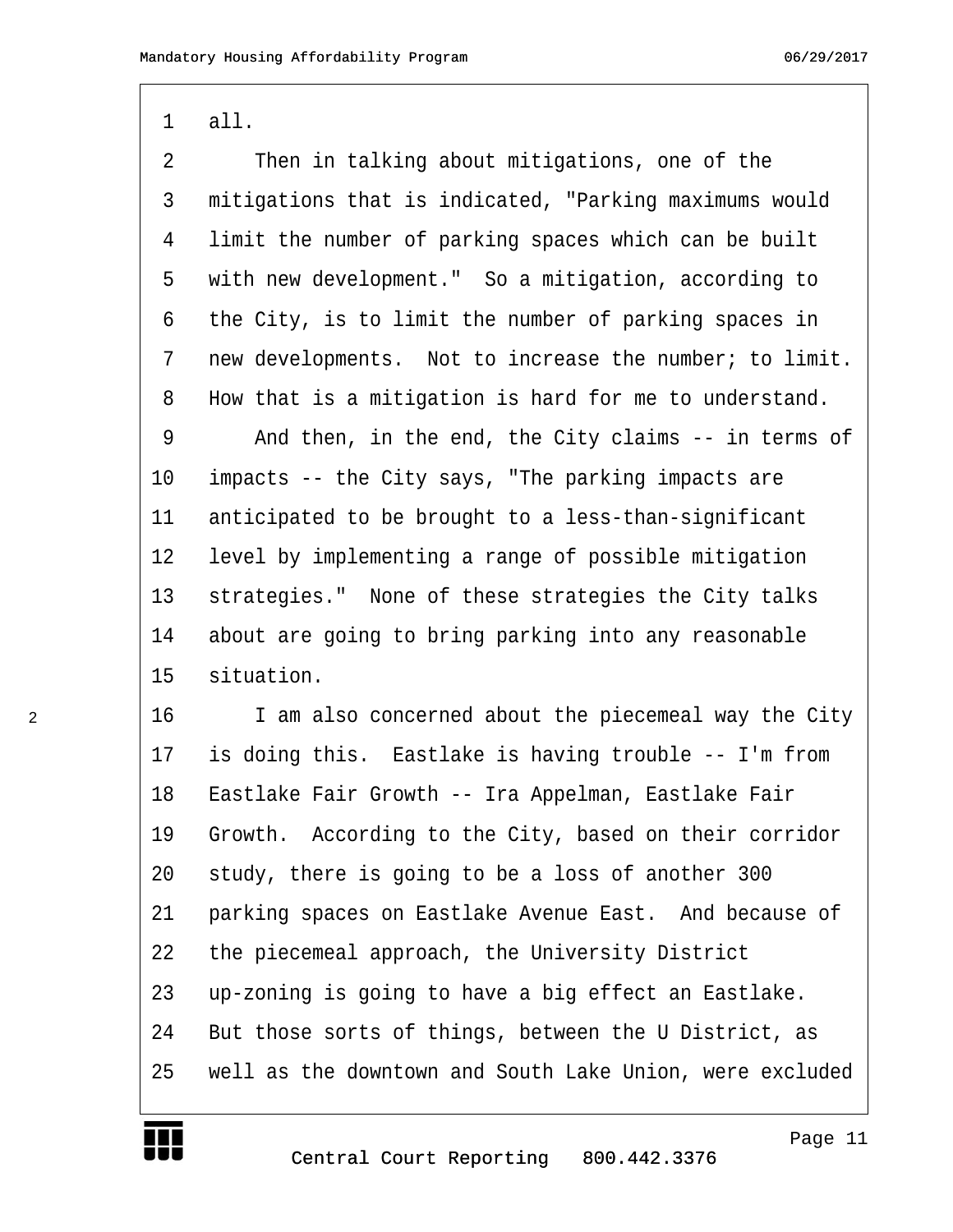all.

Then in talking about mitigations, one of the mitigations that is indicated, "Parking maximums would limit the number of parking spaces which can be built with new development." So a mitigation, according to the City, is to limit the number of parking spaces in new developments. Not to increase the number; to limit. How that is a mitigation is hard for me to understand.

And then, in the end, the City claims -- in terms of impacts -- the City says, "The parking impacts are anticipated to be brought to a less-than-significant level by implementing a range of possible mitigation strategies." None of these strategies the City talks about are going to bring parking into any reasonable situation.

I am also concerned about the piecemeal way the City is doing this. Eastlake is having trouble -- I'm from Eastlake Fair Growth -- Ira Appelman, Eastlake Fair Growth. According to the City, based on their corridor study, there is going to be a loss of another 300 parking spaces on Eastlake Avenue East. And because of the piecemeal approach, the University District up-zoning is going to have a big effect an Eastlake. But those sorts of things, between the U District, as well as the downtown and South Lake Union, were excluded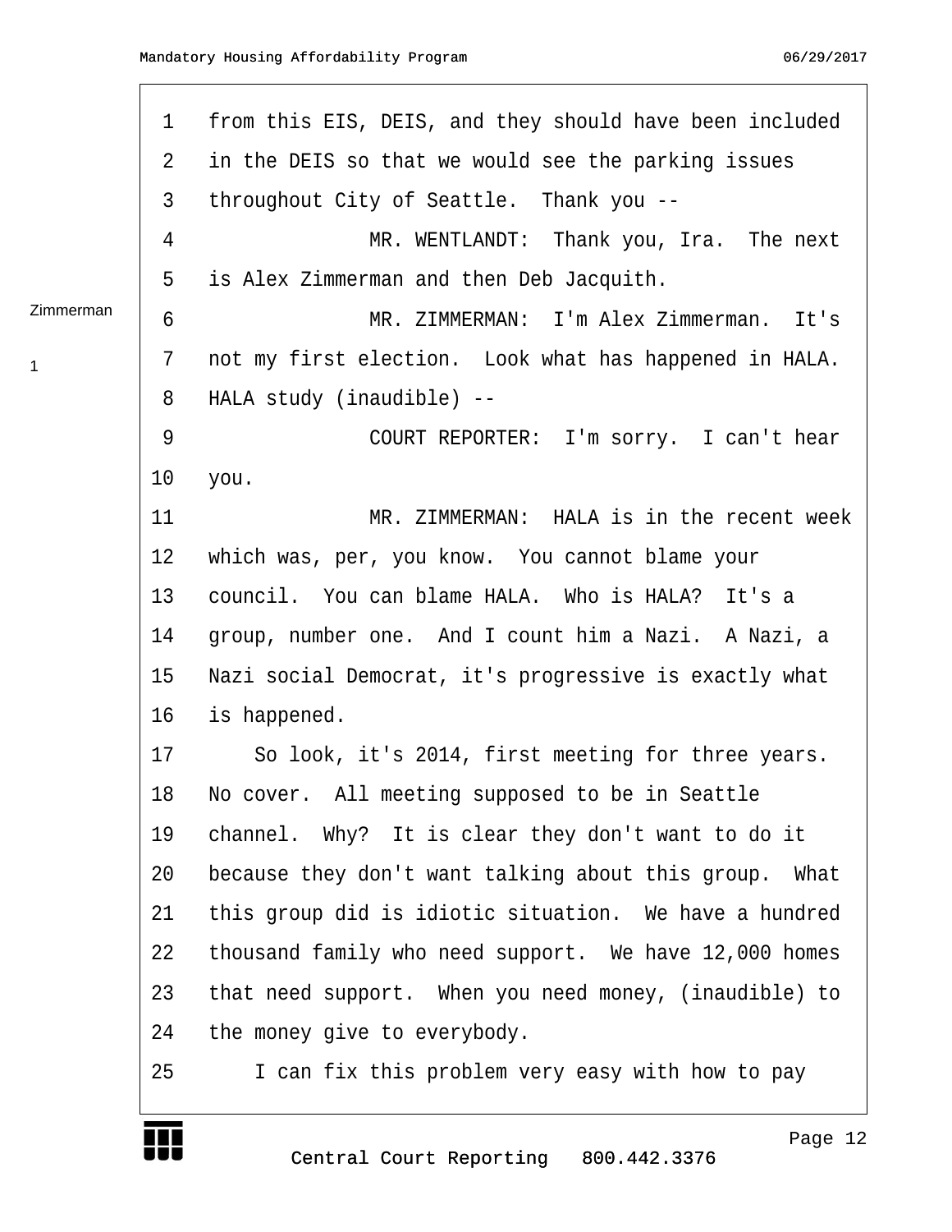from this EIS, DEIS, and they should have been included in the DEIS so that we would see the parking issues throughout City of Seattle. Thank you --

MR. WENTLANDT: Thank you, Ira. The next is Alex Zimmerman and then Deb Jacquith.

MR. ZIMMERMAN: I'm Alex Zimmerman. It's not my first election. Look what has happened in HALA. HALA study (inaudible) --

COURT REPORTER: I'm sorry. I can't hear you.

MR. ZIMMERMAN: HALA is in the recent week which was, per, you know. You cannot blame your council. You can blame HALA. Who is HALA? It's a group, number one. And I count him a Nazi. A Nazi, a Nazi social Democrat, it's progressive is exactly what is happened.

So look, it's 2014, first meeting for three years. No cover. All meeting supposed to be in Seattle channel. Why? It is clear they don't want to do it because they don't want talking about this group. What this group did is idiotic situation. We have a hundred thousand family who need support. We have 12,000 homes that need support. When you need money, (inaudible) to the money give to everybody.

I can fix this problem very easy with how to pay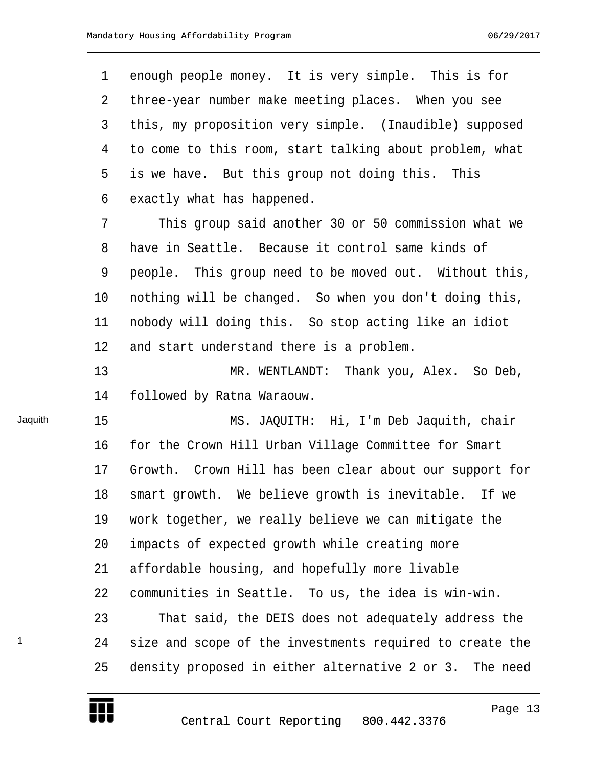enough people money. It is very simple. This is for three-year number make meeting places. When you see this, my proposition very simple. (Inaudible) supposed to come to this room, start talking about problem, what is we have. But this group not doing this. This exactly what has happened.

This group said another 30 or 50 commission what we have in Seattle. Because it control same kinds of people. This group need to be moved out. Without this, nothing will be changed. So when you don't doing this, nobody will doing this. So stop acting like an idiot and start understand there is a problem.

MR. WENTLANDT: Thank you, Alex. So Deb, followed by Ratna Waraouw.

Jaquith

MS. JAQUITH: Hi, I'm Deb Jaquith, chair for the Crown Hill Urban Village Committee for Smart Growth. Crown Hill has been clear about our support for smart growth. We believe growth is inevitable. If we work together, we really believe we can mitigate the impacts of expected growth while creating more affordable housing, and hopefully more livable communities in Seattle. To us, the idea is win-win.

1

That said, the DEIS does not adequately address the size and scope of the investments required to create the density proposed in either alternative 2 or 3. The need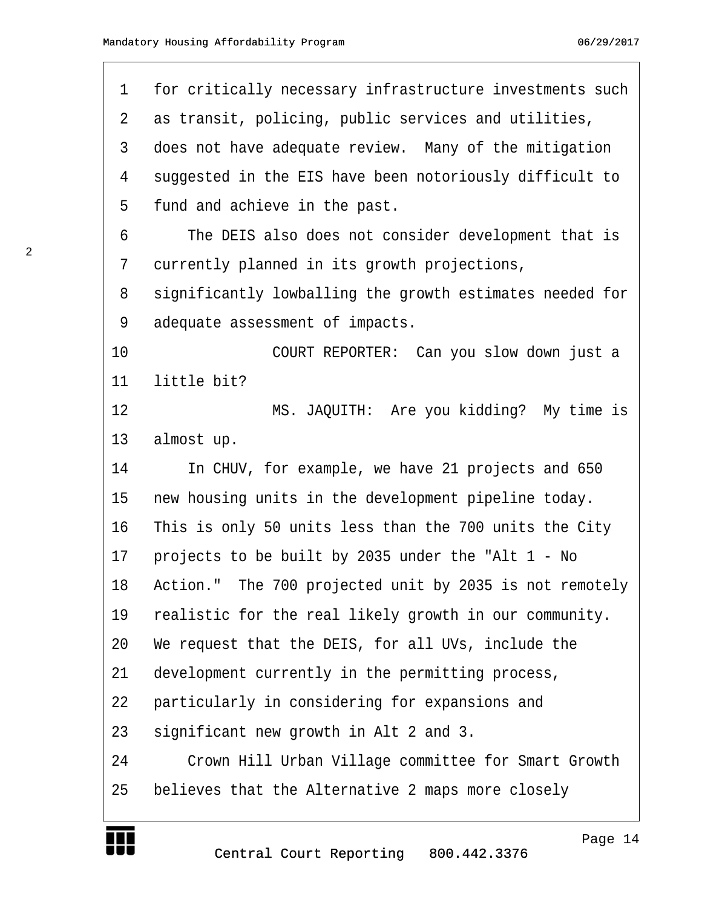for critically necessary infrastructure investments such as transit, policing, public services and utilities, does not have adequate review. Many of the mitigation suggested in the EIS have been notoriously difficult to fund and achieve in the past.

The DEIS also does not consider development that is currently planned in its growth projections, significantly lowballing the growth estimates needed for adequate assessment of impacts.

COURT REPORTER: Can you slow down just a little bit?

MS. JAQUITH: Are you kidding? My time is almost up.

In CHUV, for example, we have 21 projects and 650 new housing units in the development pipeline today. This is only 50 units less than the 700 units the City projects to be built by 2035 under the "Alt 1 - No Action." The 700 projected unit by 2035 is not remotely realistic for the real likely growth in our community. We request that the DEIS, for all UVs, include the development currently in the permitting process, particularly in considering for expansions and significant new growth in Alt 2 and 3.

Crown Hill Urban Village committee for Smart Growth believes that the Alternative 2 maps more closely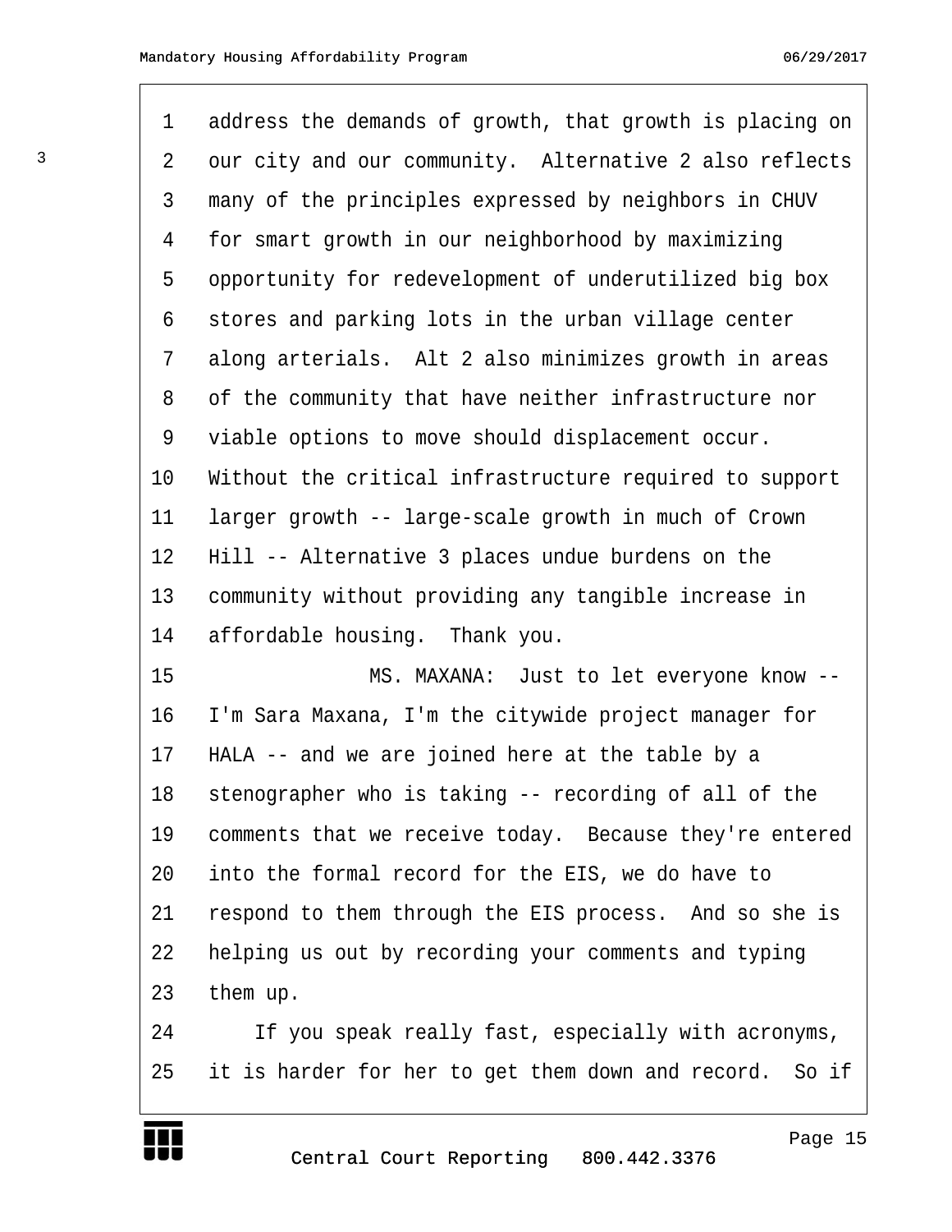address the demands of growth, that growth is placing on our city and our community. Alternative 2 also reflects many of the principles expressed by neighbors in CHUV for smart growth in our neighborhood by maximizing opportunity for redevelopment of underutilized big box stores and parking lots in the urban village center along arterials. Alt 2 also minimizes growth in areas of the community that have neither infrastructure nor viable options to move should displacement occur. Without the critical infrastructure required to support larger growth -- large-scale growth in much of Crown Hill -- Alternative 3 places undue burdens on the community without providing any tangible increase in affordable housing. Thank you.

MS. MAXANA: Just to let everyone know -- I'm Sara Maxana, I'm the citywide project manager for HALA -- and we are joined here at the table by a stenographer who is taking -- recording of all of the comments that we receive today. Because they're entered into the formal record for the EIS, we do have to respond to them through the EIS process. And so she is helping us out by recording your comments and typing them up.

If you speak really fast, especially with acronyms, it is harder for her to get them down and record. So if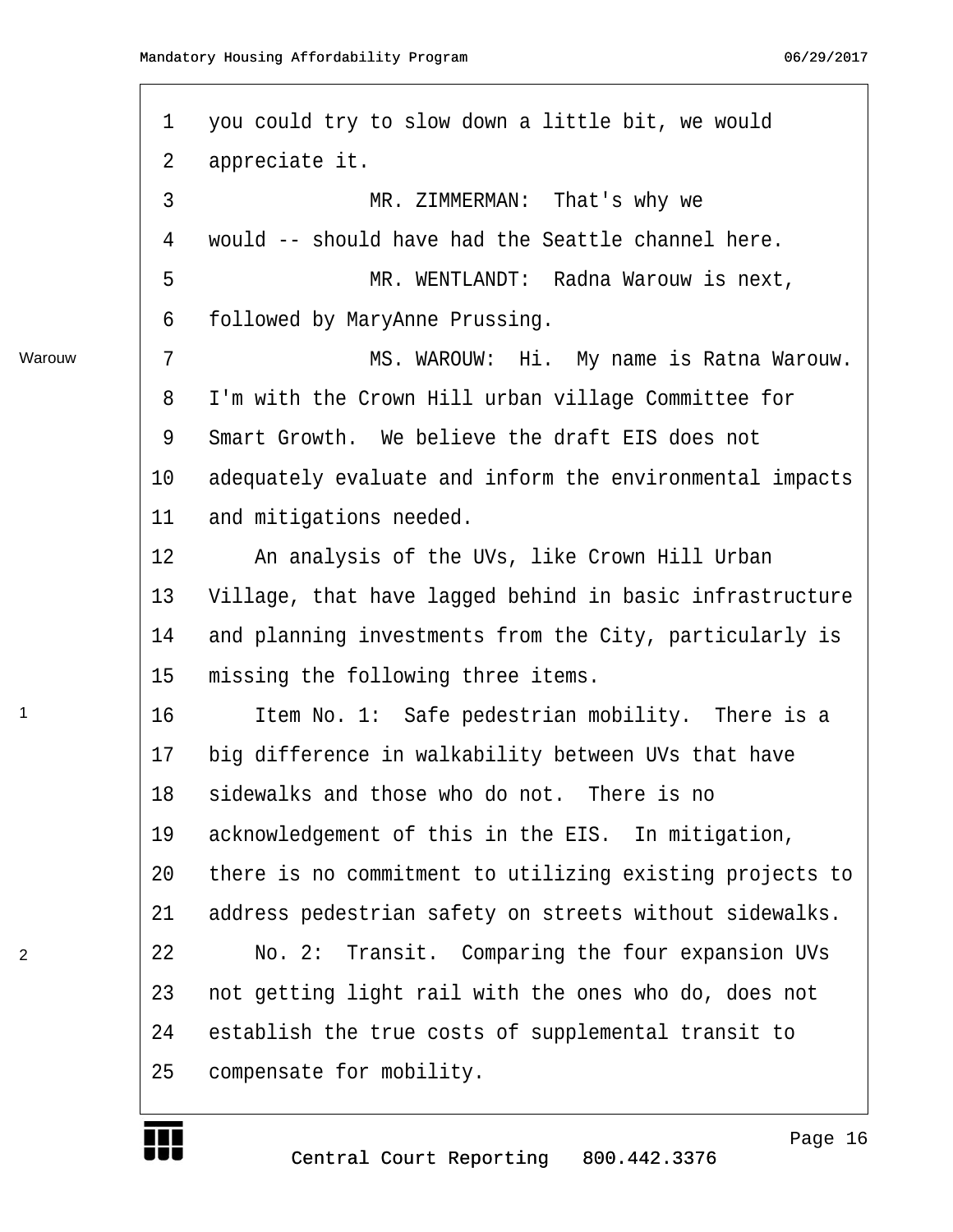you could try to slow down a little bit, we would appreciate it.

MR. ZIMMERMAN: That's why we would -- should have had the Seattle channel here.

MR. WENTLANDT: Radna Warouw is next, followed by MaryAnne Prussing.

Warouw

MS. WAROUW: Hi. My name is Ratna Warouw. I'm with the Crown Hill urban village Committee for Smart Growth. We believe the draft EIS does not adequately evaluate and inform the environmental impacts and mitigations needed.

An analysis of the UVs, like Crown Hill Urban Village, that have lagged behind in basic infrastructure and planning investments from the City, particularly is missing the following three items.

1

Item No. 1: Safe pedestrian mobility. There is a big difference in walkability between UVs that have sidewalks and those who do not. There is no acknowledgement of this in the EIS. In mitigation, there is no commitment to utilizing existing projects to address pedestrian safety on streets without sidewalks.

2

No. 2: Transit. Comparing the four expansion UVs not getting light rail with the ones who do, does not establish the true costs of supplemental transit to compensate for mobility.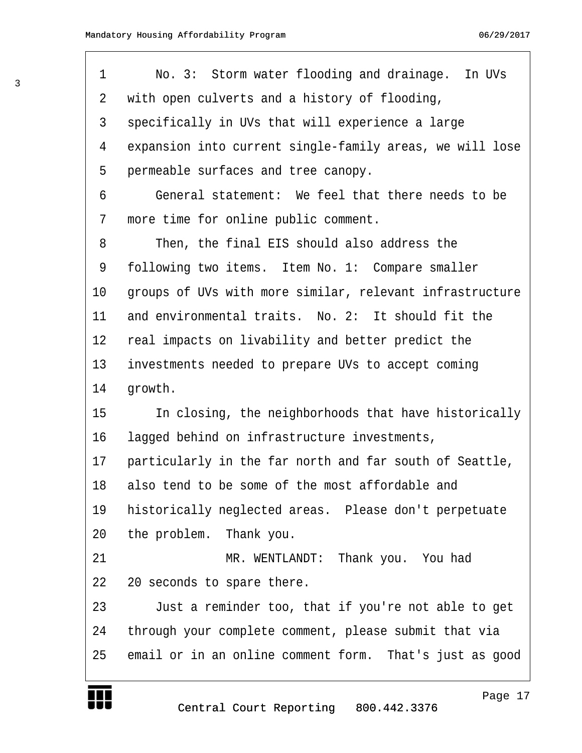No. 3: Storm water flooding and drainage. In UVs with open culverts and a history of flooding, specifically in UVs that will experience a large expansion into current single-family areas, we will lose permeable surfaces and tree canopy.

General statement: We feel that there needs to be more time for online public comment.

Then, the final EIS should also address the following two items. Item No. 1: Compare smaller groups of UVs with more similar, relevant infrastructure and environmental traits. No. 2: It should fit the real impacts on livability and better predict the investments needed to prepare UVs to accept coming growth.

In closing, the neighborhoods that have historically lagged behind on infrastructure investments, particularly in the far north and far south of Seattle, also tend to be some of the most affordable and historically neglected areas. Please don't perpetuate the problem. Thank you.

MR. WENTLANDT: Thank you. You had 20 seconds to spare there.

Just a reminder too, that if you're not able to get through your complete comment, please submit that via email or in an online comment form. That's just as good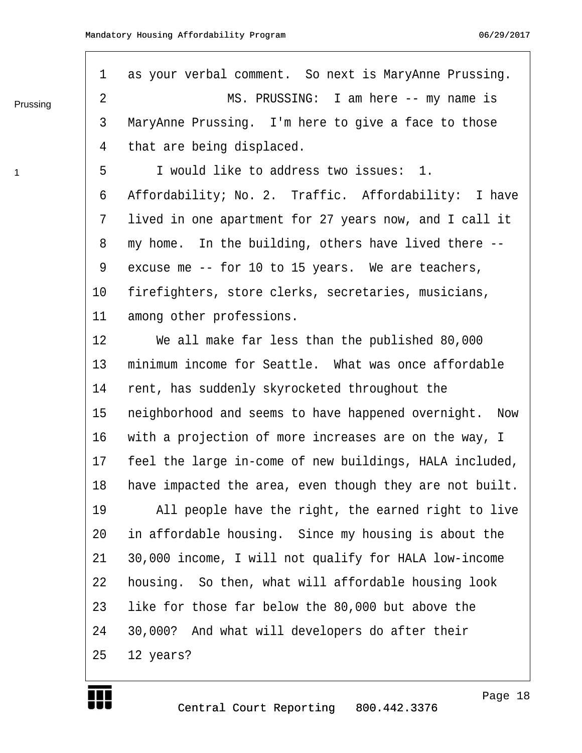as your verbal comment. So next is MaryAnne Prussing.

MS. PRUSSING: I am here -- my name is MaryAnne Prussing. I'm here to give a face to those that are being displaced.

I would like to address two issues: 1. Affordability; No. 2. Traffic. Affordability: I have lived in one apartment for 27 years now, and I call it my home. In the building, others have lived there -- excuse me -- for 10 to 15 years. We are teachers, firefighters, store clerks, secretaries, musicians, among other professions.

We all make far less than the published 80,000 minimum income for Seattle. What was once affordable rent, has suddenly skyrocketed throughout the neighborhood and seems to have happened overnight. Now with a projection of more increases are on the way, I feel the large in-come of new buildings, HALA included, have impacted the area, even though they are not built.

All people have the right, the earned right to live in affordable housing. Since my housing is about the 30,000 income, I will not qualify for HALA low-income housing. So then, what will affordable housing look like for those far below the 80,000 but above the 30,000? And what will developers do after their 12 years?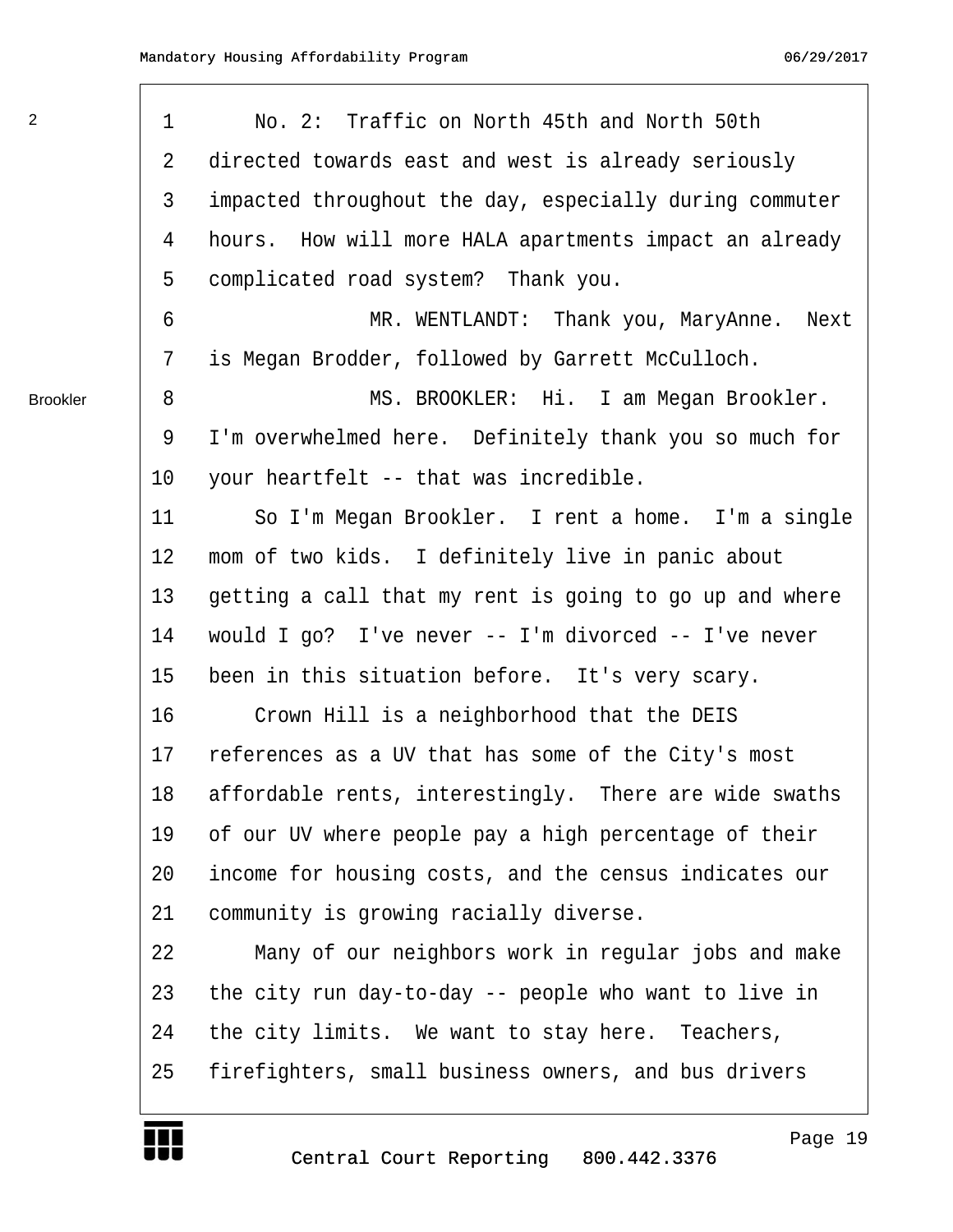No. 2: Traffic on North 45th and North 50th directed towards east and west is already seriously impacted throughout the day, especially during commuter hours. How will more HALA apartments impact an already complicated road system? Thank you.

MR. WENTLANDT: Thank you, MaryAnne. Next is Megan Brodder, followed by Garrett McCulloch.

MS. BROOKLER: Hi. I am Megan Brookler. I'm overwhelmed here. Definitely thank you so much for your heartfelt -- that was incredible.

So I'm Megan Brookler. I rent a home. I'm a single mom of two kids. I definitely live in panic about getting a call that my rent is going to go up and where would I go? I've never -- I'm divorced -- I've never been in this situation before. It's very scary.

Crown Hill is a neighborhood that the DEIS references as a UV that has some of the City's most affordable rents, interestingly. There are wide swaths of our UV where people pay a high percentage of their income for housing costs, and the census indicates our community is growing racially diverse.

Many of our neighbors work in regular jobs and make the city run day-to-day -- people who want to live in the city limits. We want to stay here. Teachers, firefighters, small business owners, and bus drivers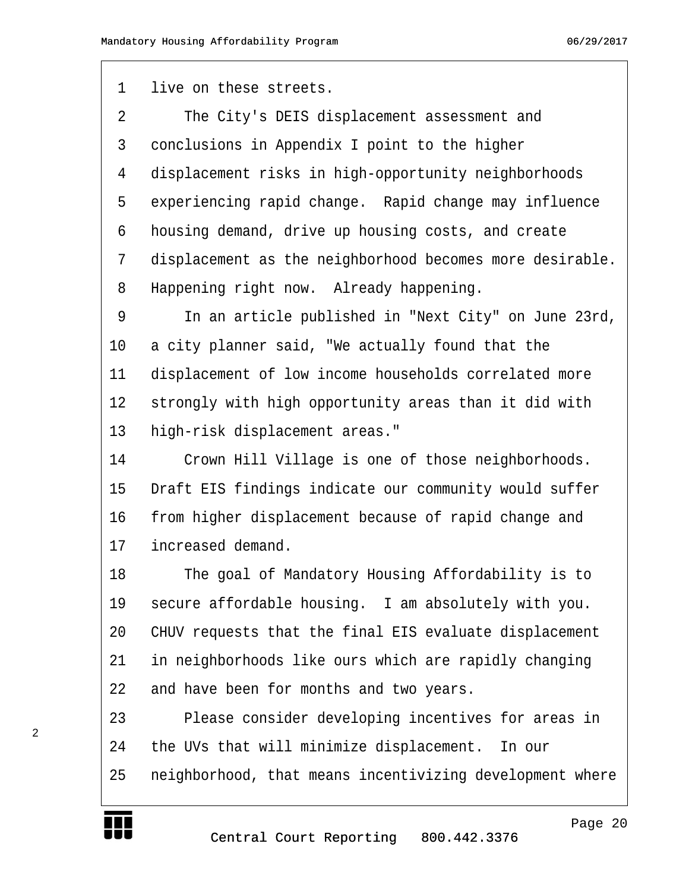live on these streets.

The City's DEIS displacement assessment and conclusions in Appendix I point to the higher displacement risks in high-opportunity neighborhoods experiencing rapid change. Rapid change may influence housing demand, drive up housing costs, and create displacement as the neighborhood becomes more desirable. Happening right now. Already happening.

In an article published in "Next City" on June 23rd, a city planner said, "We actually found that the displacement of low income households correlated more strongly with high opportunity areas than it did with high-risk displacement areas."

Crown Hill Village is one of those neighborhoods. Draft EIS findings indicate our community would suffer from higher displacement because of rapid change and increased demand.

The goal of Mandatory Housing Affordability is to secure affordable housing. I am absolutely with you. CHUV requests that the final EIS evaluate displacement in neighborhoods like ours which are rapidly changing and have been for months and two years.

Please consider developing incentives for areas in the UVs that will minimize displacement. In our neighborhood, that means incentivizing development where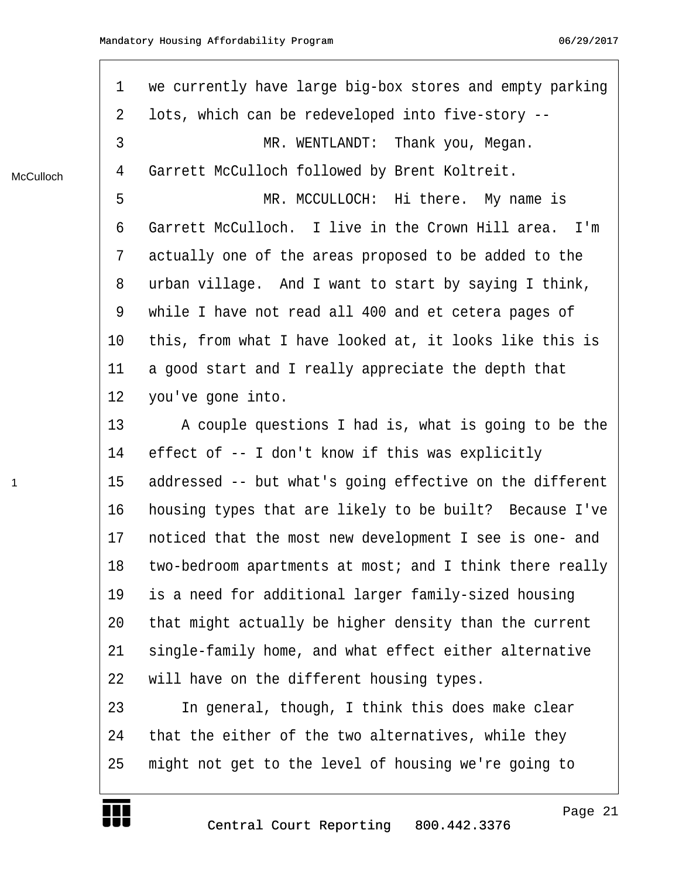we currently have large big-box stores and empty parking lots, which can be redeveloped into five-story --

MR. WENTLANDT: Thank you, Megan. Garrett McCulloch followed by Brent Koltreit.

MR. MCCULLOCH: Hi there. My name is Garrett McCulloch. I live in the Crown Hill area. I'm actually one of the areas proposed to be added to the urban village. And I want to start by saying I think, while I have not read all 400 and et cetera pages of this, from what I have looked at, it looks like this is a good start and I really appreciate the depth that you've gone into.

A couple questions I had is, what is going to be the effect of -- I don't know if this was explicitly addressed -- but what's going effective on the different housing types that are likely to be built? Because I've noticed that the most new development I see is one- and two-bedroom apartments at most; and I think there really is a need for additional larger family-sized housing that might actually be higher density than the current single-family home, and what effect either alternative will have on the different housing types.

In general, though, I think this does make clear that the either of the two alternatives, while they might not get to the level of housing we're going to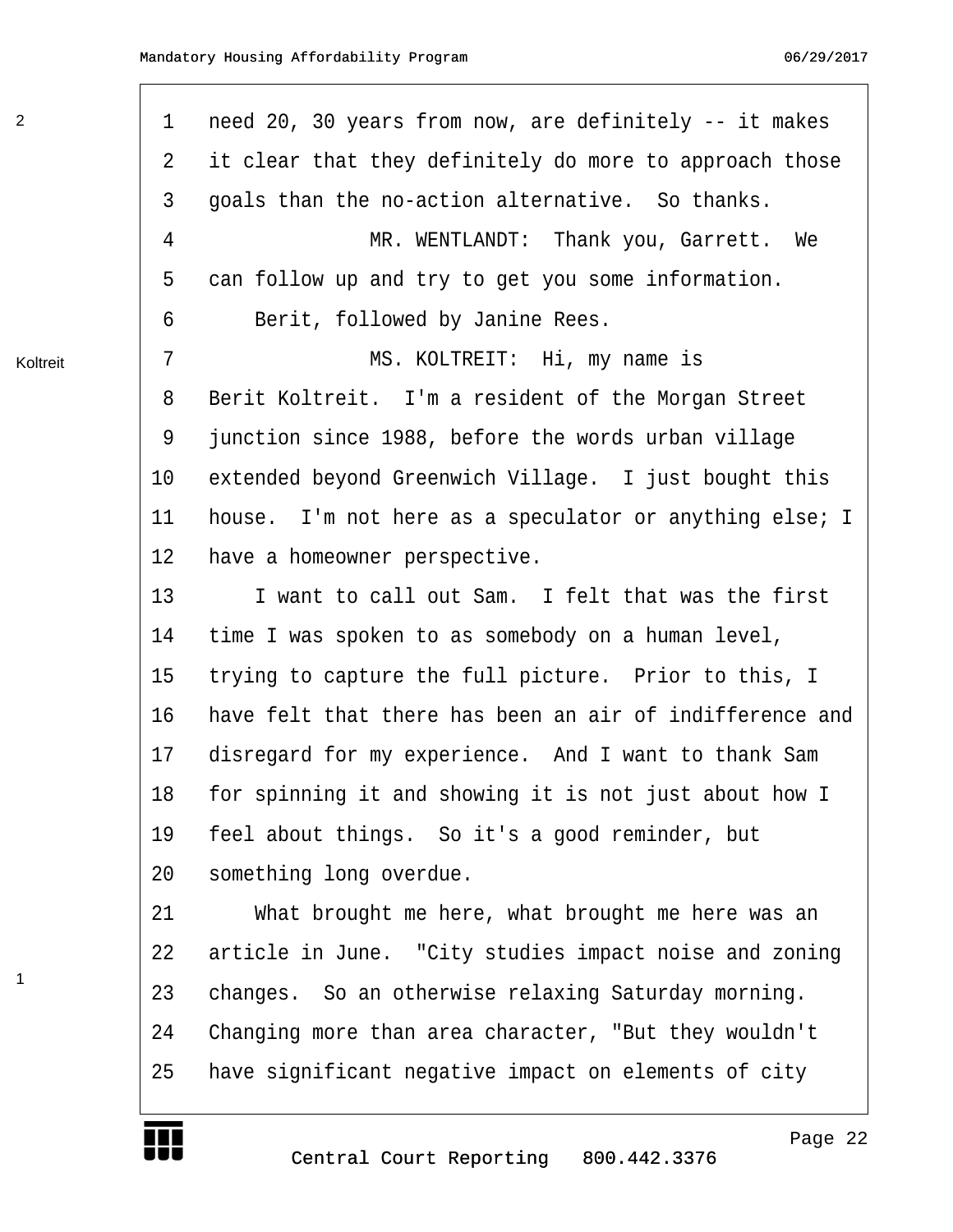need 20, 30 years from now, are definitely -- it makes it clear that they definitely do more to approach those goals than the no-action alternative. So thanks.

MR. WENTLANDT: Thank you, Garrett. We can follow up and try to get you some information.

Berit, followed by Janine Rees.

MS. KOLTREIT: Hi, my name is Berit Koltreit. I'm a resident of the Morgan Street junction since 1988, before the words urban village extended beyond Greenwich Village. I just bought this house. I'm not here as a speculator or anything else; I have a homeowner perspective.

I want to call out Sam. I felt that was the first time I was spoken to as somebody on a human level, trying to capture the full picture. Prior to this, I have felt that there has been an air of indifference and disregard for my experience. And I want to thank Sam for spinning it and showing it is not just about how I feel about things. So it's a good reminder, but something long overdue.

What brought me here, what brought me here was an article in June. "City studies impact noise and zoning changes. So an otherwise relaxing Saturday morning. Changing more than area character, "But they wouldn't have significant negative impact on elements of city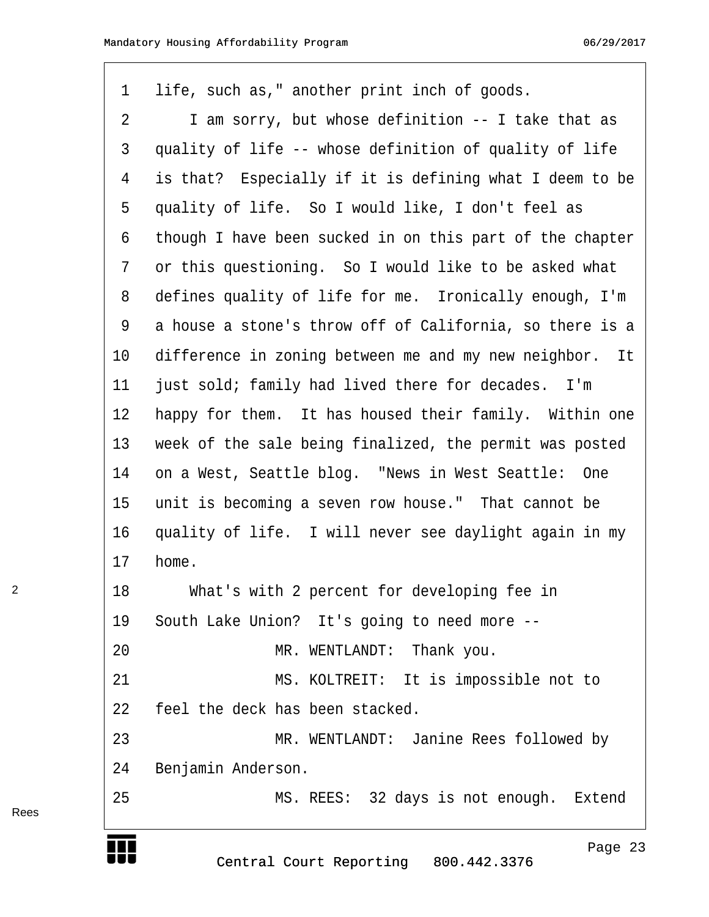life, such as," another print inch of goods.

I am sorry, but whose definition -- I take that as quality of life -- whose definition of quality of life is that? Especially if it is defining what I deem to be quality of life. So I would like, I don't feel as though I have been sucked in on this part of the chapter or this questioning. So I would like to be asked what defines quality of life for me. Ironically enough, I'm a house a stone's throw off of California, so there is a difference in zoning between me and my new neighbor. It just sold; family had lived there for decades. I'm happy for them. It has housed their family. Within one week of the sale being finalized, the permit was posted on a West, Seattle blog. "News in West Seattle: One unit is becoming a seven row house." That cannot be quality of life. I will never see daylight again in my home.

What's with 2 percent for developing fee in South Lake Union? It's going to need more --

MR. WENTLANDT: Thank you.

MS. KOLTREIT: It is impossible not to feel the deck has been stacked.

MR. WENTLANDT: Janine Rees followed by Benjamin Anderson.

MS. REES: 32 days is not enough. Extend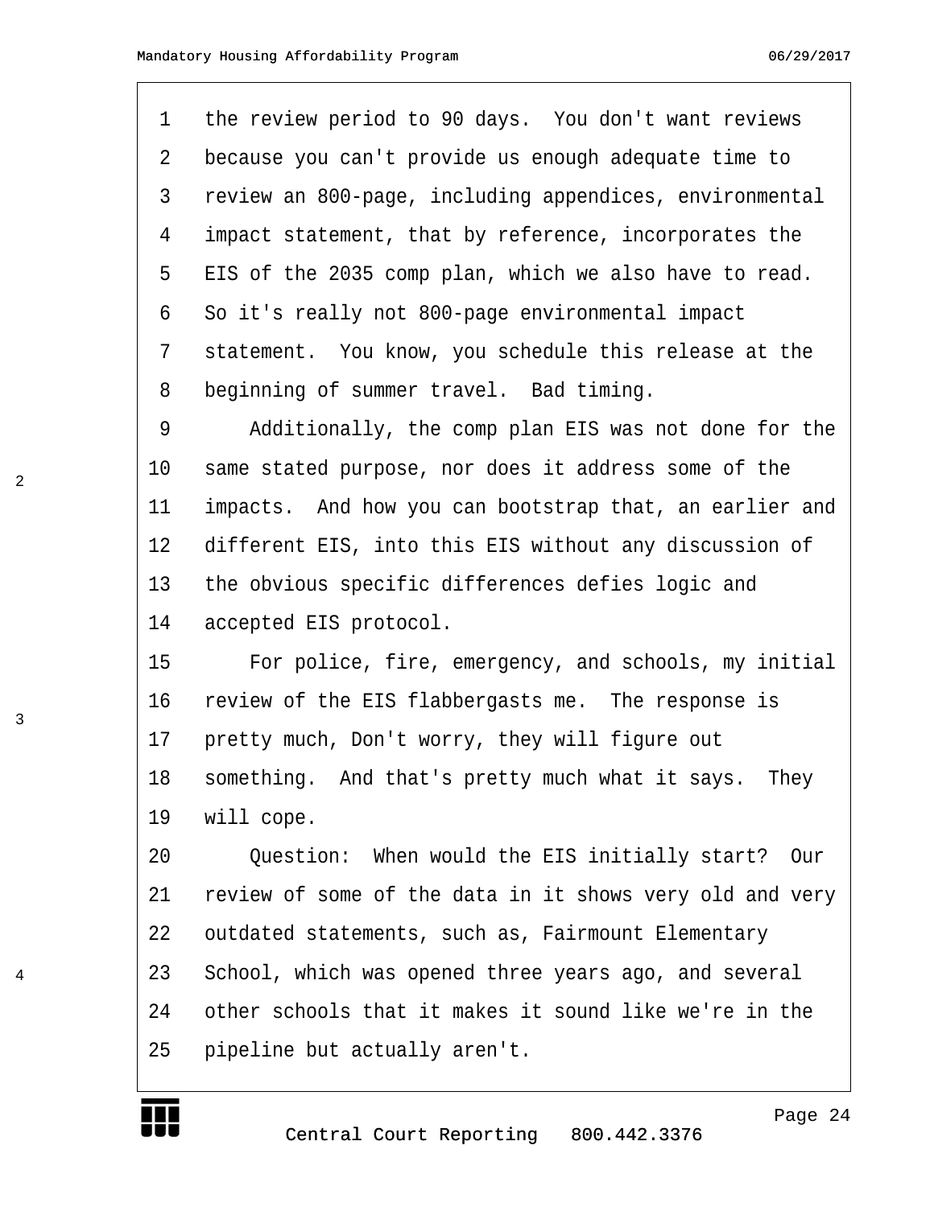the review period to 90 days. You don't want reviews because you can't provide us enough adequate time to review an 800-page, including appendices, environmental impact statement, that by reference, incorporates the EIS of the 2035 comp plan, which we also have to read. So it's really not 800-page environmental impact statement. You know, you schedule this release at the beginning of summer travel. Bad timing.

Additionally, the comp plan EIS was not done for the same stated purpose, nor does it address some of the impacts. And how you can bootstrap that, an earlier and different EIS, into this EIS without any discussion of the obvious specific differences defies logic and accepted EIS protocol.

For police, fire, emergency, and schools, my initial review of the EIS flabbergasts me. The response is pretty much, Don't worry, they will figure out something. And that's pretty much what it says. They will cope.

Question: When would the EIS initially start? Our review of some of the data in it shows very old and very outdated statements, such as, Fairmount Elementary School, which was opened three years ago, and several other schools that it makes it sound like we're in the pipeline but actually aren't.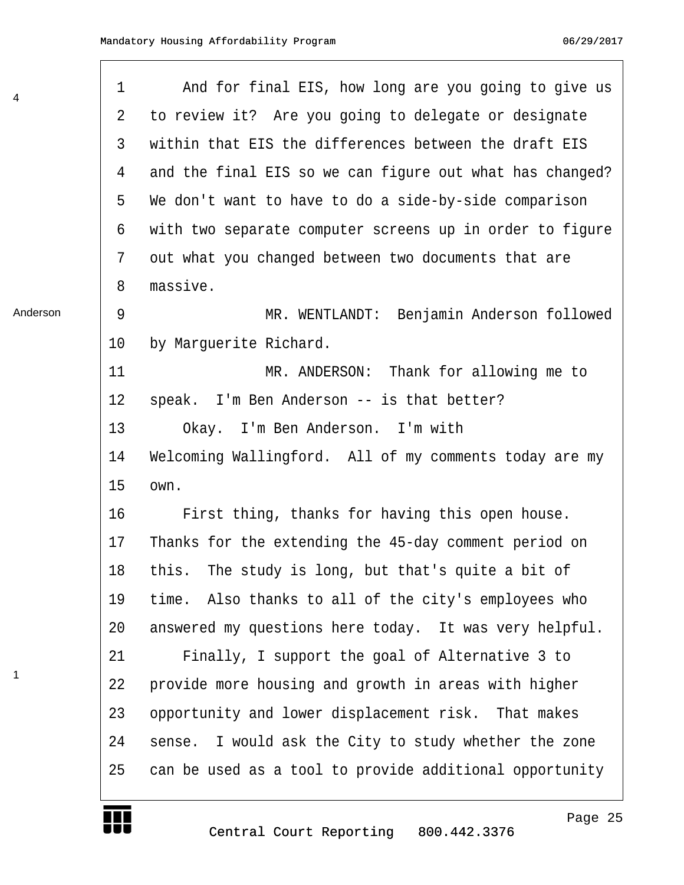And for final EIS, how long are you going to give us to review it? Are you going to delegate or designate within that EIS the differences between the draft EIS and the final EIS so we can figure out what has changed? We don't want to have to do a side-by-side comparison with two separate computer screens up in order to figure out what you changed between two documents that are massive.

MR. WENTLANDT: Benjamin Anderson followed by Marguerite Richard.

MR. ANDERSON: Thank for allowing me to speak. I'm Ben Anderson -- is that better?

Okay. I'm Ben Anderson. I'm with Welcoming Wallingford. All of my comments today are my own.

First thing, thanks for having this open house. Thanks for the extending the 45-day comment period on this. The study is long, but that's quite a bit of time. Also thanks to all of the city's employees who answered my questions here today. It was very helpful.

Finally, I support the goal of Alternative 3 to provide more housing and growth in areas with higher opportunity and lower displacement risk. That makes sense. I would ask the City to study whether the zone can be used as a tool to provide additional opportunity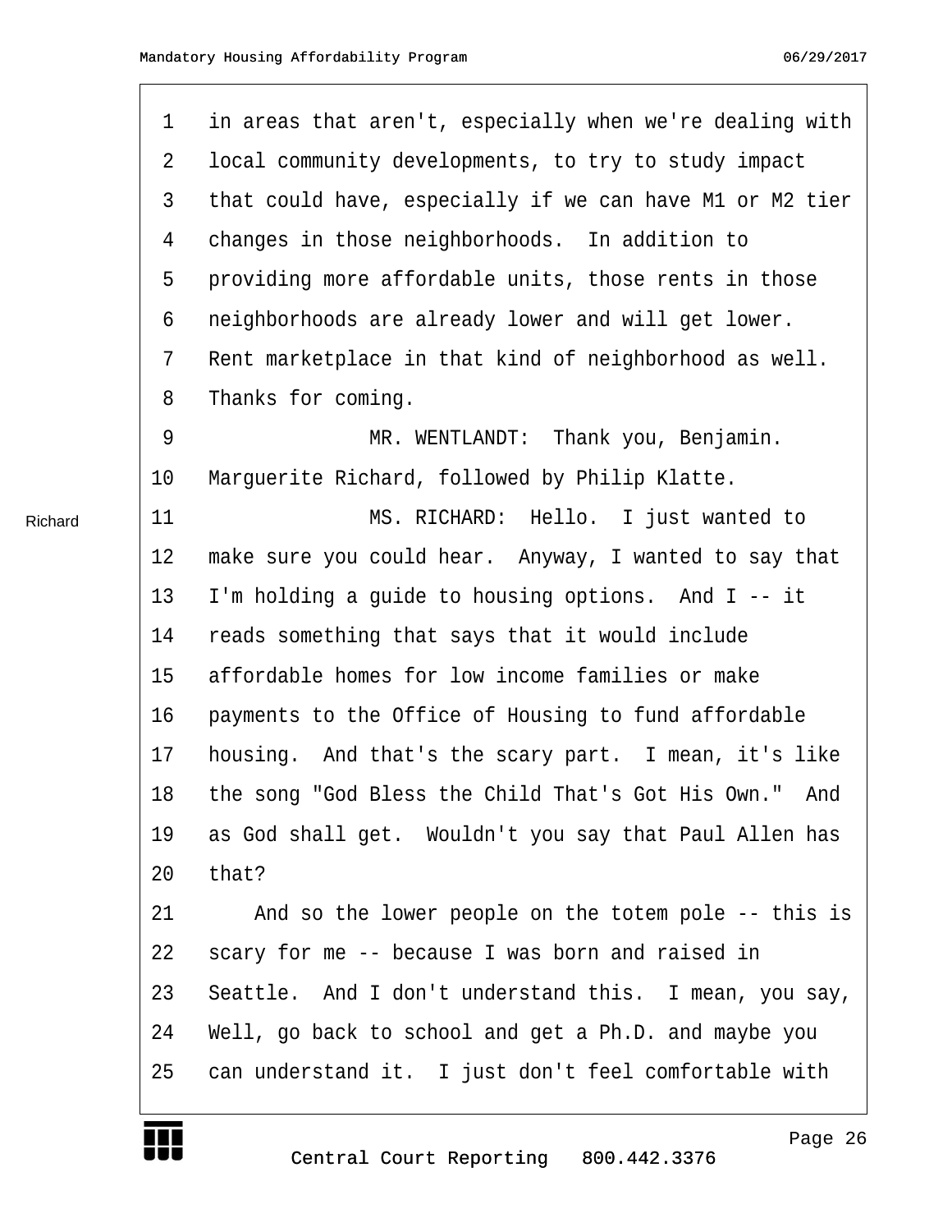in areas that aren't, especially when we're dealing with local community developments, to try to study impact that could have, especially if we can have M1 or M2 tier changes in those neighborhoods. In addition to providing more affordable units, those rents in those neighborhoods are already lower and will get lower. Rent marketplace in that kind of neighborhood as well. Thanks for coming.

MR. WENTLANDT: Thank you, Benjamin. Marguerite Richard, followed by Philip Klatte.

MS. RICHARD: Hello. I just wanted to make sure you could hear. Anyway, I wanted to say that I'm holding a guide to housing options. And I -- it reads something that says that it would include affordable homes for low income families or make payments to the Office of Housing to fund affordable housing. And that's the scary part. I mean, it's like the song "God Bless the Child That's Got His Own." And as God shall get. Wouldn't you say that Paul Allen has that?

And so the lower people on the totem pole -- this is scary for me -- because I was born and raised in Seattle. And I don't understand this. I mean, you say, Well, go back to school and get a Ph.D. and maybe you can understand it. I just don't feel comfortable with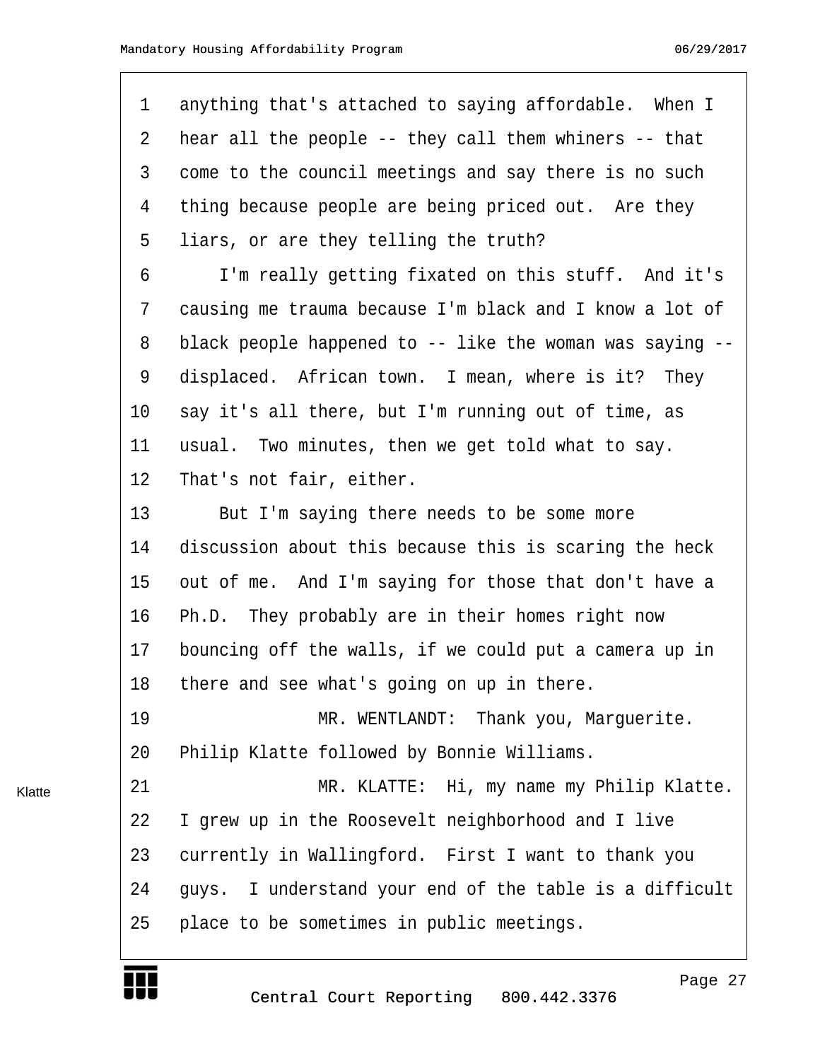anything that's attached to saying affordable. When I hear all the people -- they call them whiners -- that come to the council meetings and say there is no such thing because people are being priced out. Are they liars, or are they telling the truth?

I'm really getting fixated on this stuff. And it's causing me trauma because I'm black and I know a lot of black people happened to -- like the woman was saying -- displaced. African town. I mean, where is it? They say it's all there, but I'm running out of time, as usual. Two minutes, then we get told what to say. That's not fair, either.

But I'm saying there needs to be some more discussion about this because this is scaring the heck out of me. And I'm saying for those that don't have a Ph.D. They probably are in their homes right now bouncing off the walls, if we could put a camera up in there and see what's going on up in there.

MR. WENTLANDT: Thank you, Marguerite. Philip Klatte followed by Bonnie Williams.

MR. KLATTE: Hi, my name my Philip Klatte. I grew up in the Roosevelt neighborhood and I live currently in Wallingford. First I want to thank you guys. I understand your end of the table is a difficult place to be sometimes in public meetings.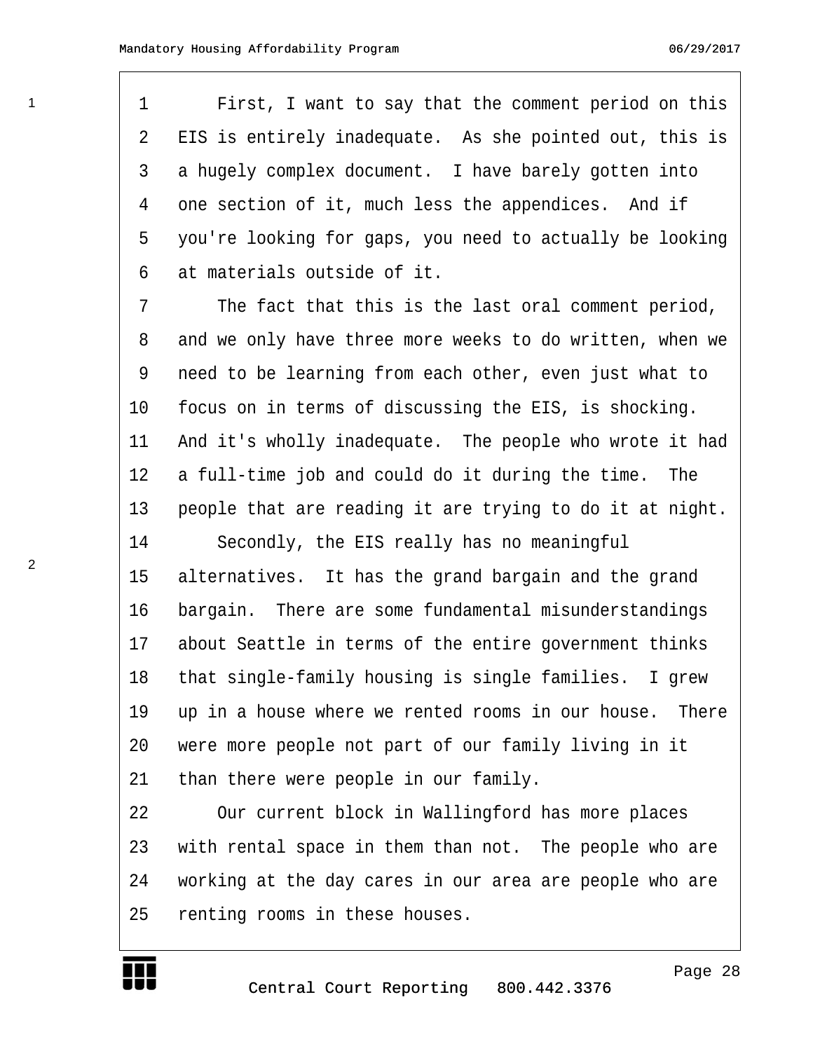First, I want to say that the comment period on this EIS is entirely inadequate. As she pointed out, this is a hugely complex document. I have barely gotten into one section of it, much less the appendices. And if you're looking for gaps, you need to actually be looking at materials outside of it.

The fact that this is the last oral comment period, and we only have three more weeks to do written, when we need to be learning from each other, even just what to focus on in terms of discussing the EIS, is shocking. And it's wholly inadequate. The people who wrote it had a full-time job and could do it during the time. The people that are reading it are trying to do it at night.

Secondly, the EIS really has no meaningful alternatives. It has the grand bargain and the grand bargain. There are some fundamental misunderstandings about Seattle in terms of the entire government thinks that single-family housing is single families. I grew up in a house where we rented rooms in our house. There were more people not part of our family living in it than there were people in our family.

Our current block in Wallingford has more places with rental space in them than not. The people who are working at the day cares in our area are people who are renting rooms in these houses.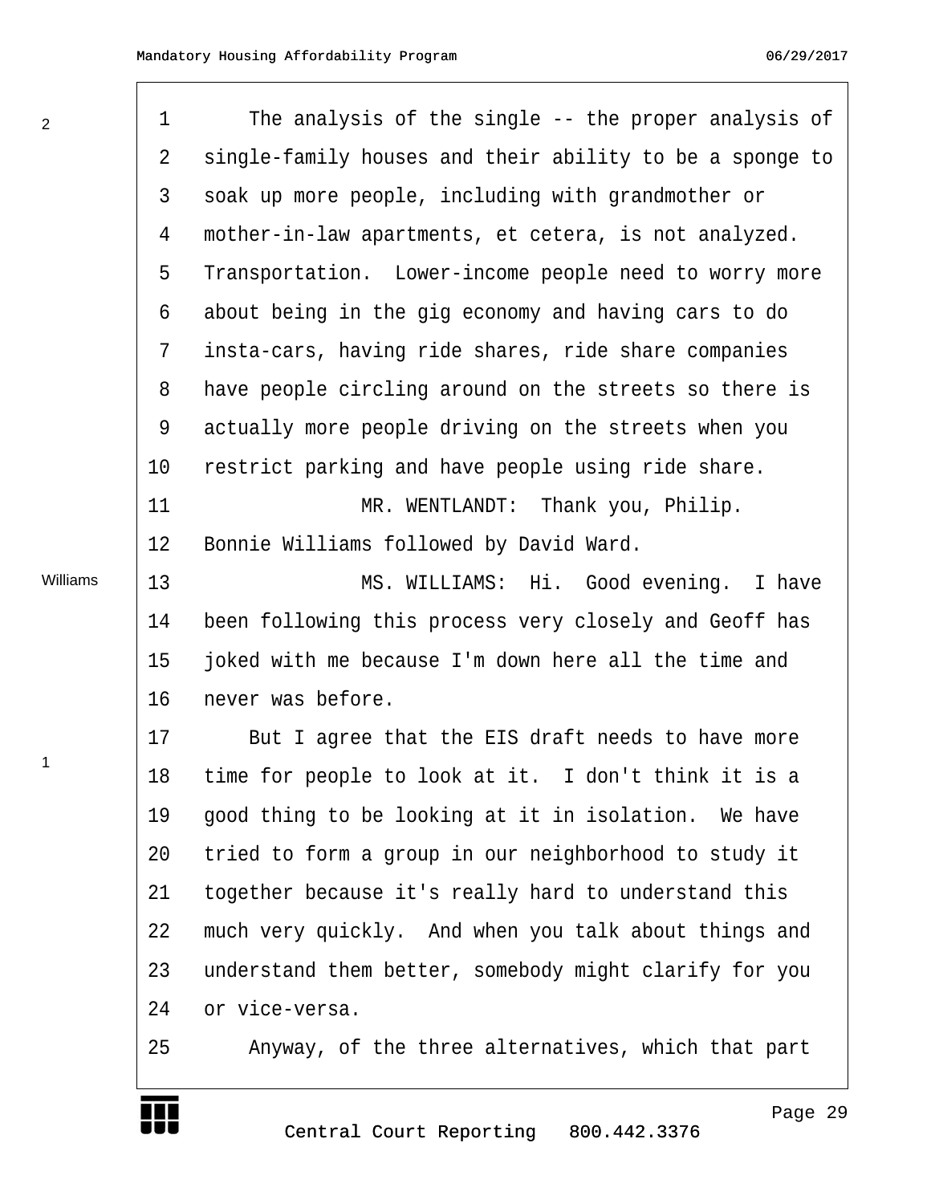1 The analysis of the single -- the proper analysis of
2 single-family houses and their ability to be a sponge to
3 soak up more people, including with grandmother or
4 mother-in-law apartments, et cetera, is not analyzed.
5 Transportation. Lower-income people need to worry more
6 about being in the gig economy and having cars to do
7 insta-cars, having ride shares, ride share companies
8 have people circling around on the streets so there is
9 actually more people driving on the streets when you
10 restrict parking and have people using ride share.
11 MR. WENTLANDT: Thank you, Philip.
12 Bonnie Williams followed by David Ward.
13 MS. WILLIAMS: Hi. Good evening. I have
14 been following this process very closely and Geoff has
15 joked with me because I'm down here all the time and
16 never was before.
17 But I agree that the EIS draft needs to have more
18 time for people to look at it. I don't think it is a
19 good thing to be looking at it in isolation. We have
20 tried to form a group in our neighborhood to study it
21 together because it's really hard to understand this
22 much very quickly. And when you talk about things and
23 understand them better, somebody might clarify for you
24 or vice-versa.
25 Anyway, of the three alternatives, which that part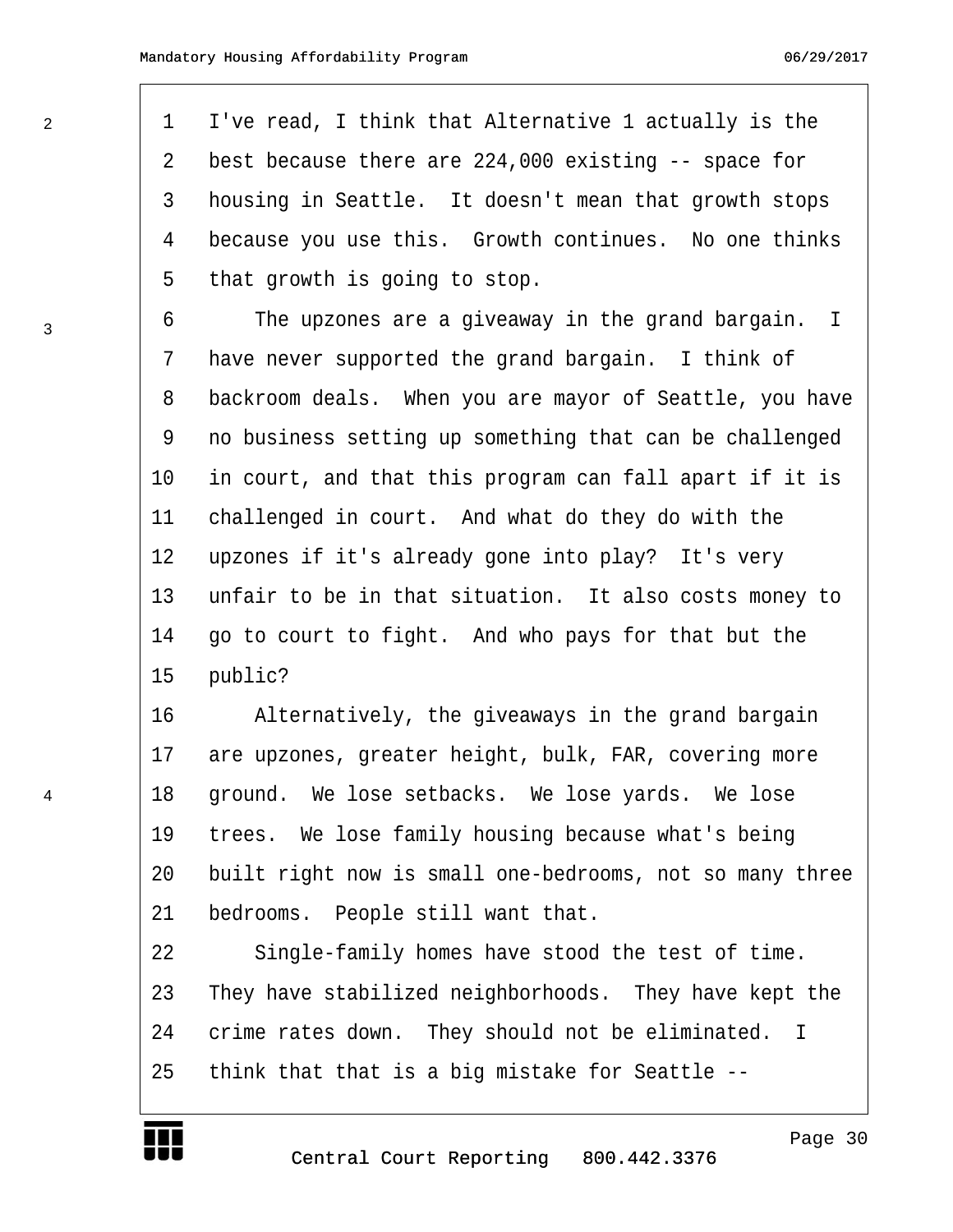I've read, I think that Alternative 1 actually is the best because there are 224,000 existing -- space for housing in Seattle. It doesn't mean that growth stops because you use this. Growth continues. No one thinks that growth is going to stop.

The upzones are a giveaway in the grand bargain. I have never supported the grand bargain. I think of backroom deals. When you are mayor of Seattle, you have no business setting up something that can be challenged in court, and that this program can fall apart if it is challenged in court. And what do they do with the upzones if it's already gone into play? It's very unfair to be in that situation. It also costs money to go to court to fight. And who pays for that but the public?

Alternatively, the giveaways in the grand bargain are upzones, greater height, bulk, FAR, covering more ground. We lose setbacks. We lose yards. We lose trees. We lose family housing because what's being built right now is small one-bedrooms, not so many three bedrooms. People still want that.

Single-family homes have stood the test of time. They have stabilized neighborhoods. They have kept the crime rates down. They should not be eliminated. I think that that is a big mistake for Seattle --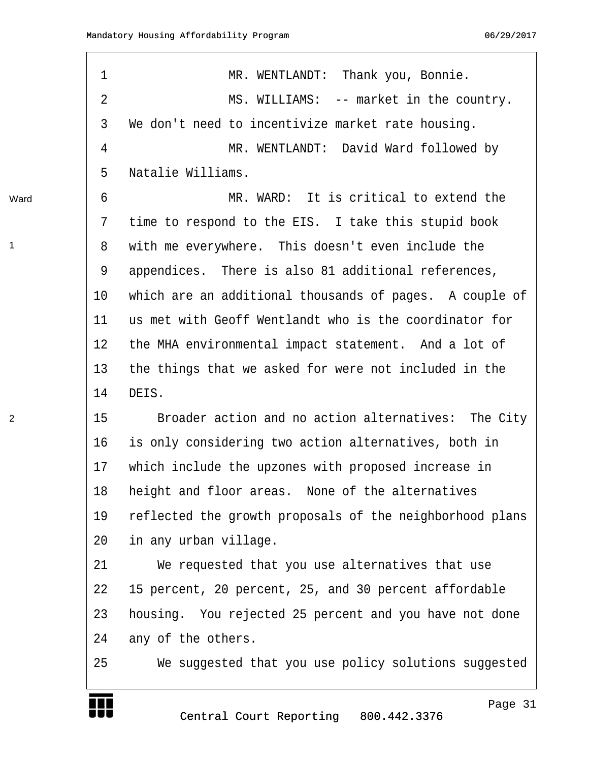MR. WENTLANDT: Thank you, Bonnie.

MS. WILLIAMS: -- market in the country. We don't need to incentivize market rate housing.

MR. WENTLANDT: David Ward followed by Natalie Williams.

Ward

MR. WARD: It is critical to extend the time to respond to the EIS. I take this stupid book with me everywhere. This doesn't even include the appendices. There is also 81 additional references, which are an additional thousands of pages. A couple of us met with Geoff Wentlandt who is the coordinator for the MHA environmental impact statement. And a lot of the things that we asked for were not included in the DEIS.

Broader action and no action alternatives: The City is only considering two action alternatives, both in which include the upzones with proposed increase in height and floor areas. None of the alternatives reflected the growth proposals of the neighborhood plans in any urban village.

We requested that you use alternatives that use 15 percent, 20 percent, 25, and 30 percent affordable housing. You rejected 25 percent and you have not done any of the others.

We suggested that you use policy solutions suggested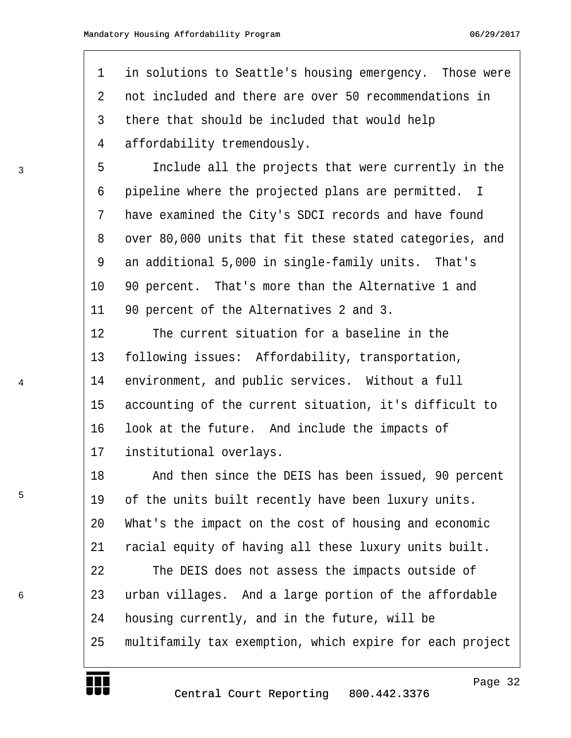in solutions to Seattle's housing emergency. Those were not included and there are over 50 recommendations in there that should be included that would help affordability tremendously.

3

Include all the projects that were currently in the pipeline where the projected plans are permitted. I have examined the City's SDCI records and have found over 80,000 units that fit these stated categories, and an additional 5,000 in single-family units. That's 90 percent. That's more than the Alternative 1 and 90 percent of the Alternatives 2 and 3.

4

The current situation for a baseline in the following issues: Affordability, transportation, environment, and public services. Without a full accounting of the current situation, it's difficult to look at the future. And include the impacts of institutional overlays.

5

And then since the DEIS has been issued, 90 percent of the units built recently have been luxury units. What's the impact on the cost of housing and economic racial equity of having all these luxury units built.

6

The DEIS does not assess the impacts outside of urban villages. And a large portion of the affordable housing currently, and in the future, will be multifamily tax exemption, which expire for each project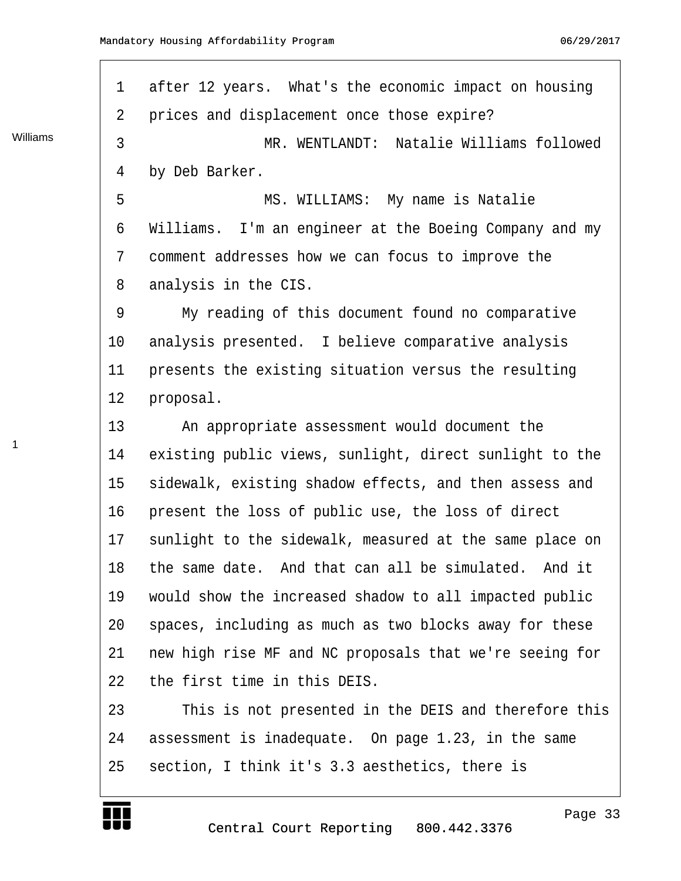after 12 years. What's the economic impact on housing prices and displacement once those expire?

MR. WENTLANDT: Natalie Williams followed by Deb Barker.

MS. WILLIAMS: My name is Natalie Williams. I'm an engineer at the Boeing Company and my comment addresses how we can focus to improve the analysis in the CIS.

My reading of this document found no comparative analysis presented. I believe comparative analysis presents the existing situation versus the resulting proposal.

An appropriate assessment would document the existing public views, sunlight, direct sunlight to the sidewalk, existing shadow effects, and then assess and present the loss of public use, the loss of direct sunlight to the sidewalk, measured at the same place on the same date. And that can all be simulated. And it would show the increased shadow to all impacted public spaces, including as much as two blocks away for these new high rise MF and NC proposals that we're seeing for the first time in this DEIS.

This is not presented in the DEIS and therefore this assessment is inadequate. On page 1.23, in the same section, I think it's 3.3 aesthetics, there is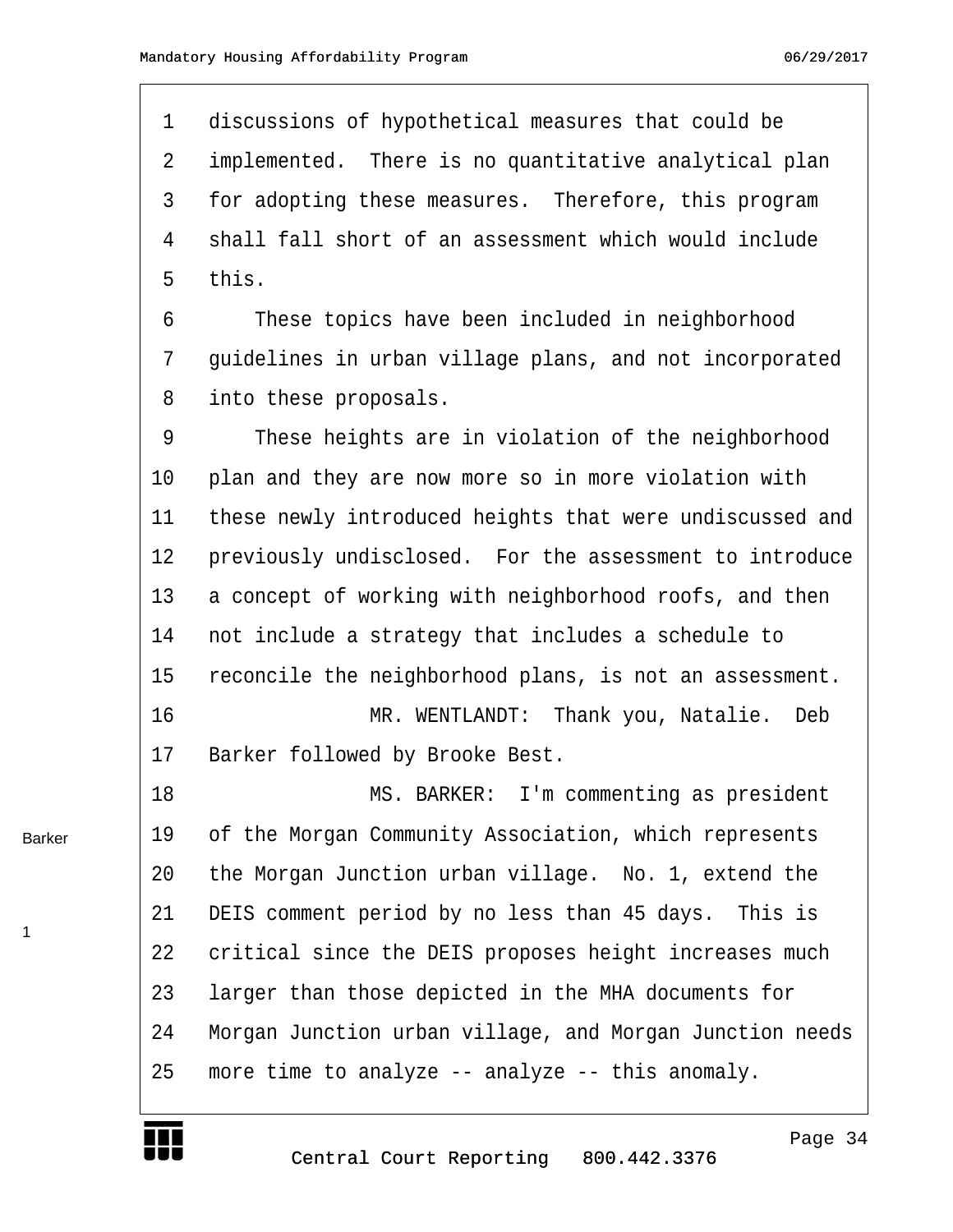discussions of hypothetical measures that could be implemented. There is no quantitative analytical plan for adopting these measures. Therefore, this program shall fall short of an assessment which would include this.

These topics have been included in neighborhood guidelines in urban village plans, and not incorporated into these proposals.

These heights are in violation of the neighborhood plan and they are now more so in more violation with these newly introduced heights that were undiscussed and previously undisclosed. For the assessment to introduce a concept of working with neighborhood roofs, and then not include a strategy that includes a schedule to reconcile the neighborhood plans, is not an assessment.

MR. WENTLANDT: Thank you, Natalie. Deb Barker followed by Brooke Best.

MS. BARKER: I'm commenting as president of the Morgan Community Association, which represents the Morgan Junction urban village. No. 1, extend the DEIS comment period by no less than 45 days. This is critical since the DEIS proposes height increases much larger than those depicted in the MHA documents for Morgan Junction urban village, and Morgan Junction needs more time to analyze -- analyze -- this anomaly.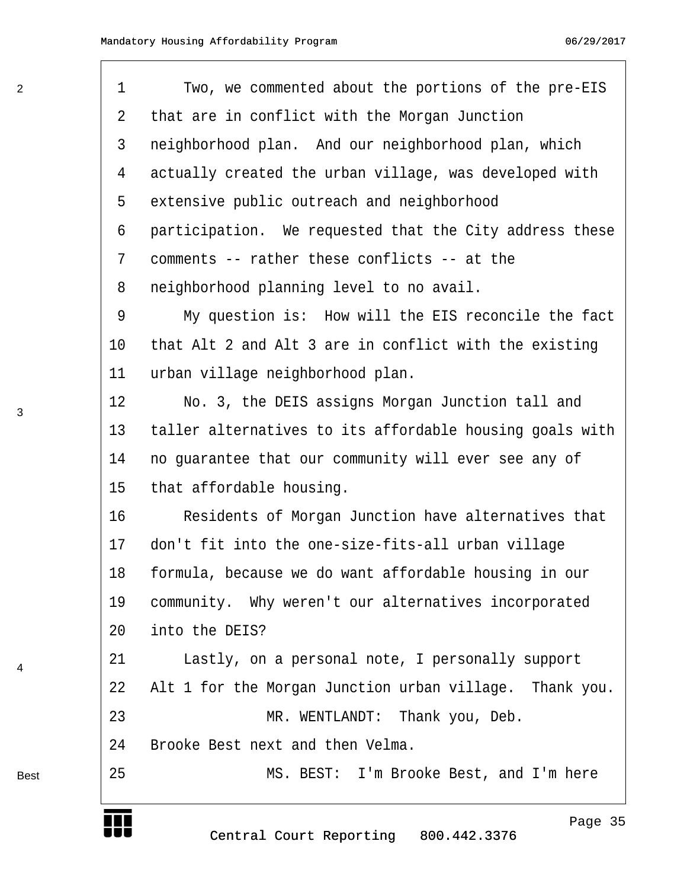Two, we commented about the portions of the pre-EIS that are in conflict with the Morgan Junction neighborhood plan. And our neighborhood plan, which actually created the urban village, was developed with extensive public outreach and neighborhood participation. We requested that the City address these comments -- rather these conflicts -- at the neighborhood planning level to no avail.

My question is: How will the EIS reconcile the fact that Alt 2 and Alt 3 are in conflict with the existing urban village neighborhood plan.

No. 3, the DEIS assigns Morgan Junction tall and taller alternatives to its affordable housing goals with no guarantee that our community will ever see any of that affordable housing.

Residents of Morgan Junction have alternatives that don't fit into the one-size-fits-all urban village formula, because we do want affordable housing in our community. Why weren't our alternatives incorporated into the DEIS?

Lastly, on a personal note, I personally support Alt 1 for the Morgan Junction urban village. Thank you.

MR. WENTLANDT: Thank you, Deb. Brooke Best next and then Velma.

MS. BEST: I'm Brooke Best, and I'm here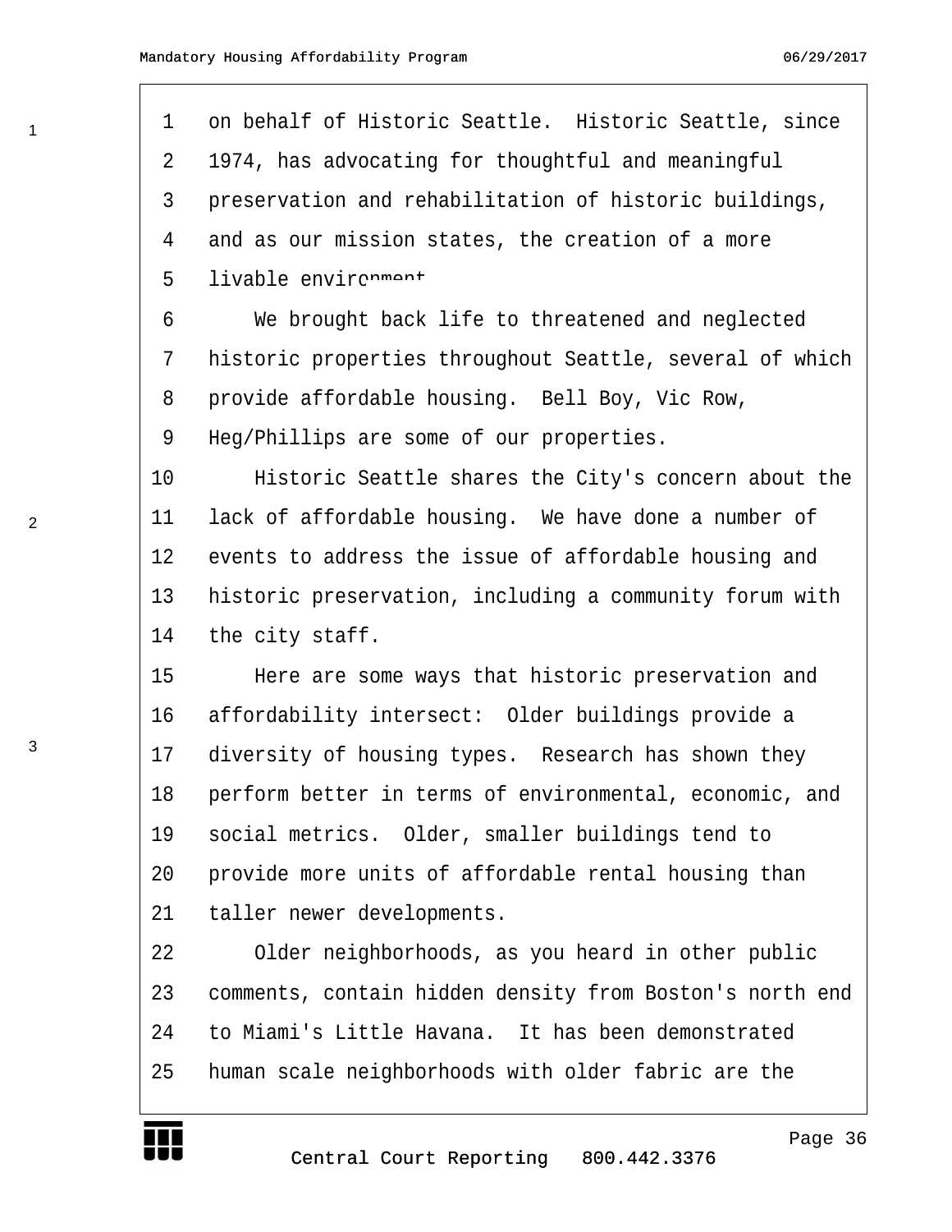on behalf of Historic Seattle. Historic Seattle, since 1974, has advocating for thoughtful and meaningful preservation and rehabilitation of historic buildings, and as our mission states, the creation of a more livable environment.

We brought back life to threatened and neglected historic properties throughout Seattle, several of which provide affordable housing. Bell Boy, Vic Row, Heg/Phillips are some of our properties.

Historic Seattle shares the City's concern about the lack of affordable housing. We have done a number of events to address the issue of affordable housing and historic preservation, including a community forum with the city staff.

Here are some ways that historic preservation and affordability intersect: Older buildings provide a diversity of housing types. Research has shown they perform better in terms of environmental, economic, and social metrics. Older, smaller buildings tend to provide more units of affordable rental housing than taller newer developments.

Older neighborhoods, as you heard in other public comments, contain hidden density from Boston's north end to Miami's Little Havana. It has been demonstrated human scale neighborhoods with older fabric are the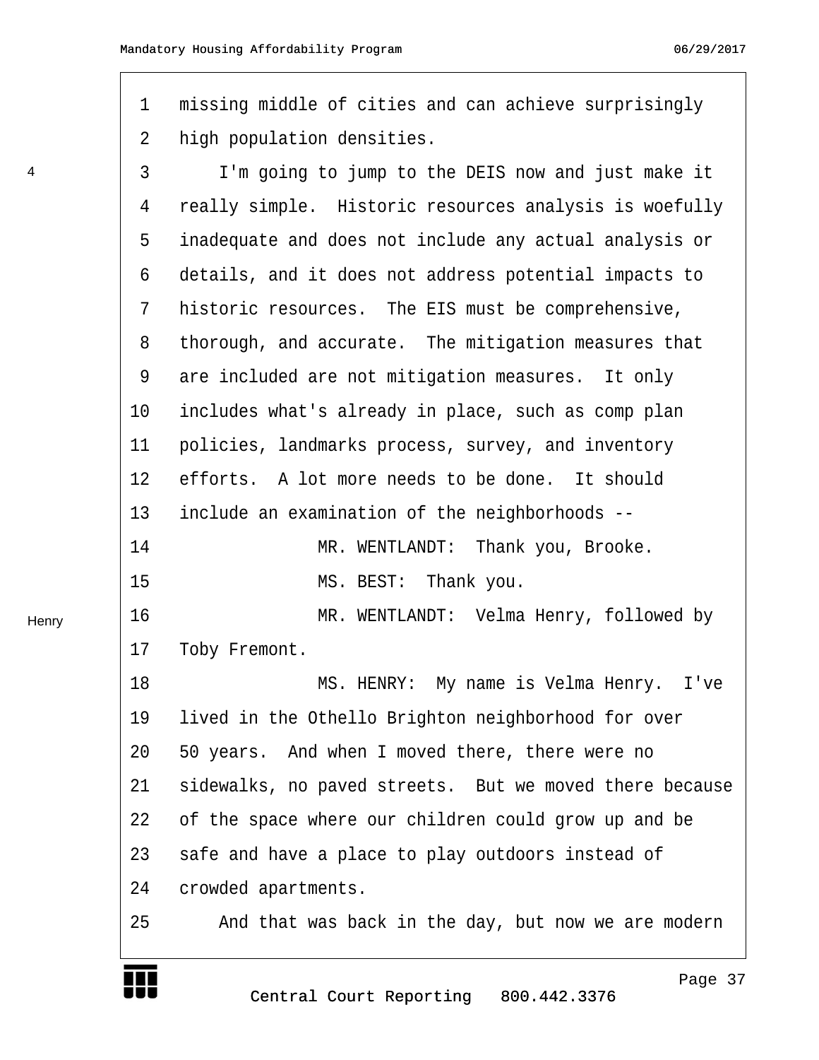missing middle of cities and can achieve surprisingly high population densities.

I'm going to jump to the DEIS now and just make it really simple. Historic resources analysis is woefully inadequate and does not include any actual analysis or details, and it does not address potential impacts to historic resources. The EIS must be comprehensive, thorough, and accurate. The mitigation measures that are included are not mitigation measures. It only includes what's already in place, such as comp plan policies, landmarks process, survey, and inventory efforts. A lot more needs to be done. It should include an examination of the neighborhoods --

MR. WENTLANDT: Thank you, Brooke.

MS. BEST: Thank you.

MR. WENTLANDT: Velma Henry, followed by Toby Fremont.

MS. HENRY: My name is Velma Henry. I've lived in the Othello Brighton neighborhood for over 50 years. And when I moved there, there were no sidewalks, no paved streets. But we moved there because of the space where our children could grow up and be safe and have a place to play outdoors instead of crowded apartments.

And that was back in the day, but now we are modern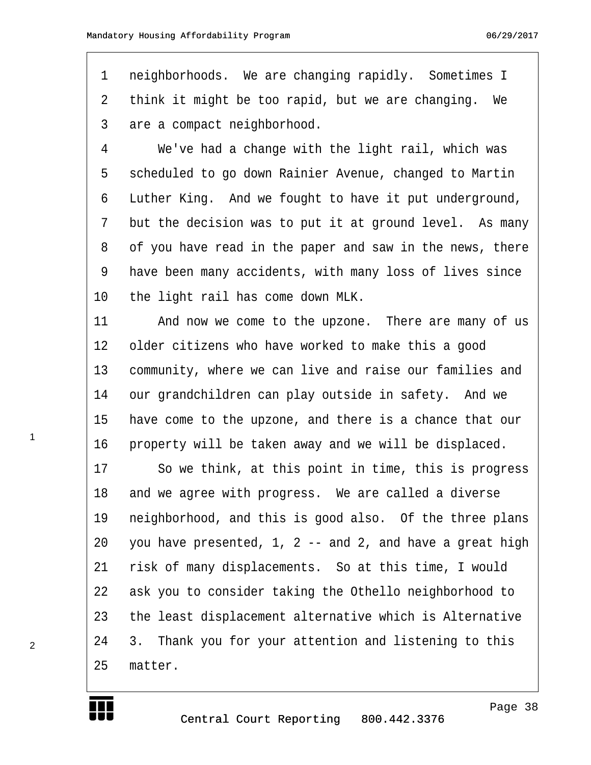neighborhoods. We are changing rapidly. Sometimes I think it might be too rapid, but we are changing. We are a compact neighborhood.

We've had a change with the light rail, which was scheduled to go down Rainier Avenue, changed to Martin Luther King. And we fought to have it put underground, but the decision was to put it at ground level. As many of you have read in the paper and saw in the news, there have been many accidents, with many loss of lives since the light rail has come down MLK.

And now we come to the upzone. There are many of us older citizens who have worked to make this a good community, where we can live and raise our families and our grandchildren can play outside in safety. And we have come to the upzone, and there is a chance that our property will be taken away and we will be displaced.

So we think, at this point in time, this is progress and we agree with progress. We are called a diverse neighborhood, and this is good also. Of the three plans you have presented, 1, 2 -- and 2, and have a great high risk of many displacements. So at this time, I would ask you to consider taking the Othello neighborhood to the least displacement alternative which is Alternative 3. Thank you for your attention and listening to this matter.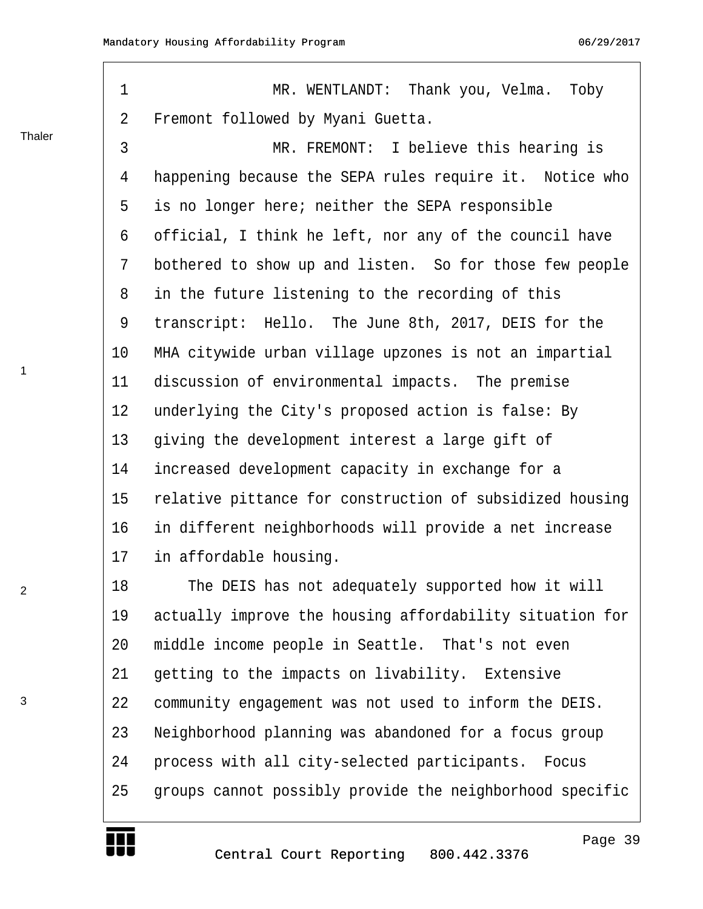MR. WENTLANDT: Thank you, Velma. Toby Fremont followed by Myani Guetta.

MR. FREMONT: I believe this hearing is happening because the SEPA rules require it. Notice who is no longer here; neither the SEPA responsible official, I think he left, nor any of the council have bothered to show up and listen. So for those few people in the future listening to the recording of this transcript: Hello. The June 8th, 2017, DEIS for the MHA citywide urban village upzones is not an impartial discussion of environmental impacts. The premise underlying the City's proposed action is false: By giving the development interest a large gift of increased development capacity in exchange for a relative pittance for construction of subsidized housing in different neighborhoods will provide a net increase in affordable housing.

The DEIS has not adequately supported how it will actually improve the housing affordability situation for middle income people in Seattle. That's not even getting to the impacts on livability. Extensive community engagement was not used to inform the DEIS. Neighborhood planning was abandoned for a focus group process with all city-selected participants. Focus groups cannot possibly provide the neighborhood specific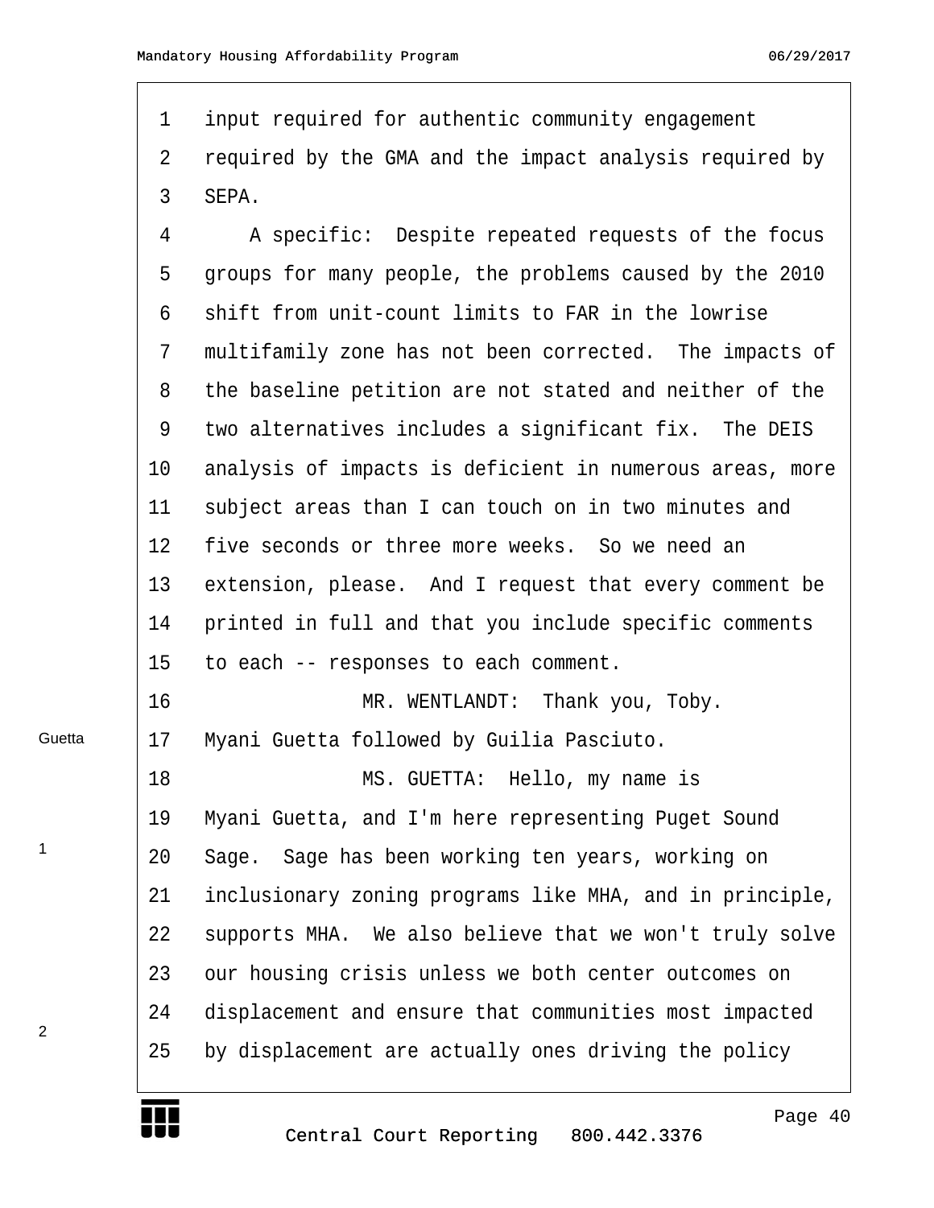input required for authentic community engagement required by the GMA and the impact analysis required by SEPA.

A specific: Despite repeated requests of the focus groups for many people, the problems caused by the 2010 shift from unit-count limits to FAR in the lowrise multifamily zone has not been corrected. The impacts of the baseline petition are not stated and neither of the two alternatives includes a significant fix. The DEIS analysis of impacts is deficient in numerous areas, more subject areas than I can touch on in two minutes and five seconds or three more weeks. So we need an extension, please. And I request that every comment be printed in full and that you include specific comments to each -- responses to each comment.

MR. WENTLANDT: Thank you, Toby. Myani Guetta followed by Guilia Pasciuto.

MS. GUETTA: Hello, my name is Myani Guetta, and I'm here representing Puget Sound Sage. Sage has been working ten years, working on inclusionary zoning programs like MHA, and in principle, supports MHA. We also believe that we won't truly solve our housing crisis unless we both center outcomes on displacement and ensure that communities most impacted by displacement are actually ones driving the policy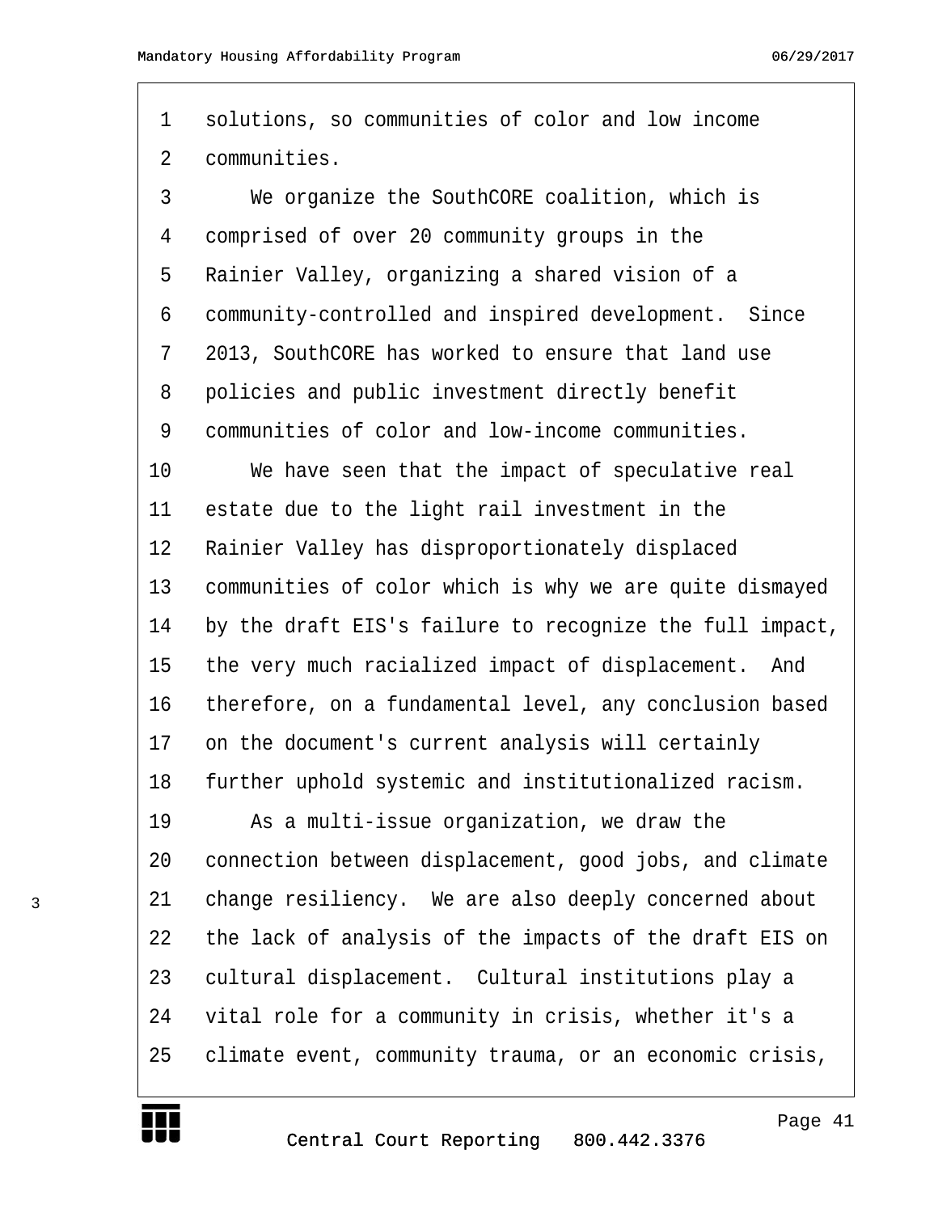solutions, so communities of color and low income communities.

We organize the SouthCORE coalition, which is comprised of over 20 community groups in the Rainier Valley, organizing a shared vision of a community-controlled and inspired development. Since 2013, SouthCORE has worked to ensure that land use policies and public investment directly benefit communities of color and low-income communities.

We have seen that the impact of speculative real estate due to the light rail investment in the Rainier Valley has disproportionately displaced communities of color which is why we are quite dismayed by the draft EIS's failure to recognize the full impact, the very much racialized impact of displacement. And therefore, on a fundamental level, any conclusion based on the document's current analysis will certainly further uphold systemic and institutionalized racism.

As a multi-issue organization, we draw the connection between displacement, good jobs, and climate change resiliency. We are also deeply concerned about the lack of analysis of the impacts of the draft EIS on cultural displacement. Cultural institutions play a vital role for a community in crisis, whether it's a climate event, community trauma, or an economic crisis,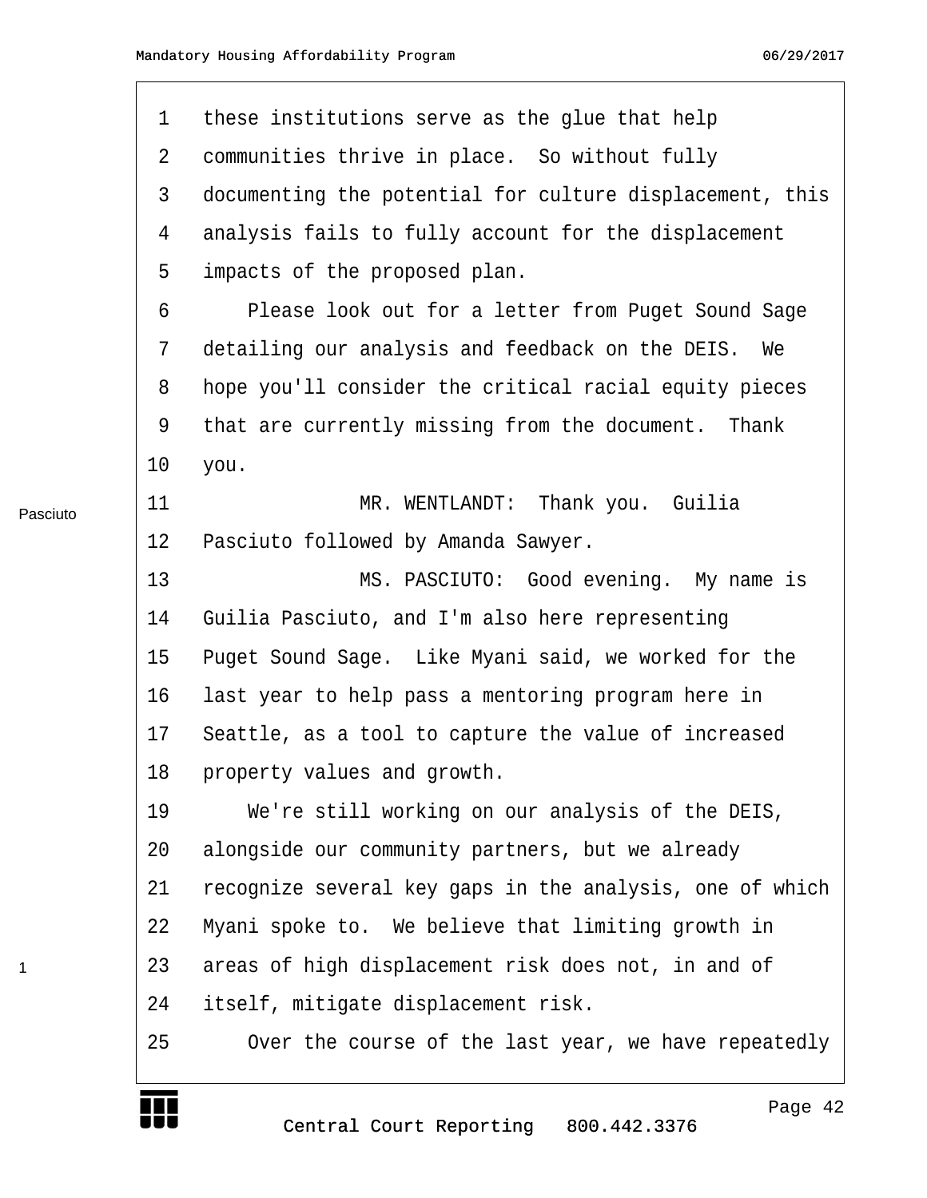these institutions serve as the glue that help communities thrive in place. So without fully documenting the potential for culture displacement, this analysis fails to fully account for the displacement impacts of the proposed plan.

Please look out for a letter from Puget Sound Sage detailing our analysis and feedback on the DEIS. We hope you'll consider the critical racial equity pieces that are currently missing from the document. Thank you.

MR. WENTLANDT: Thank you. Guilia Pasciuto followed by Amanda Sawyer.

MS. PASCIUTO: Good evening. My name is Guilia Pasciuto, and I'm also here representing Puget Sound Sage. Like Myani said, we worked for the last year to help pass a mentoring program here in Seattle, as a tool to capture the value of increased property values and growth.

We're still working on our analysis of the DEIS, alongside our community partners, but we already recognize several key gaps in the analysis, one of which Myani spoke to. We believe that limiting growth in areas of high displacement risk does not, in and of itself, mitigate displacement risk.

Over the course of the last year, we have repeatedly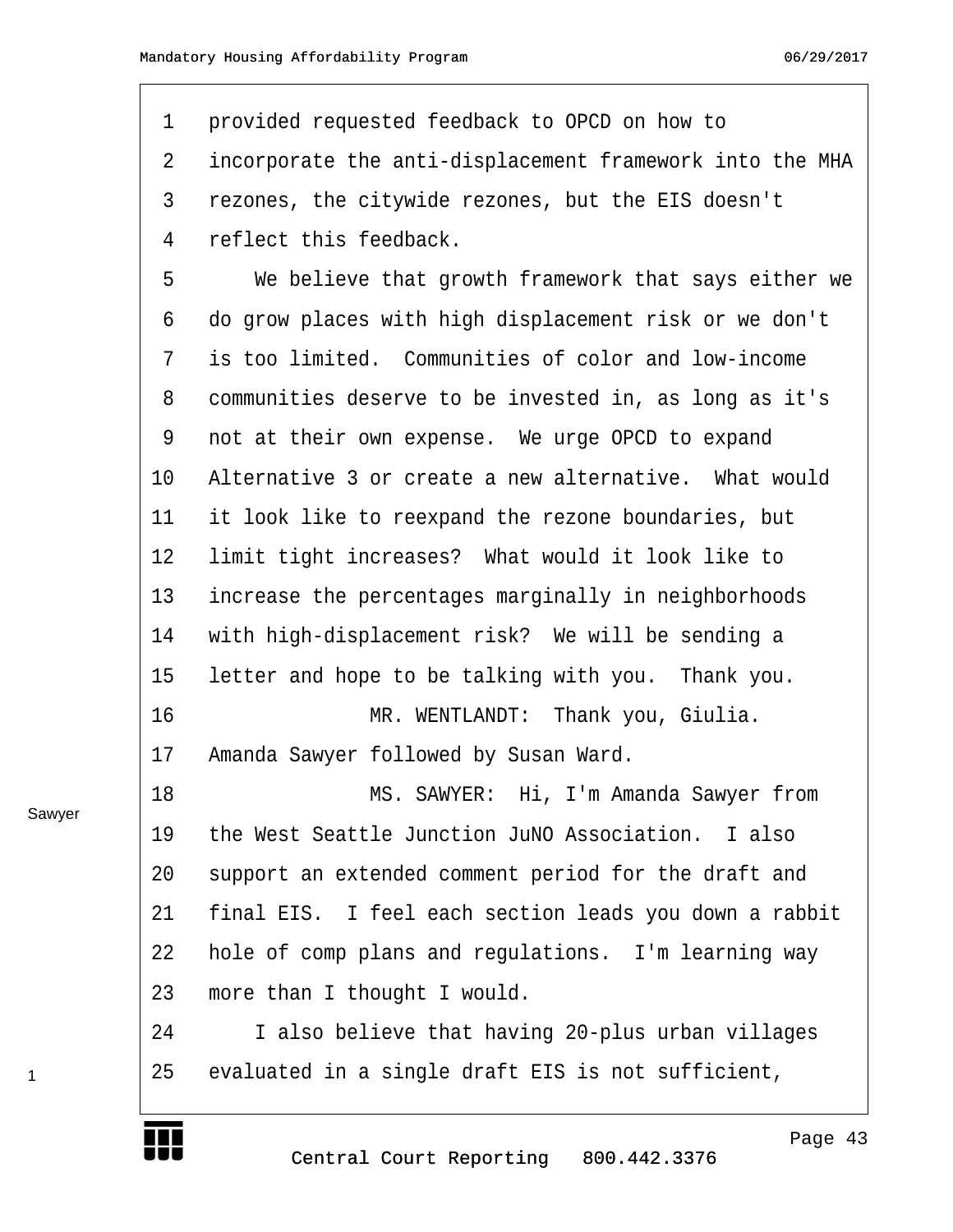provided requested feedback to OPCD on how to incorporate the anti-displacement framework into the MHA rezones, the citywide rezones, but the EIS doesn't reflect this feedback.

We believe that growth framework that says either we do grow places with high displacement risk or we don't is too limited. Communities of color and low-income communities deserve to be invested in, as long as it's not at their own expense. We urge OPCD to expand Alternative 3 or create a new alternative. What would it look like to reexpand the rezone boundaries, but limit tight increases? What would it look like to increase the percentages marginally in neighborhoods with high-displacement risk? We will be sending a letter and hope to be talking with you. Thank you.

MR. WENTLANDT: Thank you, Giulia. Amanda Sawyer followed by Susan Ward.

MS. SAWYER: Hi, I'm Amanda Sawyer from the West Seattle Junction JuNO Association. I also support an extended comment period for the draft and final EIS. I feel each section leads you down a rabbit hole of comp plans and regulations. I'm learning way more than I thought I would.

I also believe that having 20-plus urban villages evaluated in a single draft EIS is not sufficient,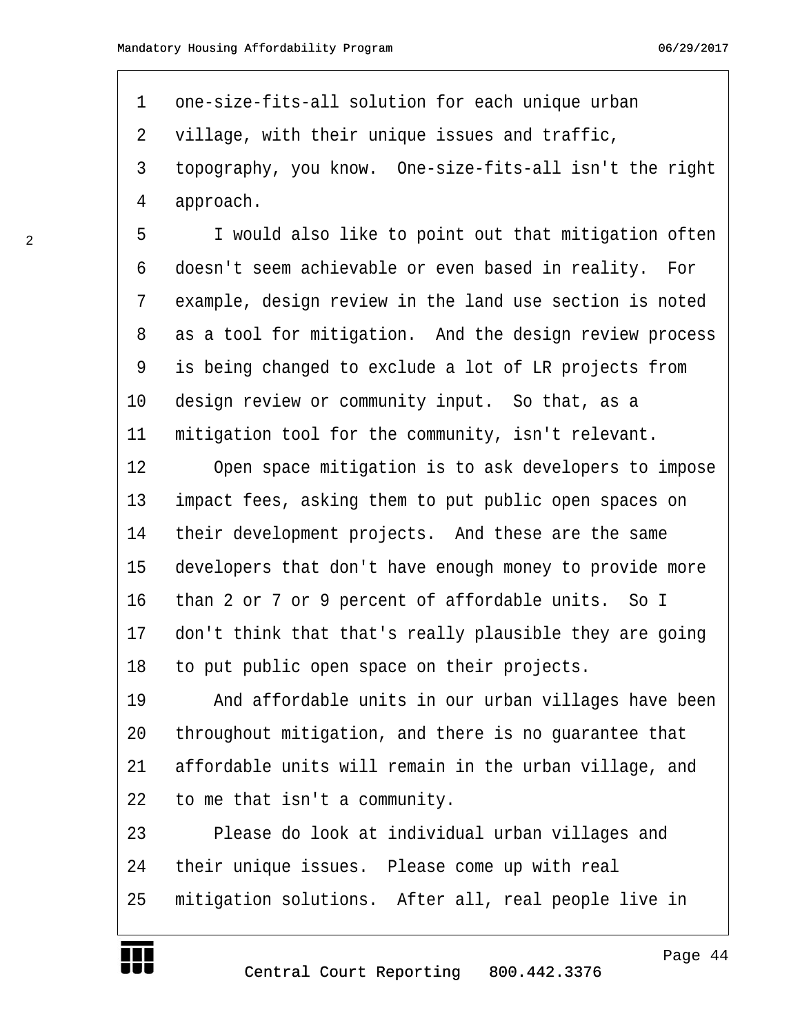one-size-fits-all solution for each unique urban village, with their unique issues and traffic, topography, you know. One-size-fits-all isn't the right approach.

I would also like to point out that mitigation often doesn't seem achievable or even based in reality. For example, design review in the land use section is noted as a tool for mitigation. And the design review process is being changed to exclude a lot of LR projects from design review or community input. So that, as a mitigation tool for the community, isn't relevant.

Open space mitigation is to ask developers to impose impact fees, asking them to put public open spaces on their development projects. And these are the same developers that don't have enough money to provide more than 2 or 7 or 9 percent of affordable units. So I don't think that that's really plausible they are going to put public open space on their projects.

And affordable units in our urban villages have been throughout mitigation, and there is no guarantee that affordable units will remain in the urban village, and to me that isn't a community.

Please do look at individual urban villages and their unique issues. Please come up with real mitigation solutions. After all, real people live in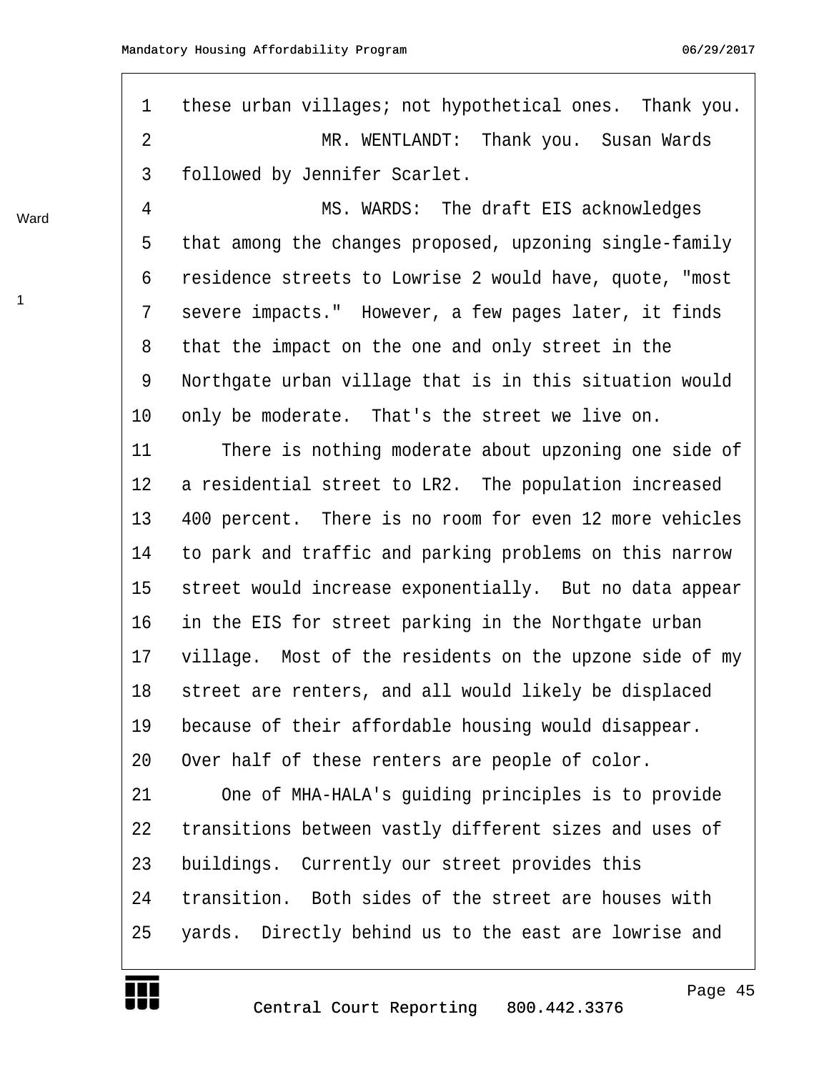these urban villages; not hypothetical ones. Thank you.

MR. WENTLANDT: Thank you. Susan Wards followed by Jennifer Scarlet.

MS. WARDS: The draft EIS acknowledges that among the changes proposed, upzoning single-family residence streets to Lowrise 2 would have, quote, "most severe impacts." However, a few pages later, it finds that the impact on the one and only street in the Northgate urban village that is in this situation would only be moderate. That's the street we live on.

There is nothing moderate about upzoning one side of a residential street to LR2. The population increased 400 percent. There is no room for even 12 more vehicles to park and traffic and parking problems on this narrow street would increase exponentially. But no data appear in the EIS for street parking in the Northgate urban village. Most of the residents on the upzone side of my street are renters, and all would likely be displaced because of their affordable housing would disappear. Over half of these renters are people of color.

One of MHA-HALA's guiding principles is to provide transitions between vastly different sizes and uses of buildings. Currently our street provides this transition. Both sides of the street are houses with yards. Directly behind us to the east are lowrise and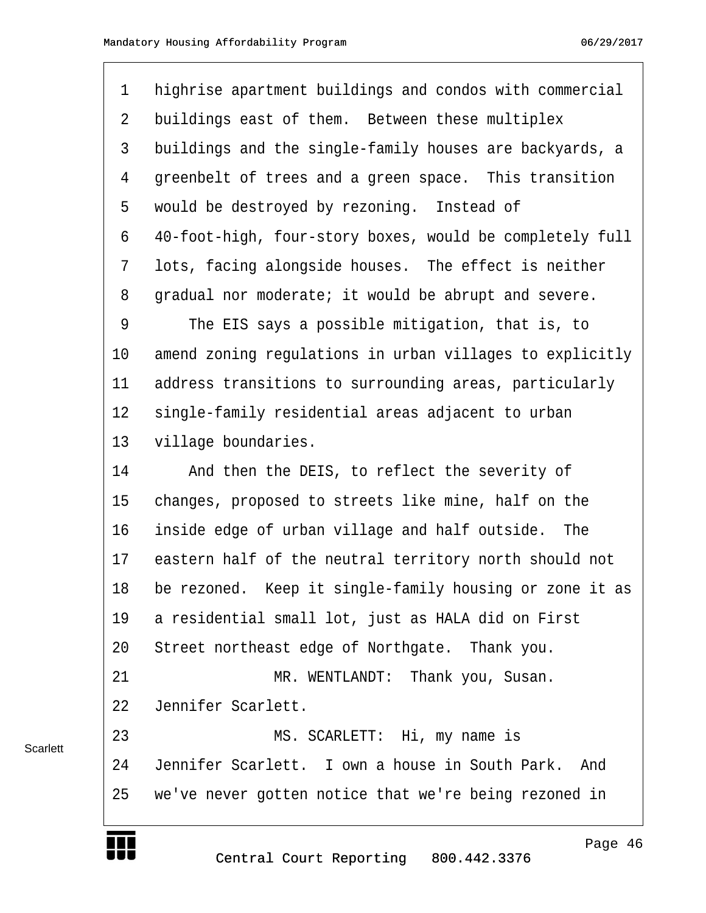highrise apartment buildings and condos with commercial buildings east of them. Between these multiplex buildings and the single-family houses are backyards, a greenbelt of trees and a green space. This transition would be destroyed by rezoning. Instead of 40-foot-high, four-story boxes, would be completely full lots, facing alongside houses. The effect is neither gradual nor moderate; it would be abrupt and severe.

The EIS says a possible mitigation, that is, to amend zoning regulations in urban villages to explicitly address transitions to surrounding areas, particularly single-family residential areas adjacent to urban village boundaries.

And then the DEIS, to reflect the severity of changes, proposed to streets like mine, half on the inside edge of urban village and half outside. The eastern half of the neutral territory north should not be rezoned. Keep it single-family housing or zone it as a residential small lot, just as HALA did on First Street northeast edge of Northgate. Thank you.

MR. WENTLANDT: Thank you, Susan. Jennifer Scarlett.

MS. SCARLETT: Hi, my name is Jennifer Scarlett. I own a house in South Park. And we've never gotten notice that we're being rezoned in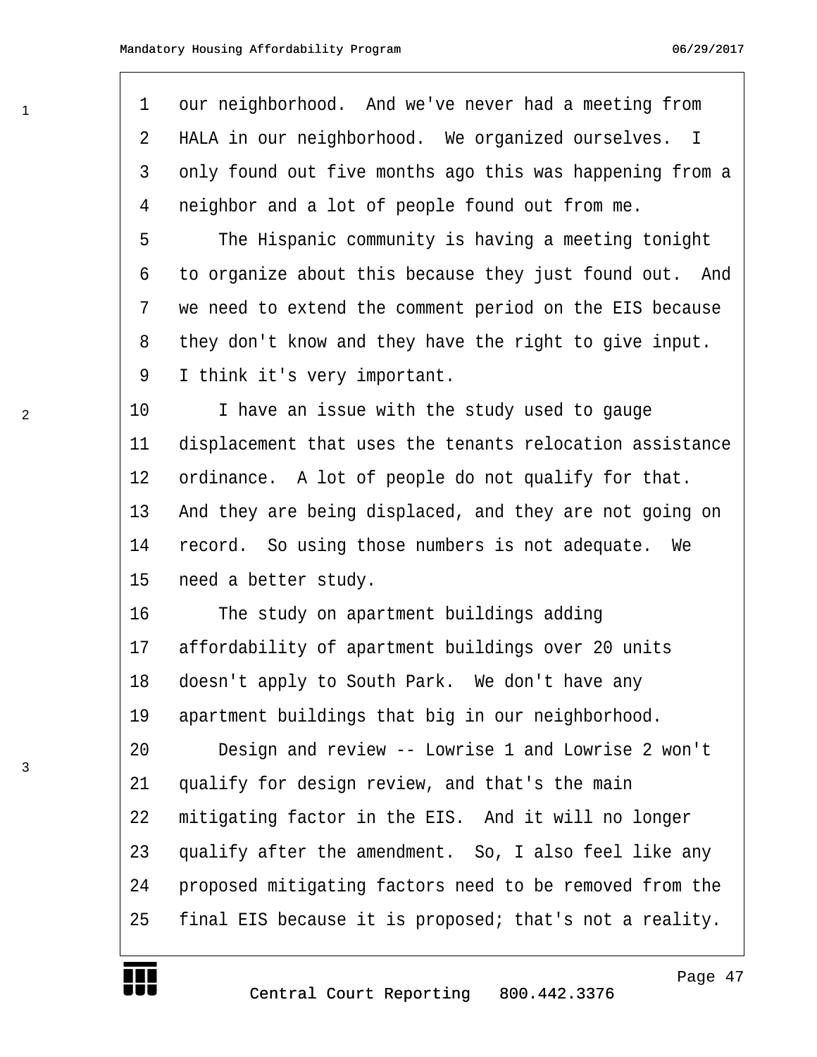our neighborhood. And we've never had a meeting from HALA in our neighborhood. We organized ourselves. I only found out five months ago this was happening from a neighbor and a lot of people found out from me.

The Hispanic community is having a meeting tonight to organize about this because they just found out. And we need to extend the comment period on the EIS because they don't know and they have the right to give input. I think it's very important.

I have an issue with the study used to gauge displacement that uses the tenants relocation assistance ordinance. A lot of people do not qualify for that. And they are being displaced, and they are not going on record. So using those numbers is not adequate. We need a better study.

The study on apartment buildings adding affordability of apartment buildings over 20 units doesn't apply to South Park. We don't have any apartment buildings that big in our neighborhood.

Design and review -- Lowrise 1 and Lowrise 2 won't qualify for design review, and that's the main mitigating factor in the EIS. And it will no longer qualify after the amendment. So, I also feel like any proposed mitigating factors need to be removed from the final EIS because it is proposed; that's not a reality.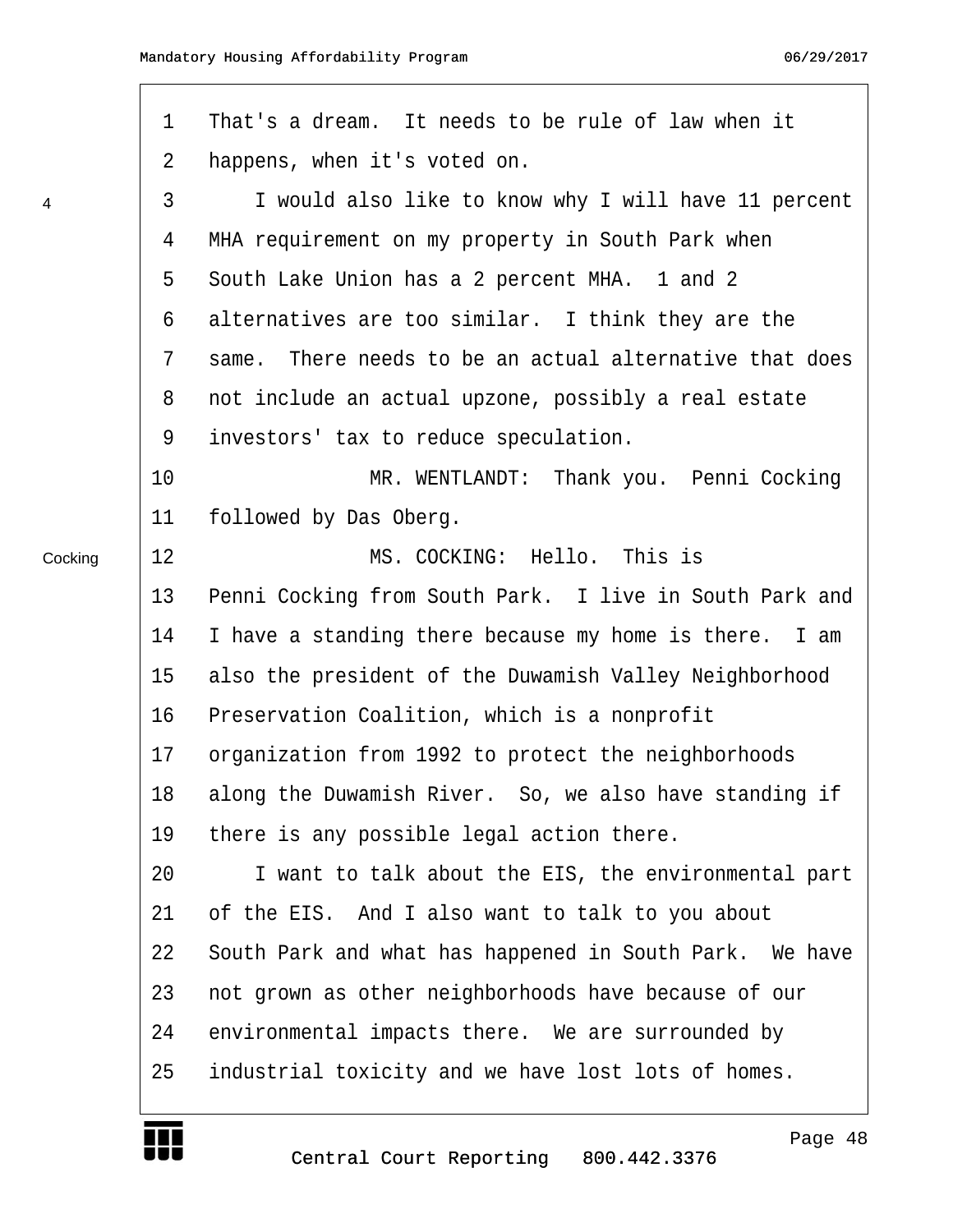1 That's a dream. It needs to be rule of law when it
2 happens, when it's voted on.
3 I would also like to know why I will have 11 percent
4 MHA requirement on my property in South Park when
5 South Lake Union has a 2 percent MHA. 1 and 2
6 alternatives are too similar. I think they are the
7 same. There needs to be an actual alternative that does
8 not include an actual upzone, possibly a real estate
9 investors' tax to reduce speculation.
10 MR. WENTLANDT: Thank you. Penni Cocking
11 followed by Das Oberg.
12 MS. COCKING: Hello. This is
13 Penni Cocking from South Park. I live in South Park and
14 I have a standing there because my home is there. I am
15 also the president of the Duwamish Valley Neighborhood
16 Preservation Coalition, which is a nonprofit
17 organization from 1992 to protect the neighborhoods
18 along the Duwamish River. So, we also have standing if
19 there is any possible legal action there.
20 I want to talk about the EIS, the environmental part
21 of the EIS. And I also want to talk to you about
22 South Park and what has happened in South Park. We have
23 not grown as other neighborhoods have because of our
24 environmental impacts there. We are surrounded by
25 industrial toxicity and we have lost lots of homes.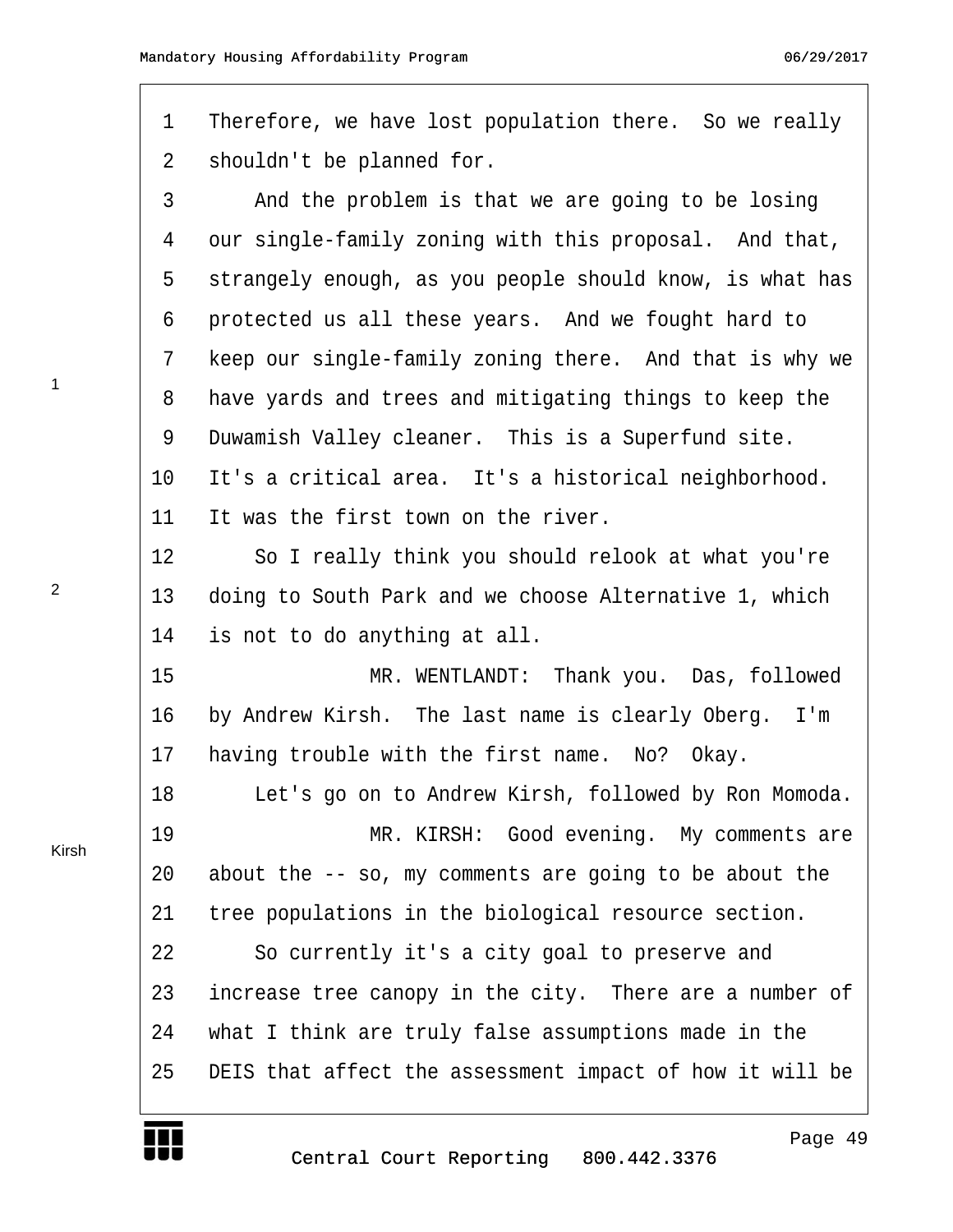1 Therefore, we have lost population there. So we really
2 shouldn't be planned for.
3 And the problem is that we are going to be losing
4 our single-family zoning with this proposal. And that,
5 strangely enough, as you people should know, is what has
6 protected us all these years. And we fought hard to
7 keep our single-family zoning there. And that is why we
8 have yards and trees and mitigating things to keep the
9 Duwamish Valley cleaner. This is a Superfund site.
10 It's a critical area. It's a historical neighborhood.
11 It was the first town on the river.
12 So I really think you should relook at what you're
13 doing to South Park and we choose Alternative 1, which
14 is not to do anything at all.
15 MR. WENTLANDT: Thank you. Das, followed
16 by Andrew Kirsh. The last name is clearly Oberg. I'm
17 having trouble with the first name. No? Okay.
18 Let's go on to Andrew Kirsh, followed by Ron Momoda.
19 MR. KIRSH: Good evening. My comments are
20 about the -- so, my comments are going to be about the
21 tree populations in the biological resource section.
22 So currently it's a city goal to preserve and
23 increase tree canopy in the city. There are a number of
24 what I think are truly false assumptions made in the
25 DEIS that affect the assessment impact of how it will be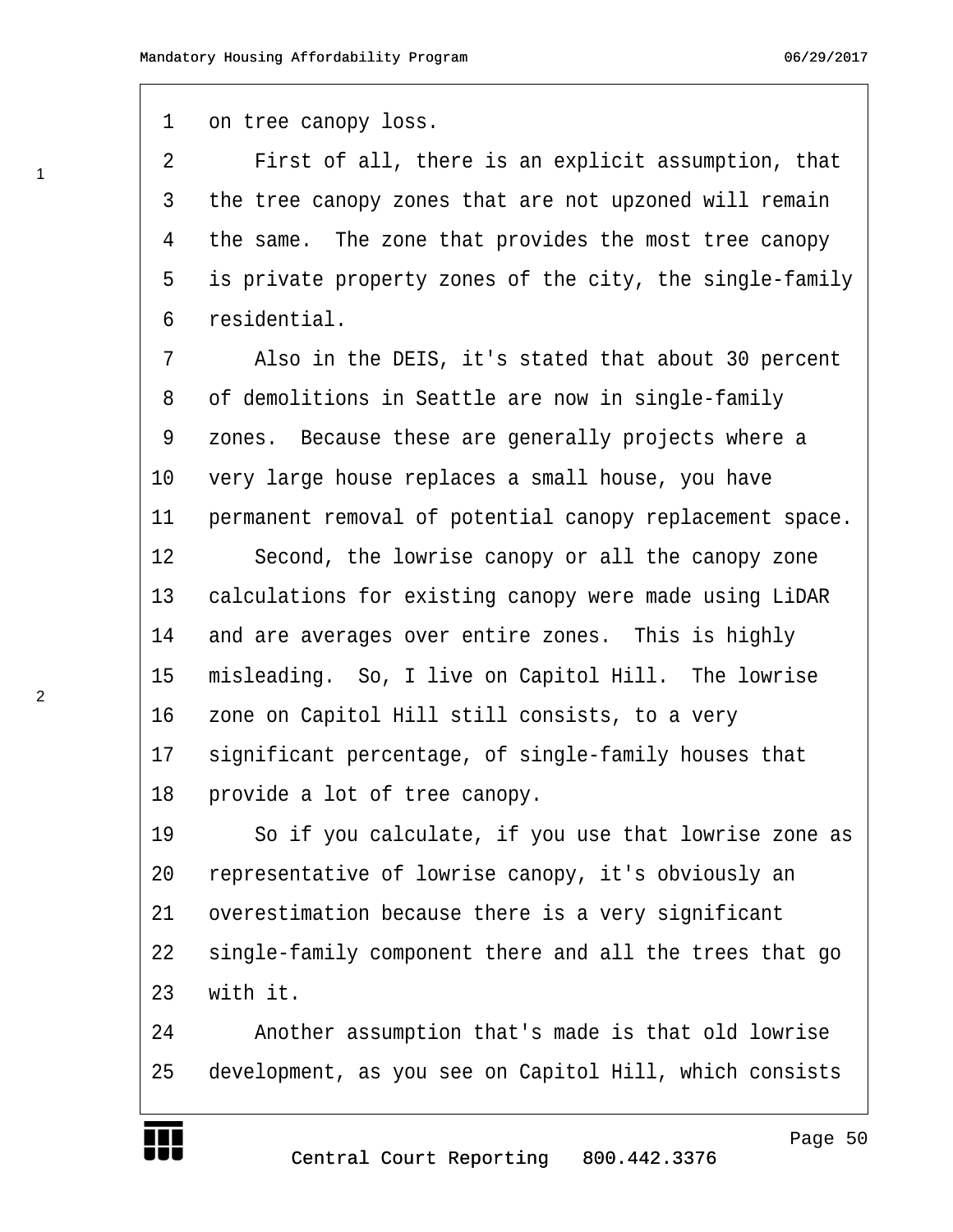on tree canopy loss.

First of all, there is an explicit assumption, that the tree canopy zones that are not upzoned will remain the same. The zone that provides the most tree canopy is private property zones of the city, the single-family residential.

Also in the DEIS, it's stated that about 30 percent of demolitions in Seattle are now in single-family zones. Because these are generally projects where a very large house replaces a small house, you have permanent removal of potential canopy replacement space.

Second, the lowrise canopy or all the canopy zone calculations for existing canopy were made using LiDAR and are averages over entire zones. This is highly misleading. So, I live on Capitol Hill. The lowrise zone on Capitol Hill still consists, to a very significant percentage, of single-family houses that provide a lot of tree canopy.

So if you calculate, if you use that lowrise zone as representative of lowrise canopy, it's obviously an overestimation because there is a very significant single-family component there and all the trees that go with it.

Another assumption that's made is that old lowrise development, as you see on Capitol Hill, which consists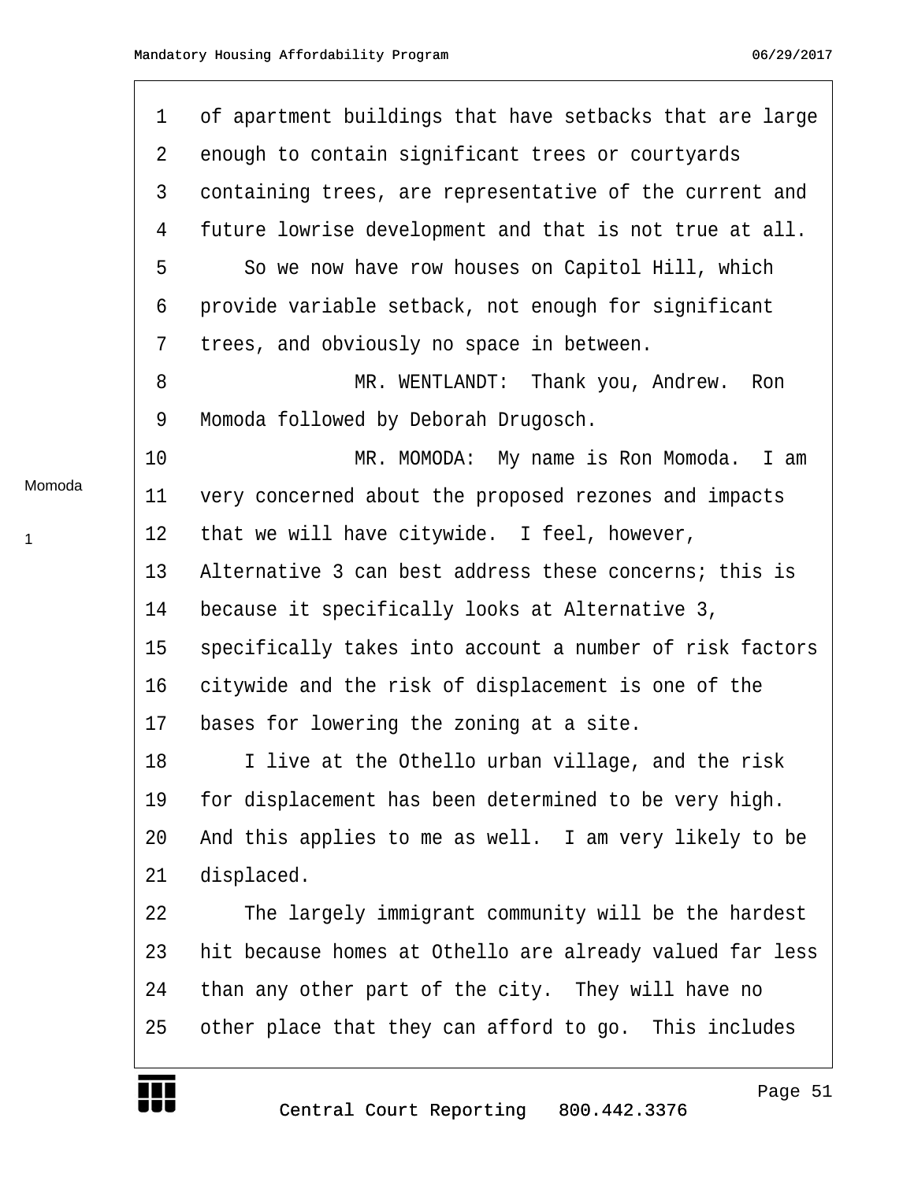of apartment buildings that have setbacks that are large enough to contain significant trees or courtyards containing trees, are representative of the current and future lowrise development and that is not true at all.

So we now have row houses on Capitol Hill, which provide variable setback, not enough for significant trees, and obviously no space in between.

MR. WENTLANDT: Thank you, Andrew. Ron Momoda followed by Deborah Drugosch.

MR. MOMODA: My name is Ron Momoda. I am very concerned about the proposed rezones and impacts that we will have citywide. I feel, however, Alternative 3 can best address these concerns; this is because it specifically looks at Alternative 3, specifically takes into account a number of risk factors citywide and the risk of displacement is one of the bases for lowering the zoning at a site.

I live at the Othello urban village, and the risk for displacement has been determined to be very high. And this applies to me as well. I am very likely to be displaced.

The largely immigrant community will be the hardest hit because homes at Othello are already valued far less than any other part of the city. They will have no other place that they can afford to go. This includes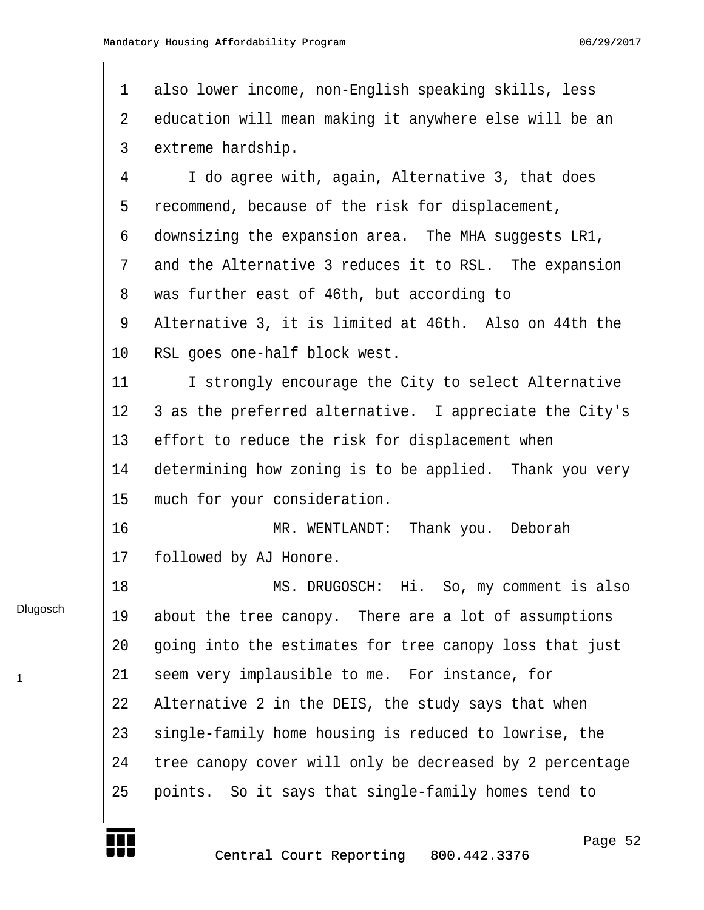1 also lower income, non-English speaking skills, less
2 education will mean making it anywhere else will be an
3 extreme hardship.
4 I do agree with, again, Alternative 3, that does
5 recommend, because of the risk for displacement,
6 downsizing the expansion area. The MHA suggests LR1,
7 and the Alternative 3 reduces it to RSL. The expansion
8 was further east of 46th, but according to
9 Alternative 3, it is limited at 46th. Also on 44th the
10 RSL goes one-half block west.
11 I strongly encourage the City to select Alternative
12 3 as the preferred alternative. I appreciate the City's
13 effort to reduce the risk for displacement when
14 determining how zoning is to be applied. Thank you very
15 much for your consideration.
16 MR. WENTLANDT: Thank you. Deborah
17 followed by AJ Honore.
18 MS. DRUGOSCH: Hi. So, my comment is also
19 about the tree canopy. There are a lot of assumptions
20 going into the estimates for tree canopy loss that just
21 seem very implausible to me. For instance, for
22 Alternative 2 in the DEIS, the study says that when
23 single-family home housing is reduced to lowrise, the
24 tree canopy cover will only be decreased by 2 percentage
25 points. So it says that single-family homes tend to

Dlugosch

1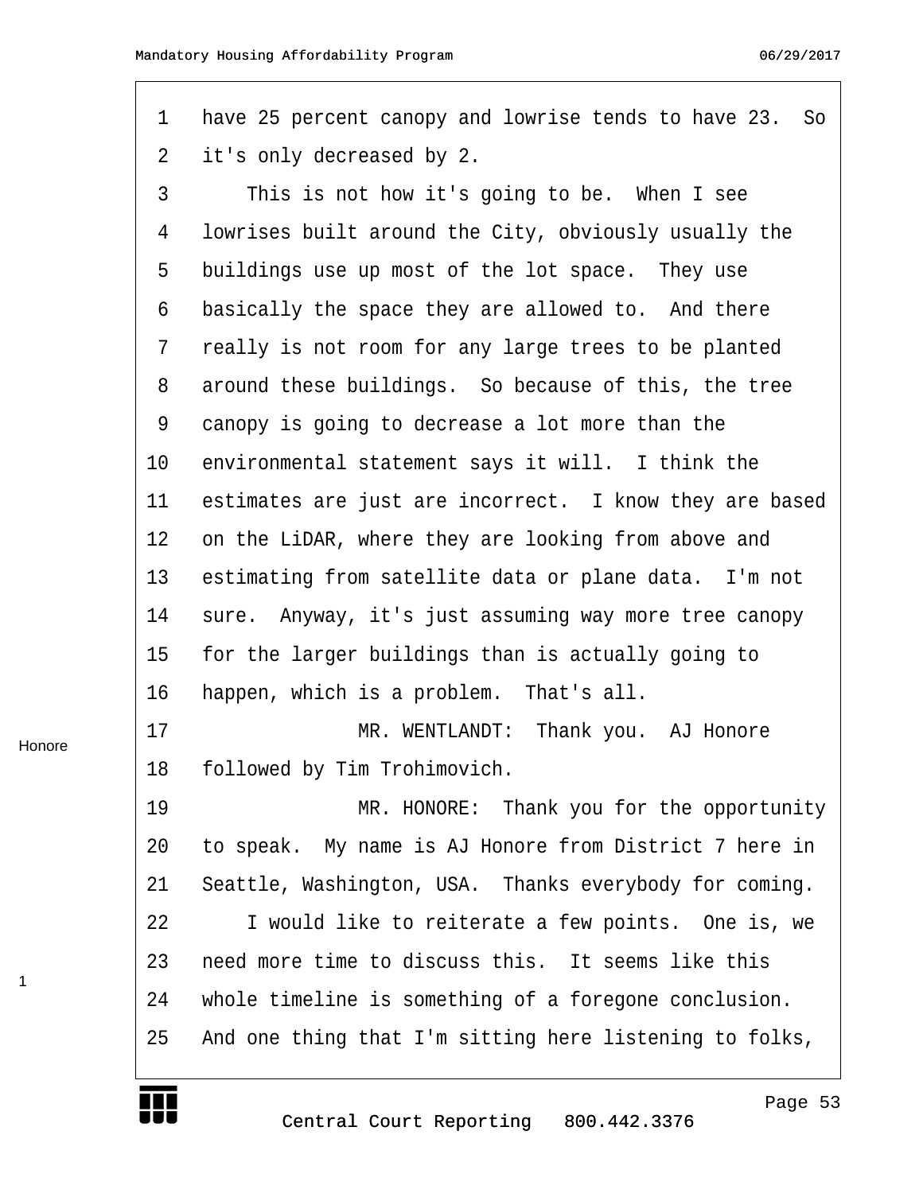have 25 percent canopy and lowrise tends to have 23. So it's only decreased by 2.

This is not how it's going to be. When I see lowrises built around the City, obviously usually the buildings use up most of the lot space. They use basically the space they are allowed to. And there really is not room for any large trees to be planted around these buildings. So because of this, the tree canopy is going to decrease a lot more than the environmental statement says it will. I think the estimates are just are incorrect. I know they are based on the LiDAR, where they are looking from above and estimating from satellite data or plane data. I'm not sure. Anyway, it's just assuming way more tree canopy for the larger buildings than is actually going to happen, which is a problem. That's all.

MR. WENTLANDT: Thank you. AJ Honore followed by Tim Trohimovich.

MR. HONORE: Thank you for the opportunity to speak. My name is AJ Honore from District 7 here in Seattle, Washington, USA. Thanks everybody for coming.

I would like to reiterate a few points. One is, we need more time to discuss this. It seems like this whole timeline is something of a foregone conclusion. And one thing that I'm sitting here listening to folks,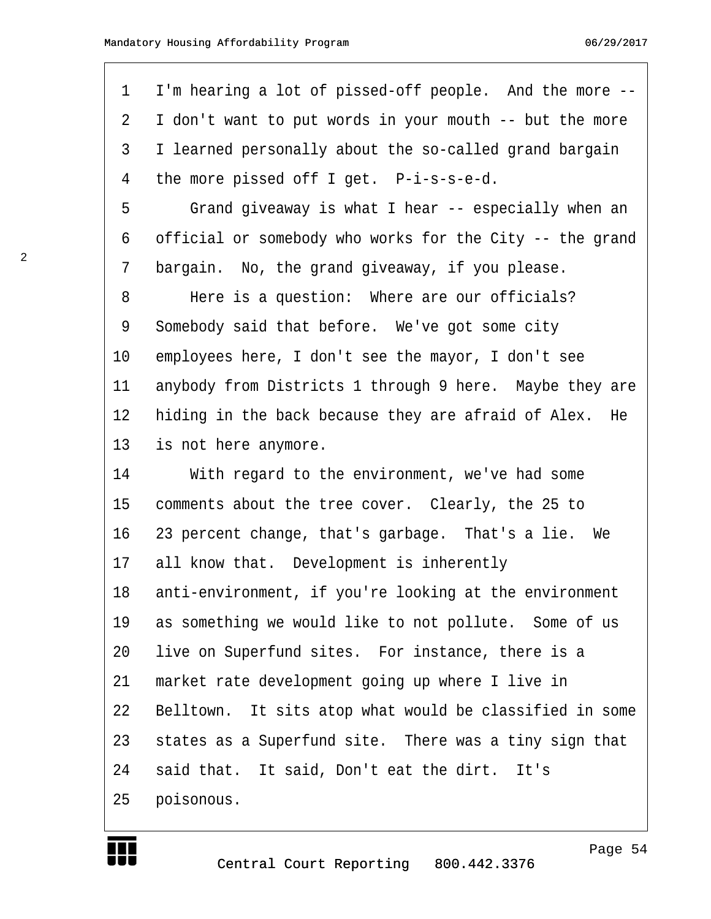I'm hearing a lot of pissed-off people. And the more -- I don't want to put words in your mouth -- but the more I learned personally about the so-called grand bargain the more pissed off I get. P-i-s-s-e-d.

Grand giveaway is what I hear -- especially when an official or somebody who works for the City -- the grand bargain. No, the grand giveaway, if you please.

Here is a question: Where are our officials? Somebody said that before. We've got some city employees here, I don't see the mayor, I don't see anybody from Districts 1 through 9 here. Maybe they are hiding in the back because they are afraid of Alex. He is not here anymore.

With regard to the environment, we've had some comments about the tree cover. Clearly, the 25 to 23 percent change, that's garbage. That's a lie. We all know that. Development is inherently anti-environment, if you're looking at the environment as something we would like to not pollute. Some of us live on Superfund sites. For instance, there is a market rate development going up where I live in Belltown. It sits atop what would be classified in some states as a Superfund site. There was a tiny sign that said that. It said, Don't eat the dirt. It's poisonous.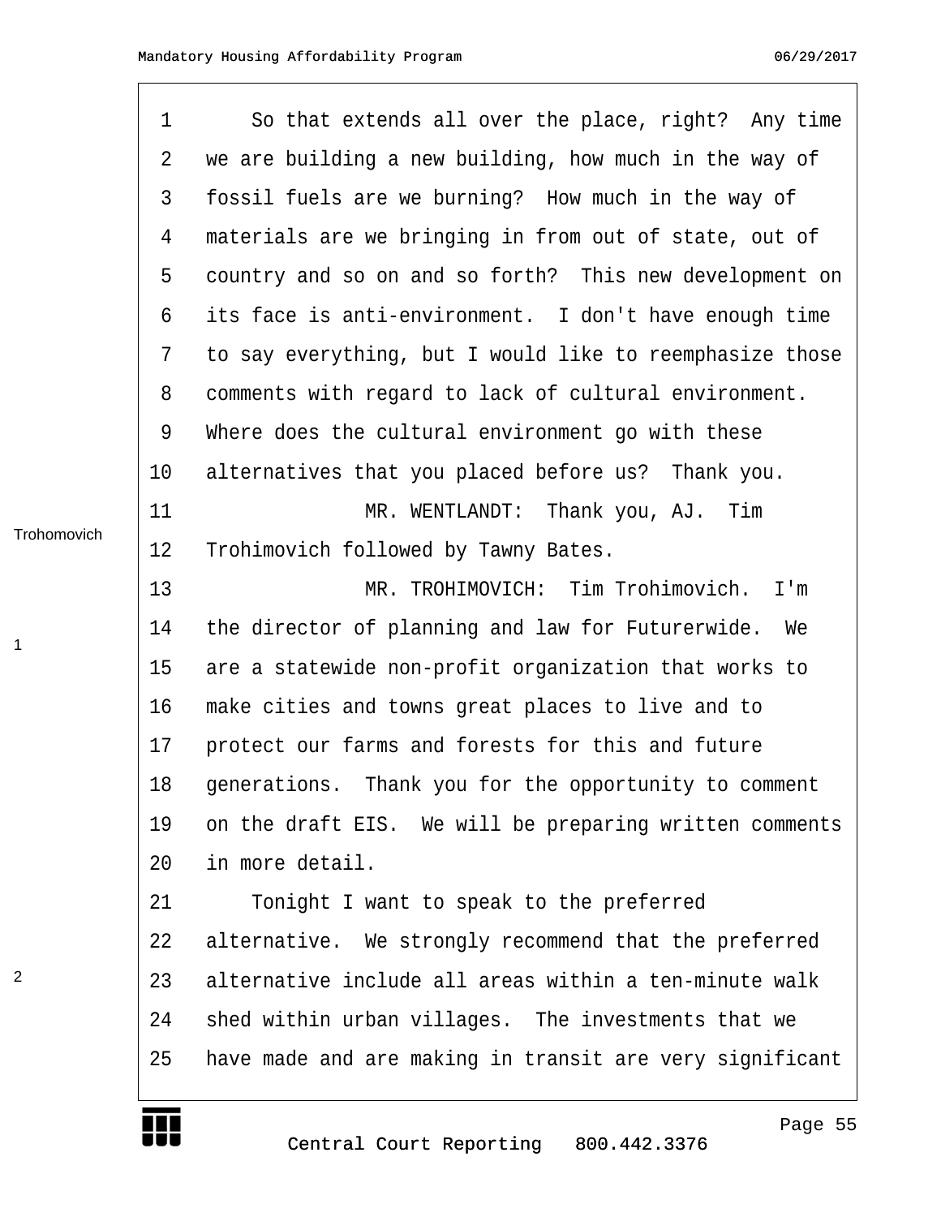So that extends all over the place, right? Any time we are building a new building, how much in the way of fossil fuels are we burning? How much in the way of materials are we bringing in from out of state, out of country and so on and so forth? This new development on its face is anti-environment. I don't have enough time to say everything, but I would like to reemphasize those comments with regard to lack of cultural environment. Where does the cultural environment go with these alternatives that you placed before us? Thank you.

MR. WENTLANDT: Thank you, AJ. Tim Trohimovich followed by Tawny Bates.

Trohomovich

MR. TROHIMOVICH: Tim Trohimovich. I'm the director of planning and law for Futurerwide. We are a statewide non-profit organization that works to make cities and towns great places to live and to protect our farms and forests for this and future generations. Thank you for the opportunity to comment on the draft EIS. We will be preparing written comments in more detail.

1

Tonight I want to speak to the preferred alternative. We strongly recommend that the preferred alternative include all areas within a ten-minute walk shed within urban villages. The investments that we have made and are making in transit are very significant

2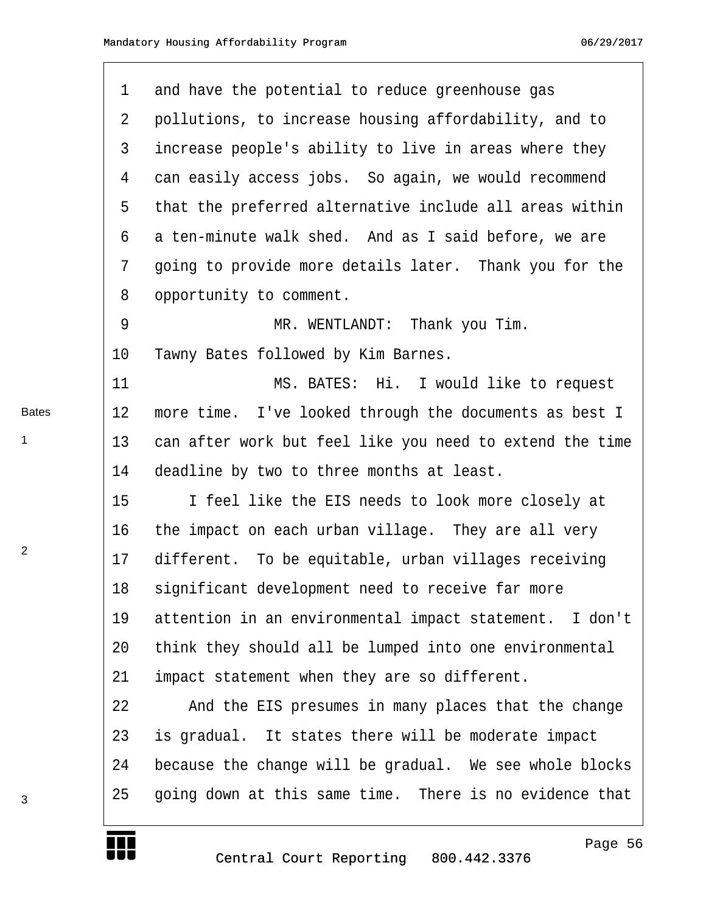and have the potential to reduce greenhouse gas pollutions, to increase housing affordability, and to increase people's ability to live in areas where they can easily access jobs. So again, we would recommend that the preferred alternative include all areas within a ten-minute walk shed. And as I said before, we are going to provide more details later. Thank you for the opportunity to comment.

MR. WENTLANDT: Thank you Tim. Tawny Bates followed by Kim Barnes.

Bates

MS. BATES: Hi. I would like to request more time. I've looked through the documents as best I can after work but feel like you need to extend the time deadline by two to three months at least. [1]

I feel like the EIS needs to look more closely at the impact on each urban village. They are all very different. To be equitable, urban villages receiving significant development need to receive far more attention in an environmental impact statement. I don't think they should all be lumped into one environmental impact statement when they are so different. [2]

And the EIS presumes in many places that the change is gradual. It states there will be moderate impact because the change will be gradual. We see whole blocks going down at this same time. There is no evidence that [3]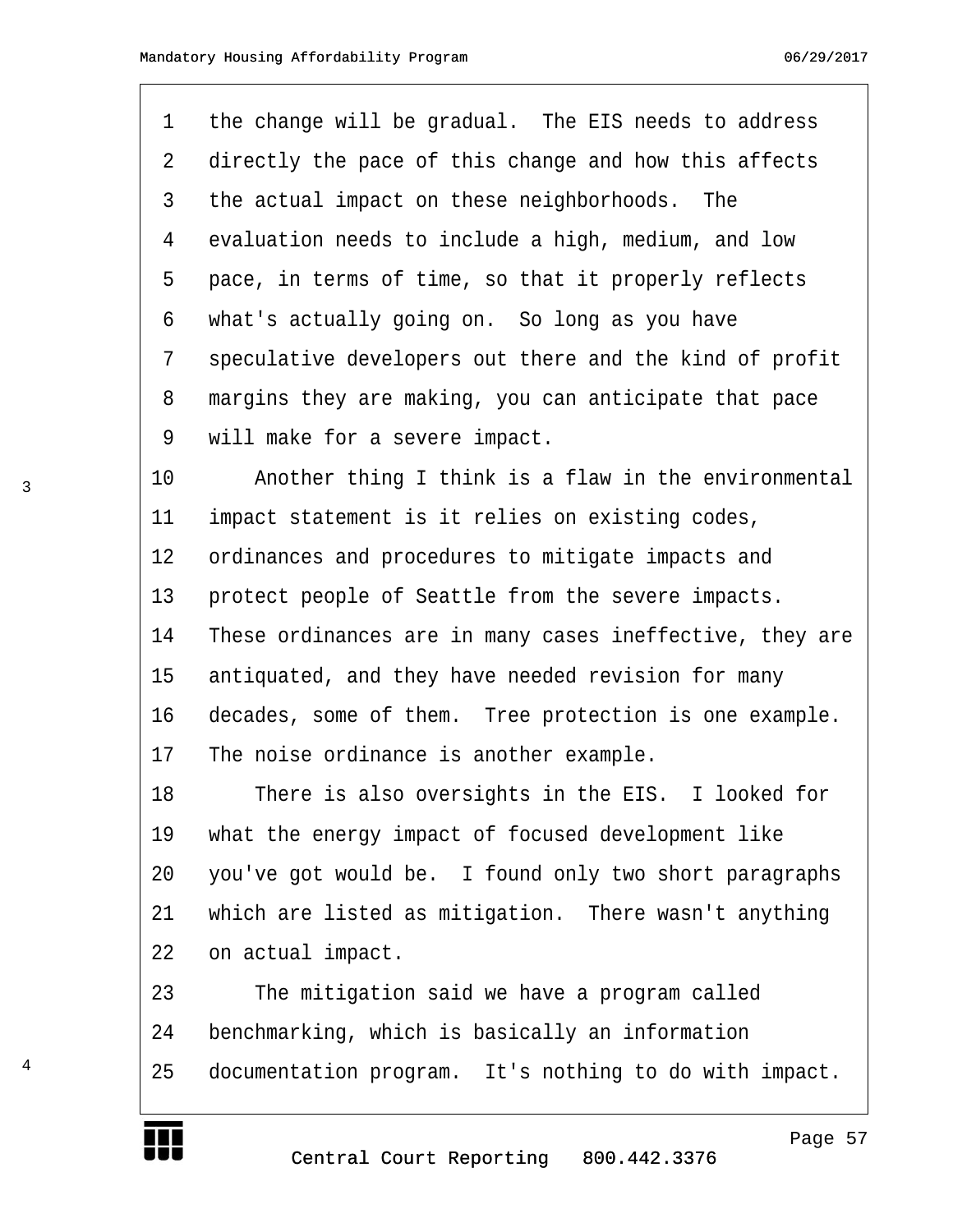the change will be gradual. The EIS needs to address directly the pace of this change and how this affects the actual impact on these neighborhoods. The evaluation needs to include a high, medium, and low pace, in terms of time, so that it properly reflects what's actually going on. So long as you have speculative developers out there and the kind of profit margins they are making, you can anticipate that pace will make for a severe impact.

Another thing I think is a flaw in the environmental impact statement is it relies on existing codes, ordinances and procedures to mitigate impacts and protect people of Seattle from the severe impacts. These ordinances are in many cases ineffective, they are antiquated, and they have needed revision for many decades, some of them. Tree protection is one example. The noise ordinance is another example.

There is also oversights in the EIS. I looked for what the energy impact of focused development like you've got would be. I found only two short paragraphs which are listed as mitigation. There wasn't anything on actual impact.

The mitigation said we have a program called benchmarking, which is basically an information documentation program. It's nothing to do with impact.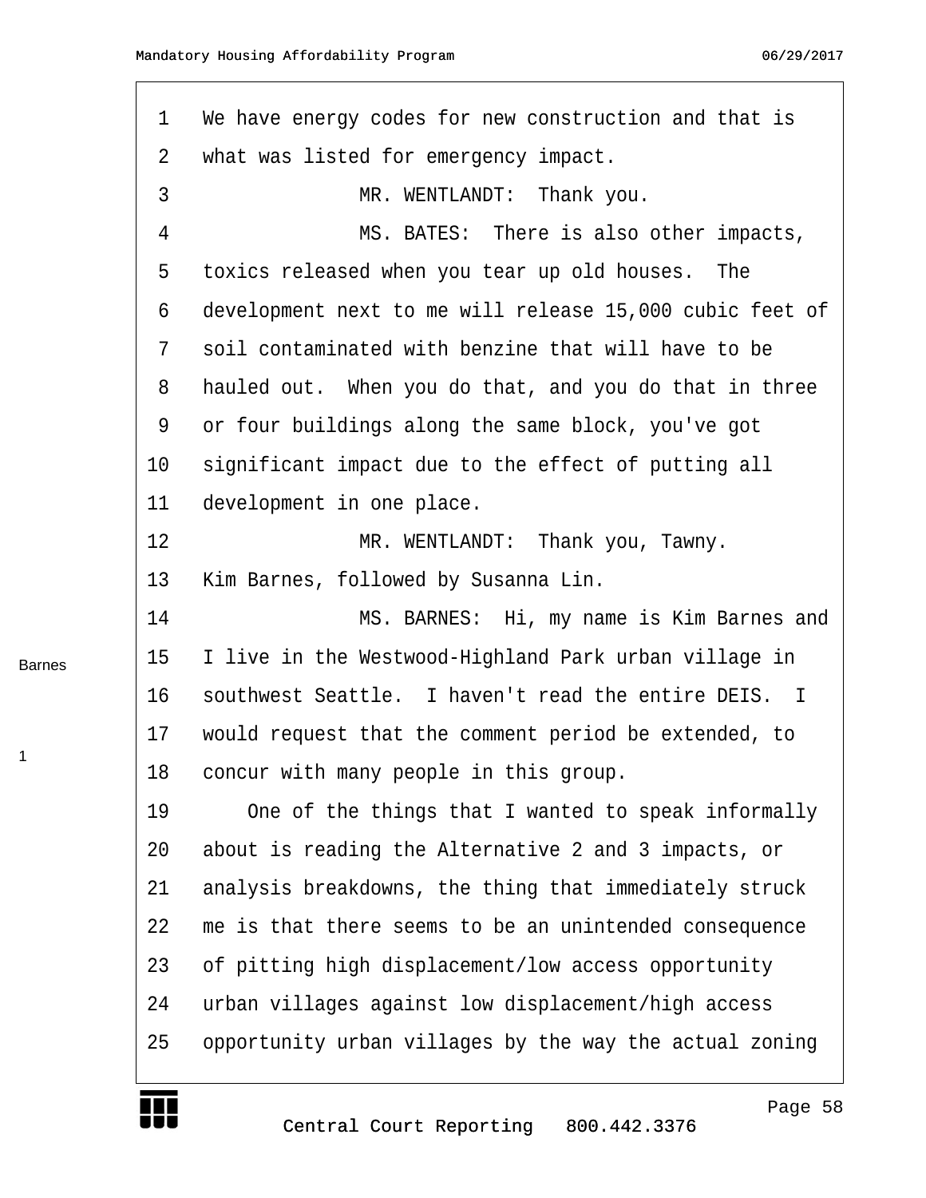We have energy codes for new construction and that is what was listed for emergency impact.

MR. WENTLANDT: Thank you.

MS. BATES: There is also other impacts, toxics released when you tear up old houses. The development next to me will release 15,000 cubic feet of soil contaminated with benzine that will have to be hauled out. When you do that, and you do that in three or four buildings along the same block, you've got significant impact due to the effect of putting all development in one place.

MR. WENTLANDT: Thank you, Tawny. Kim Barnes, followed by Susanna Lin.

MS. BARNES: Hi, my name is Kim Barnes and I live in the Westwood-Highland Park urban village in southwest Seattle. I haven't read the entire DEIS. I would request that the comment period be extended, to concur with many people in this group.

Barnes

1

One of the things that I wanted to speak informally about is reading the Alternative 2 and 3 impacts, or analysis breakdowns, the thing that immediately struck me is that there seems to be an unintended consequence of pitting high displacement/low access opportunity urban villages against low displacement/high access opportunity urban villages by the way the actual zoning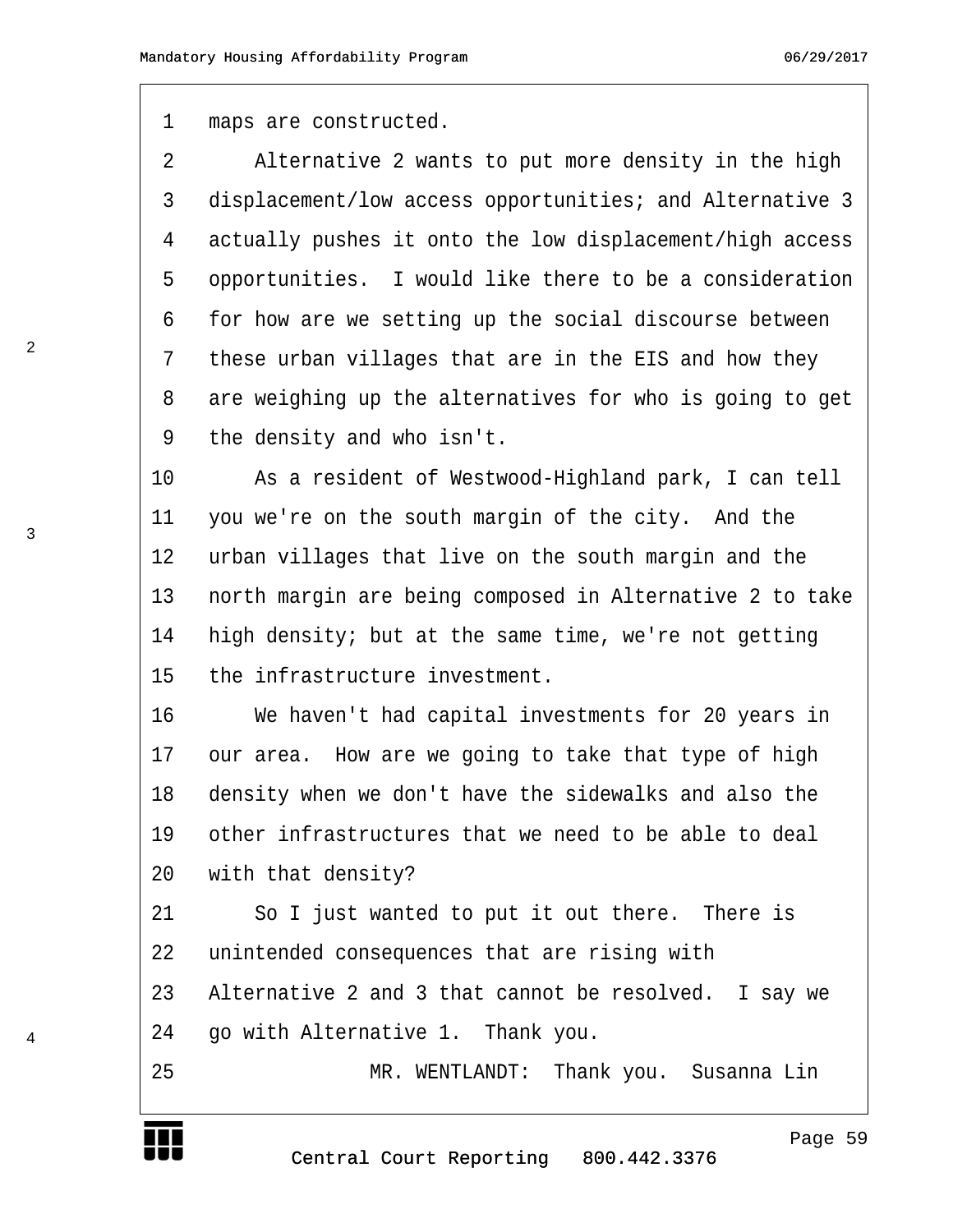maps are constructed.

Alternative 2 wants to put more density in the high displacement/low access opportunities; and Alternative 3 actually pushes it onto the low displacement/high access opportunities. I would like there to be a consideration for how are we setting up the social discourse between these urban villages that are in the EIS and how they are weighing up the alternatives for who is going to get the density and who isn't.

As a resident of Westwood-Highland park, I can tell you we're on the south margin of the city. And the urban villages that live on the south margin and the north margin are being composed in Alternative 2 to take high density; but at the same time, we're not getting the infrastructure investment.

We haven't had capital investments for 20 years in our area. How are we going to take that type of high density when we don't have the sidewalks and also the other infrastructures that we need to be able to deal with that density?

So I just wanted to put it out there. There is unintended consequences that are rising with Alternative 2 and 3 that cannot be resolved. I say we go with Alternative 1. Thank you.

MR. WENTLANDT: Thank you. Susanna Lin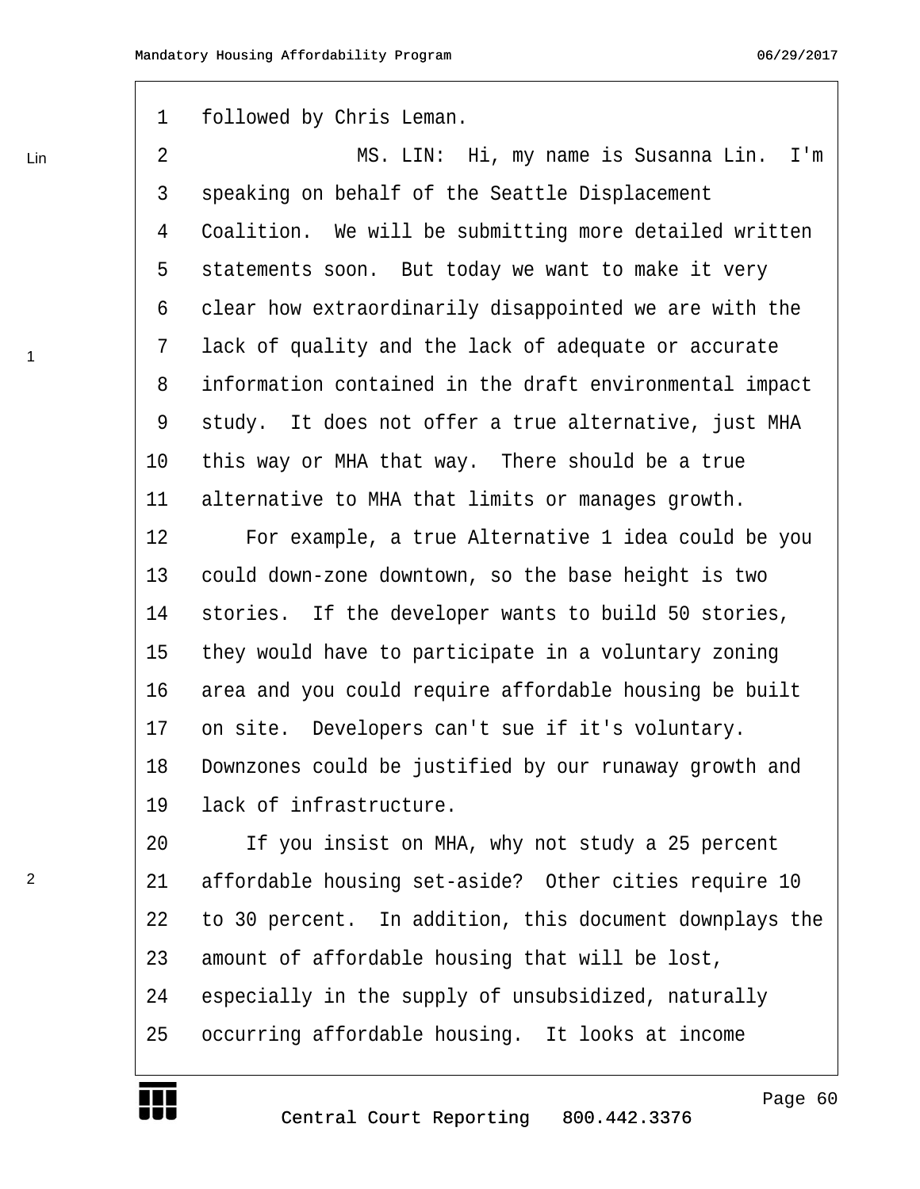followed by Chris Leman.

MS. LIN: Hi, my name is Susanna Lin. I'm speaking on behalf of the Seattle Displacement Coalition. We will be submitting more detailed written statements soon. But today we want to make it very clear how extraordinarily disappointed we are with the lack of quality and the lack of adequate or accurate information contained in the draft environmental impact study. It does not offer a true alternative, just MHA this way or MHA that way. There should be a true alternative to MHA that limits or manages growth.

For example, a true Alternative 1 idea could be you could down-zone downtown, so the base height is two stories. If the developer wants to build 50 stories, they would have to participate in a voluntary zoning area and you could require affordable housing be built on site. Developers can't sue if it's voluntary. Downzones could be justified by our runaway growth and lack of infrastructure.

If you insist on MHA, why not study a 25 percent affordable housing set-aside? Other cities require 10 to 30 percent. In addition, this document downplays the amount of affordable housing that will be lost, especially in the supply of unsubsidized, naturally occurring affordable housing. It looks at income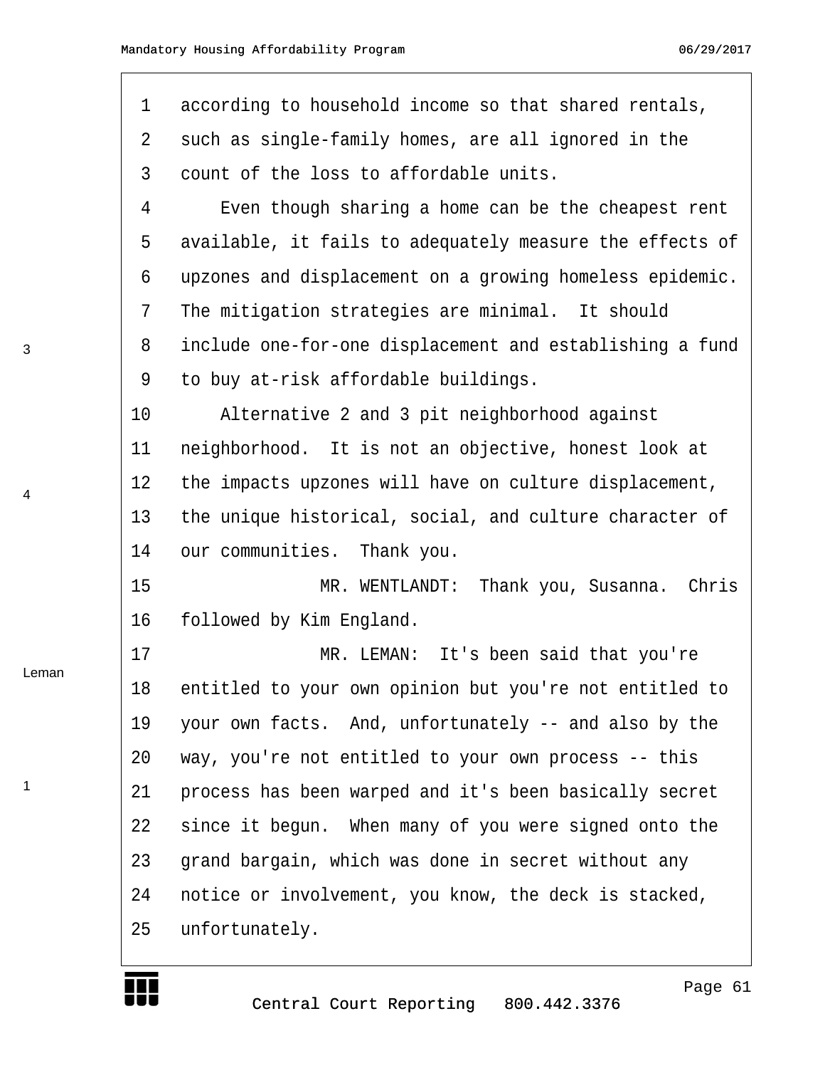according to household income so that shared rentals, such as single-family homes, are all ignored in the count of the loss to affordable units.

Even though sharing a home can be the cheapest rent available, it fails to adequately measure the effects of upzones and displacement on a growing homeless epidemic. The mitigation strategies are minimal. It should include one-for-one displacement and establishing a fund to buy at-risk affordable buildings.

Alternative 2 and 3 pit neighborhood against neighborhood. It is not an objective, honest look at the impacts upzones will have on culture displacement, the unique historical, social, and culture character of our communities. Thank you.

MR. WENTLANDT: Thank you, Susanna. Chris followed by Kim England.

MR. LEMAN: It's been said that you're entitled to your own opinion but you're not entitled to your own facts. And, unfortunately -- and also by the way, you're not entitled to your own process -- this process has been warped and it's been basically secret since it begun. When many of you were signed onto the grand bargain, which was done in secret without any notice or involvement, you know, the deck is stacked, unfortunately.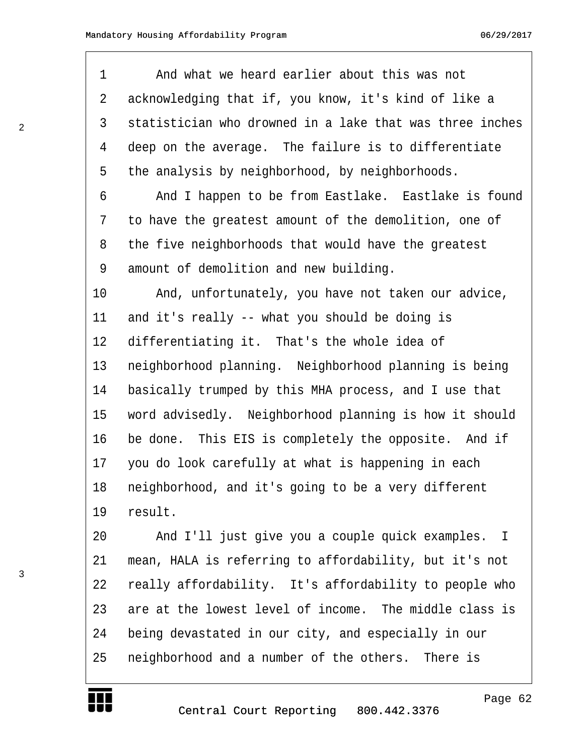And what we heard earlier about this was not acknowledging that if, you know, it's kind of like a statistician who drowned in a lake that was three inches deep on the average. The failure is to differentiate the analysis by neighborhood, by neighborhoods.

And I happen to be from Eastlake. Eastlake is found to have the greatest amount of the demolition, one of the five neighborhoods that would have the greatest amount of demolition and new building.

And, unfortunately, you have not taken our advice, and it's really -- what you should be doing is differentiating it. That's the whole idea of neighborhood planning. Neighborhood planning is being basically trumped by this MHA process, and I use that word advisedly. Neighborhood planning is how it should be done. This EIS is completely the opposite. And if you do look carefully at what is happening in each neighborhood, and it's going to be a very different result.

And I'll just give you a couple quick examples. I mean, HALA is referring to affordability, but it's not really affordability. It's affordability to people who are at the lowest level of income. The middle class is being devastated in our city, and especially in our neighborhood and a number of the others. There is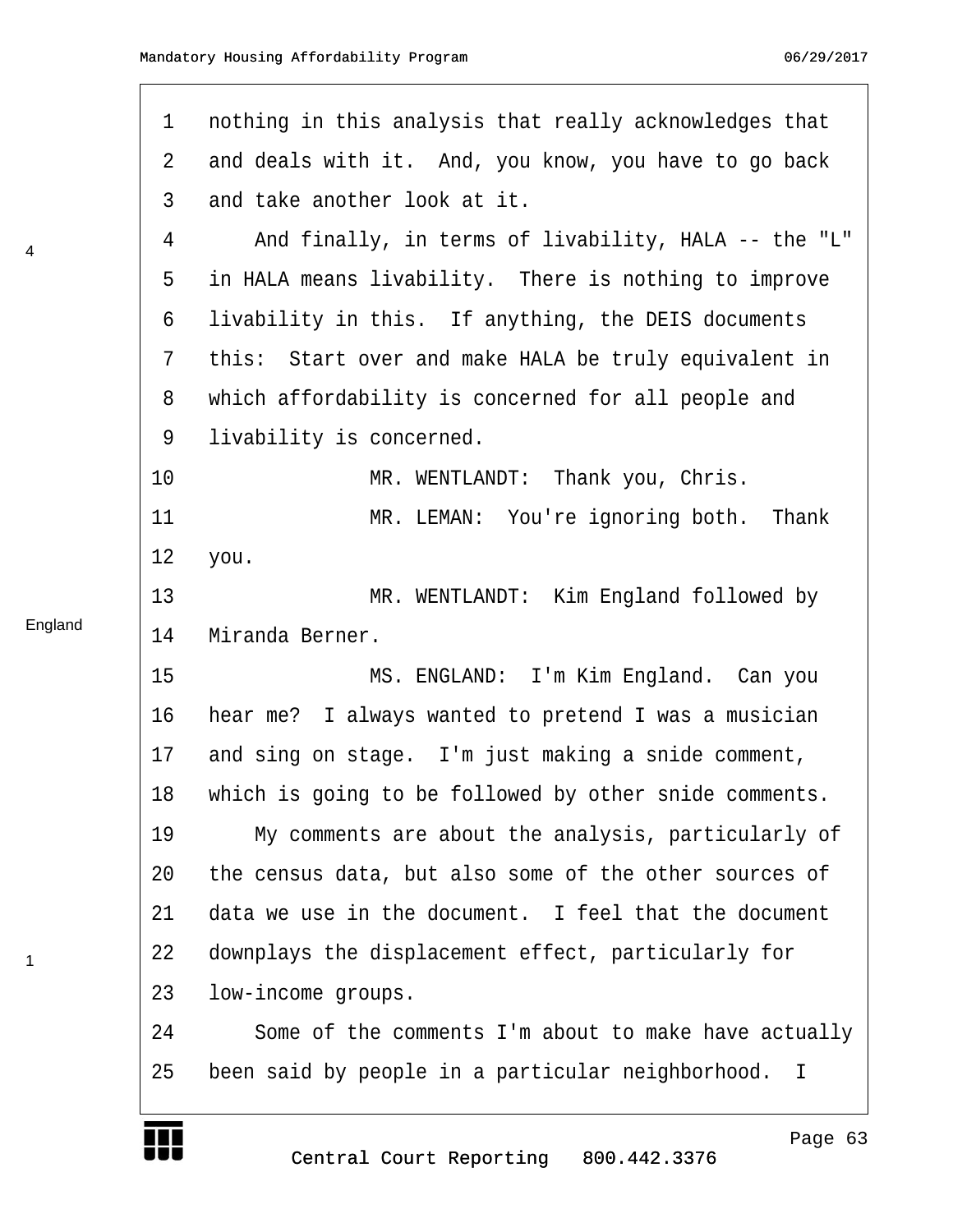nothing in this analysis that really acknowledges that and deals with it. And, you know, you have to go back and take another look at it.

And finally, in terms of livability, HALA -- the "L" in HALA means livability. There is nothing to improve livability in this. If anything, the DEIS documents this: Start over and make HALA be truly equivalent in which affordability is concerned for all people and livability is concerned.

MR. WENTLANDT: Thank you, Chris.

MR. LEMAN: You're ignoring both. Thank you.

MR. WENTLANDT: Kim England followed by Miranda Berner.

MS. ENGLAND: I'm Kim England. Can you hear me? I always wanted to pretend I was a musician and sing on stage. I'm just making a snide comment, which is going to be followed by other snide comments.

My comments are about the analysis, particularly of the census data, but also some of the other sources of data we use in the document. I feel that the document downplays the displacement effect, particularly for low-income groups.

Some of the comments I'm about to make have actually been said by people in a particular neighborhood. I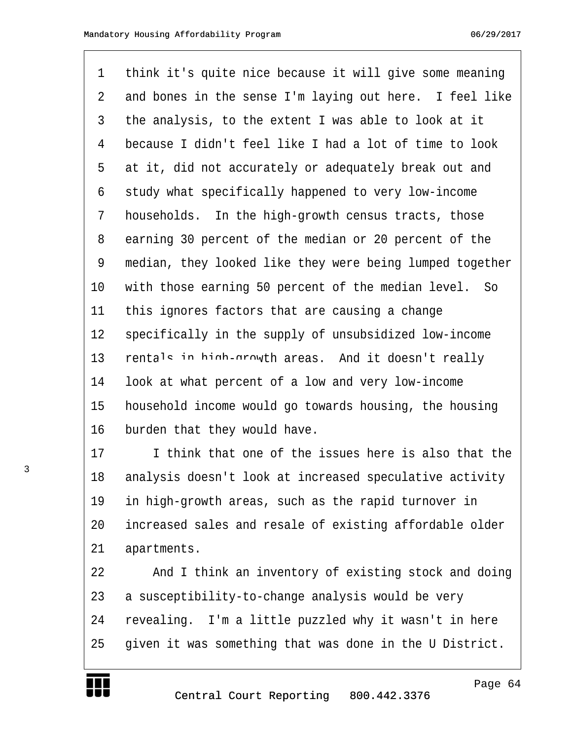think it's quite nice because it will give some meaning and bones in the sense I'm laying out here. I feel like the analysis, to the extent I was able to look at it because I didn't feel like I had a lot of time to look at it, did not accurately or adequately break out and study what specifically happened to very low-income households. In the high-growth census tracts, those earning 30 percent of the median or 20 percent of the median, they looked like they were being lumped together with those earning 50 percent of the median level. So this ignores factors that are causing a change specifically in the supply of unsubsidized low-income rentals in high-growth areas. And it doesn't really look at what percent of a low and very low-income household income would go towards housing, the housing burden that they would have.

I think that one of the issues here is also that the analysis doesn't look at increased speculative activity in high-growth areas, such as the rapid turnover in increased sales and resale of existing affordable older apartments.

And I think an inventory of existing stock and doing a susceptibility-to-change analysis would be very revealing. I'm a little puzzled why it wasn't in here given it was something that was done in the U District.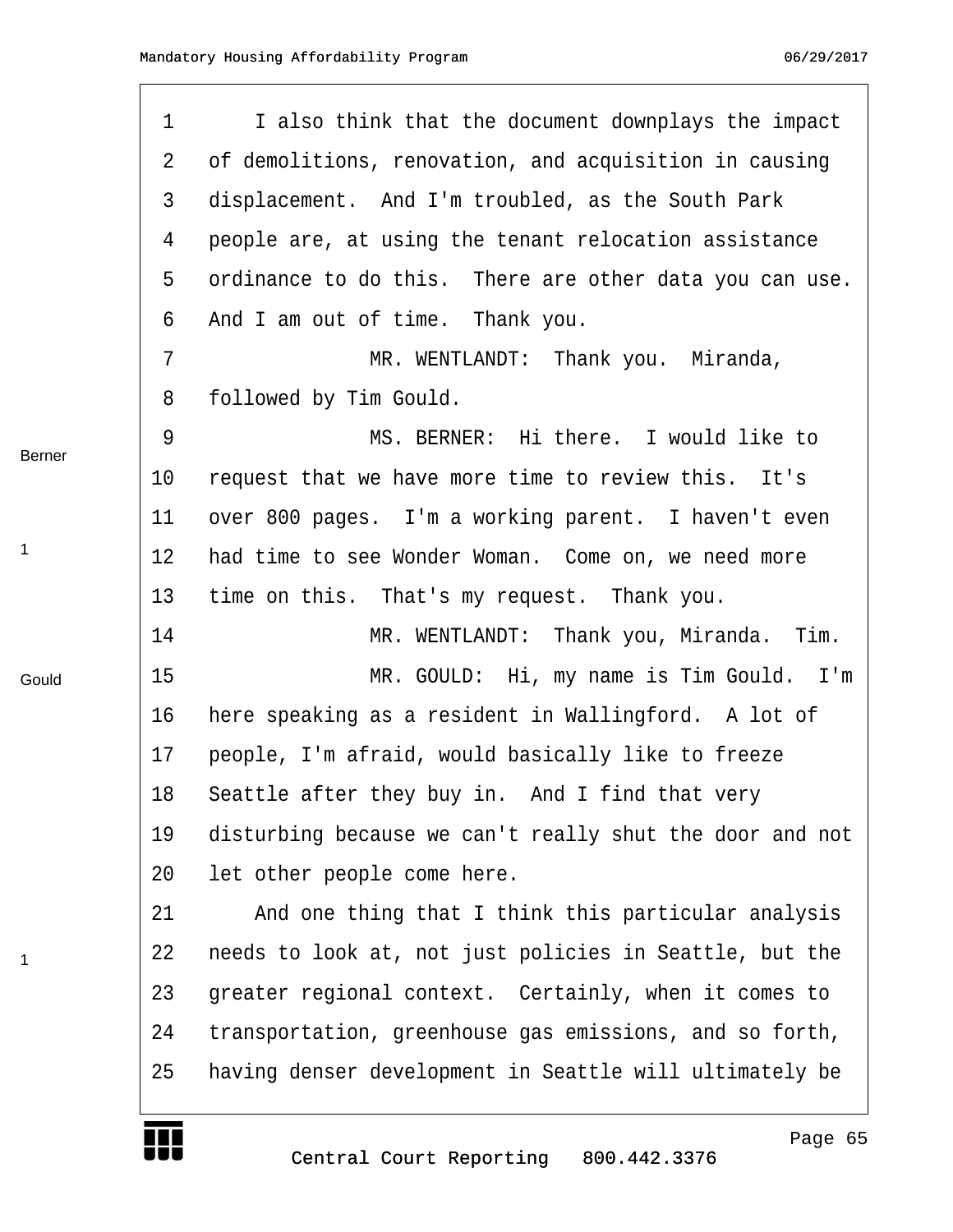1 I also think that the document downplays the impact
2 of demolitions, renovation, and acquisition in causing
3 displacement. And I'm troubled, as the South Park
4 people are, at using the tenant relocation assistance
5 ordinance to do this. There are other data you can use.
6 And I am out of time. Thank you.
7 MR. WENTLANDT: Thank you. Miranda,
8 followed by Tim Gould.
9 MS. BERNER: Hi there. I would like to
10 request that we have more time to review this. It's
11 over 800 pages. I'm a working parent. I haven't even
12 had time to see Wonder Woman. Come on, we need more
13 time on this. That's my request. Thank you.
14 MR. WENTLANDT: Thank you, Miranda. Tim.
15 MR. GOULD: Hi, my name is Tim Gould. I'm
16 here speaking as a resident in Wallingford. A lot of
17 people, I'm afraid, would basically like to freeze
18 Seattle after they buy in. And I find that very
19 disturbing because we can't really shut the door and not
20 let other people come here.
21 And one thing that I think this particular analysis
22 needs to look at, not just policies in Seattle, but the
23 greater regional context. Certainly, when it comes to
24 transportation, greenhouse gas emissions, and so forth,
25 having denser development in Seattle will ultimately be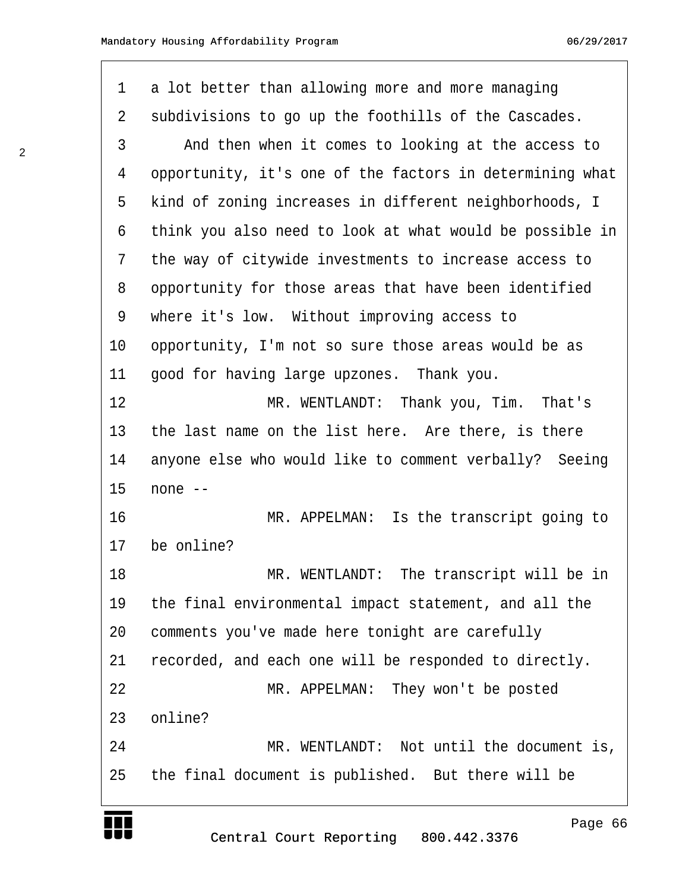a lot better than allowing more and more managing subdivisions to go up the foothills of the Cascades.

And then when it comes to looking at the access to opportunity, it's one of the factors in determining what kind of zoning increases in different neighborhoods, I think you also need to look at what would be possible in the way of citywide investments to increase access to opportunity for those areas that have been identified where it's low. Without improving access to opportunity, I'm not so sure those areas would be as good for having large upzones. Thank you.

MR. WENTLANDT: Thank you, Tim. That's the last name on the list here. Are there, is there anyone else who would like to comment verbally? Seeing none --

MR. APPELMAN: Is the transcript going to be online?

MR. WENTLANDT: The transcript will be in the final environmental impact statement, and all the comments you've made here tonight are carefully recorded, and each one will be responded to directly.

MR. APPELMAN: They won't be posted online?

MR. WENTLANDT: Not until the document is, the final document is published. But there will be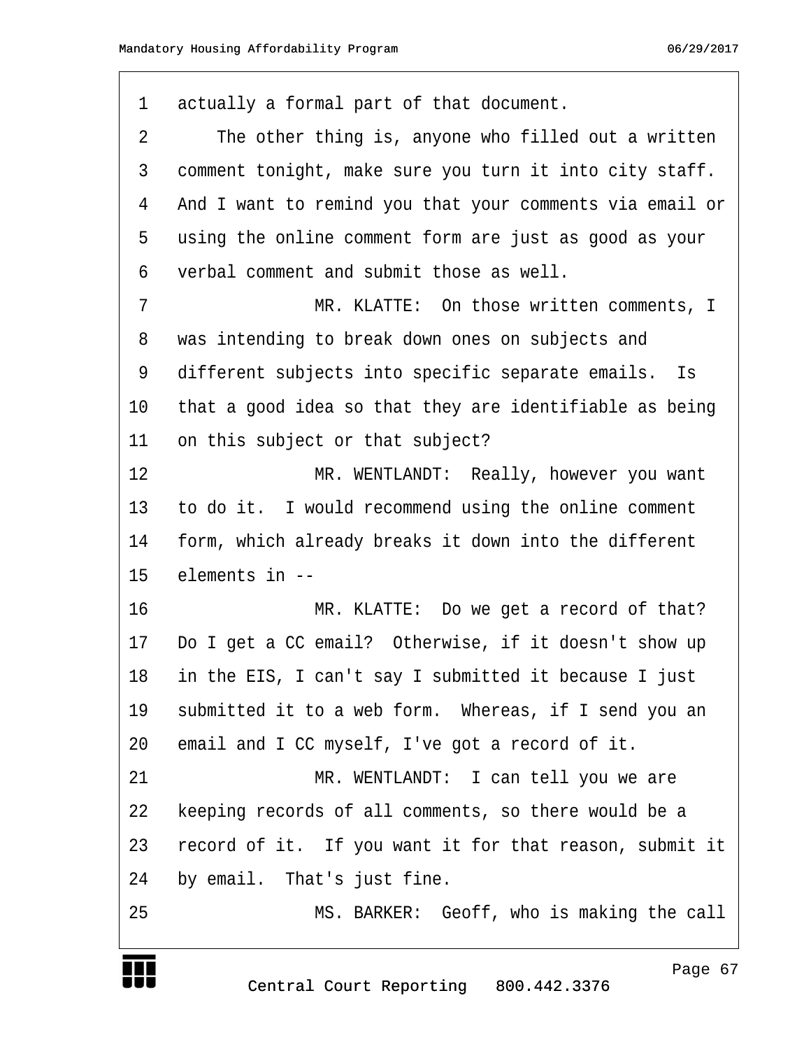actually a formal part of that document.

The other thing is, anyone who filled out a written comment tonight, make sure you turn it into city staff. And I want to remind you that your comments via email or using the online comment form are just as good as your verbal comment and submit those as well.

MR. KLATTE: On those written comments, I was intending to break down ones on subjects and different subjects into specific separate emails. Is that a good idea so that they are identifiable as being on this subject or that subject?

MR. WENTLANDT: Really, however you want to do it. I would recommend using the online comment form, which already breaks it down into the different elements in --

MR. KLATTE: Do we get a record of that? Do I get a CC email? Otherwise, if it doesn't show up in the EIS, I can't say I submitted it because I just submitted it to a web form. Whereas, if I send you an email and I CC myself, I've got a record of it.

MR. WENTLANDT: I can tell you we are keeping records of all comments, so there would be a record of it. If you want it for that reason, submit it by email. That's just fine.

MS. BARKER: Geoff, who is making the call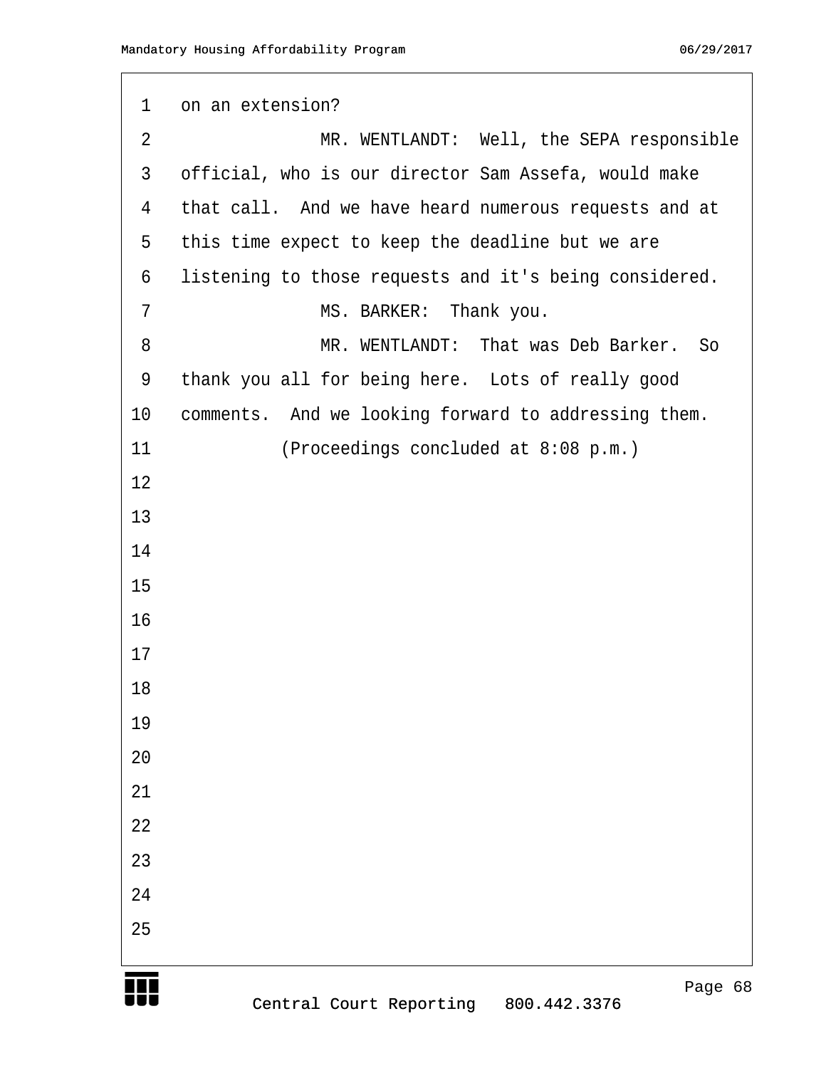on an extension?

MR. WENTLANDT: Well, the SEPA responsible official, who is our director Sam Assefa, would make that call. And we have heard numerous requests and at this time expect to keep the deadline but we are listening to those requests and it's being considered.

MS. BARKER: Thank you.

MR. WENTLANDT: That was Deb Barker. So thank you all for being here. Lots of really good comments. And we looking forward to addressing them.

(Proceedings concluded at 8:08 p.m.)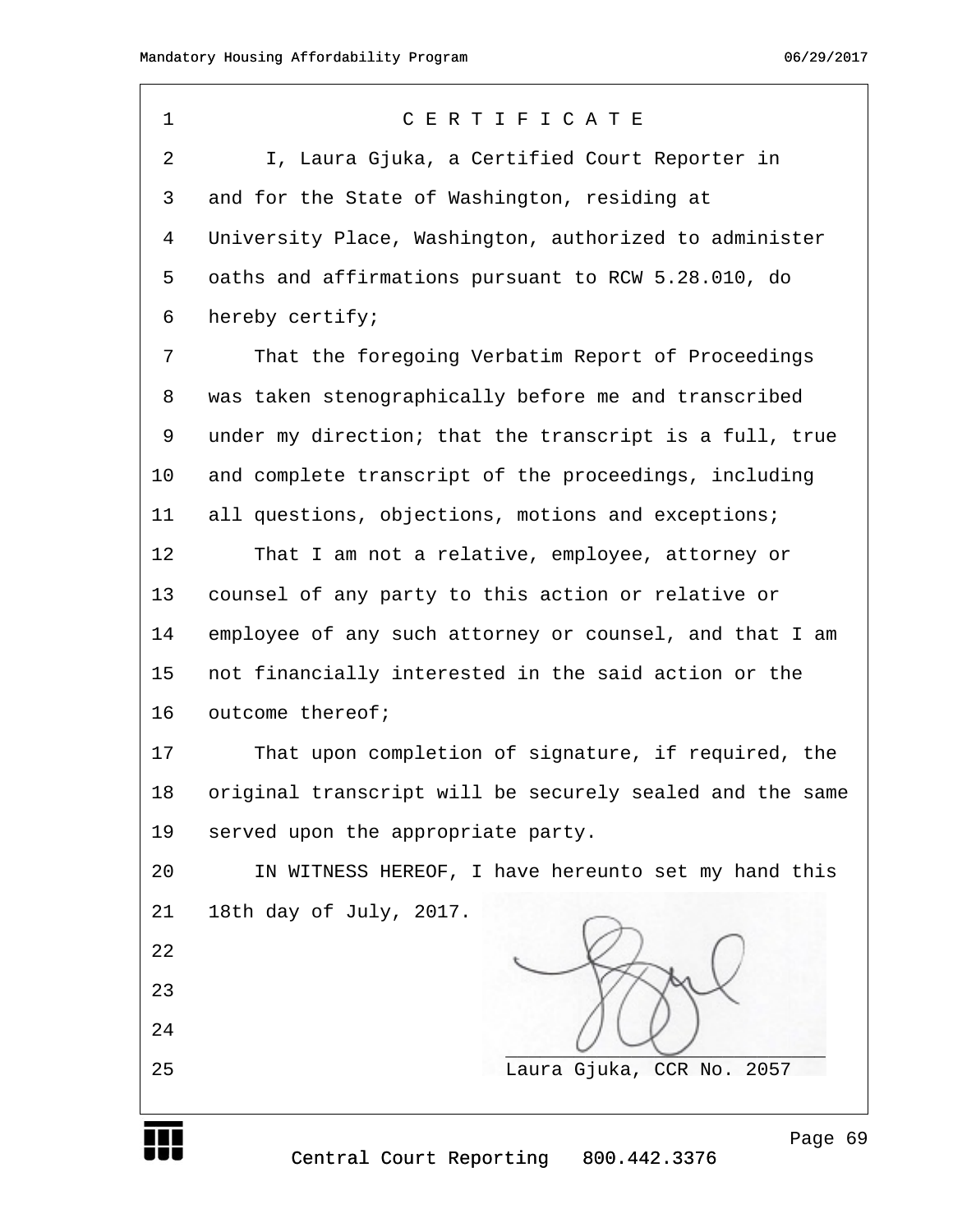# C E R T I F I C A T E

I, Laura Gjuka, a Certified Court Reporter in and for the State of Washington, residing at University Place, Washington, authorized to administer oaths and affirmations pursuant to RCW 5.28.010, do hereby certify;

That the foregoing Verbatim Report of Proceedings was taken stenographically before me and transcribed under my direction; that the transcript is a full, true and complete transcript of the proceedings, including all questions, objections, motions and exceptions;

That I am not a relative, employee, attorney or counsel of any party to this action or relative or employee of any such attorney or counsel, and that I am not financially interested in the said action or the outcome thereof;

That upon completion of signature, if required, the original transcript will be securely sealed and the same served upon the appropriate party.

IN WITNESS HEREOF, I have hereunto set my hand this 18th day of July, 2017.

Laura Gjuka, CCR No. 2057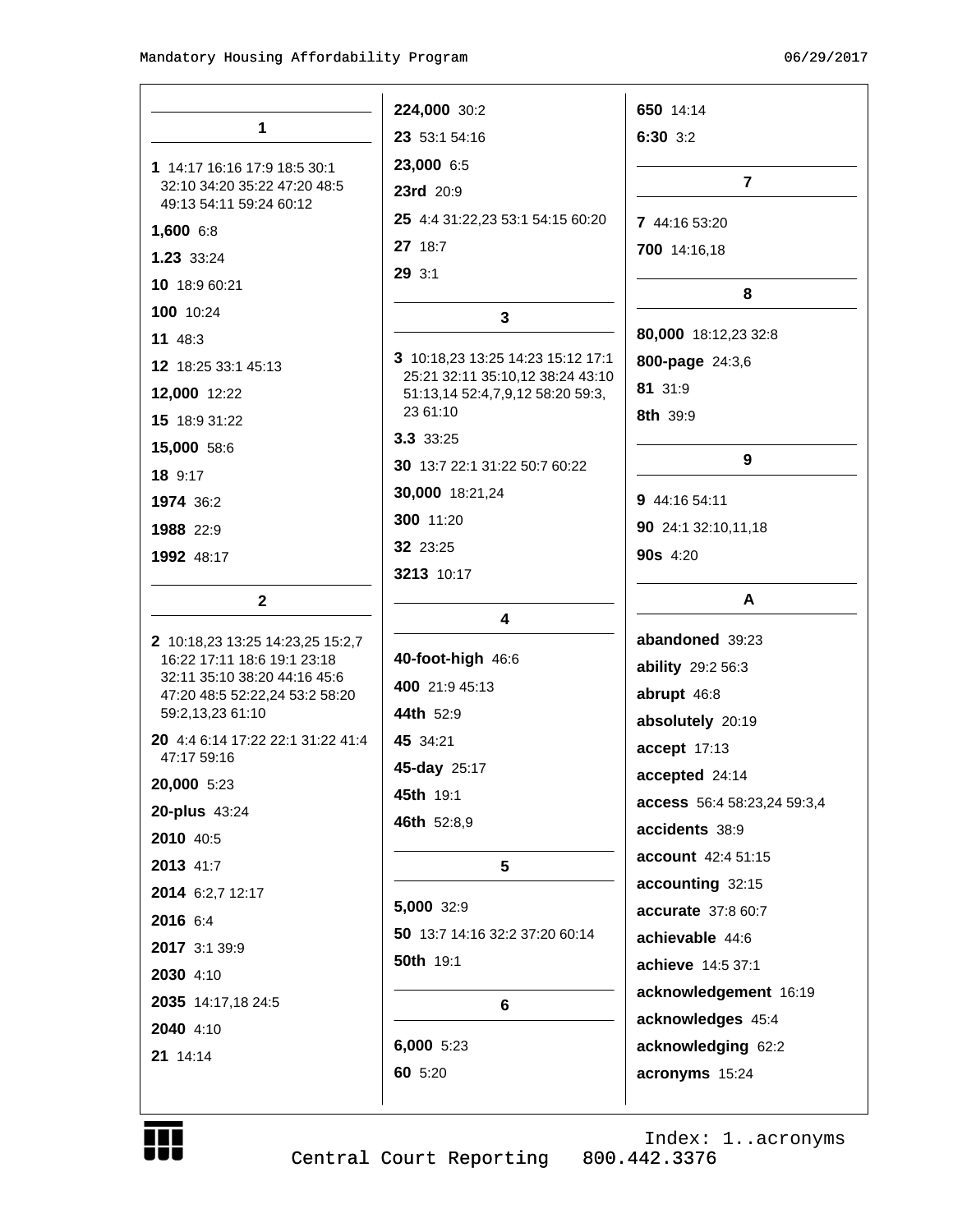## 1

**1** 14:17 16:16 17:9 18:5 30:1 32:10 34:20 35:22 47:20 48:5 49:13 54:11 59:24 60:12

**1,600** 6:8

**1.23** 33:24

**10** 18:9 60:21

**100** 10:24

**11** 48:3

**12** 18:25 33:1 45:13

**12,000** 12:22

**15** 18:9 31:22

**15,000** 58:6

**18** 9:17

**1974** 36:2

**1988** 22:9

**1992** 48:17

## 2

**2** 10:18,23 13:25 14:23,25 15:2,7 16:22 17:11 18:6 19:1 23:18 32:11 35:10 38:20 44:16 45:6 47:20 48:5 52:22,24 53:2 58:20 59:2,13,23 61:10

**20** 4:4 6:14 17:22 22:1 31:22 41:4 47:17 59:16

**20,000** 5:23

**20-plus** 43:24

**2010** 40:5

**2013** 41:7

**2014** 6:2,7 12:17

**2016** 6:4

**2017** 3:1 39:9

**2030** 4:10

**2035** 14:17,18 24:5

**2040** 4:10

**21** 14:14

**224,000** 30:2

**23** 53:1 54:16

**23,000** 6:5

**23rd** 20:9

**25** 4:4 31:22,23 53:1 54:15 60:20

**27** 18:7

**29** 3:1

## 3

**3** 10:18,23 13:25 14:23 15:12 17:1 25:21 32:11 35:10,12 38:24 43:10 51:13,14 52:4,7,9,12 58:20 59:3, 23 61:10

**3.3** 33:25

**30** 13:7 22:1 31:22 50:7 60:22

**30,000** 18:21,24

**300** 11:20

**32** 23:25

**3213** 10:17

## 4

**40-foot-high** 46:6

**400** 21:9 45:13

**44th** 52:9

**45** 34:21

**45-day** 25:17

**45th** 19:1

**46th** 52:8,9

## 5

**5,000** 32:9

**50** 13:7 14:16 32:2 37:20 60:14

**50th** 19:1

## 6

**6,000** 5:23

**60** 5:20

**650** 14:14

**6:30** 3:2

## 7

**7** 44:16 53:20

**700** 14:16,18

## 8

**80,000** 18:12,23 32:8

**800-page** 24:3,6

**81** 31:9

**8th** 39:9

## 9

**9** 44:16 54:11

**90** 24:1 32:10,11,18

**90s** 4:20

## A

**abandoned** 39:23

**ability** 29:2 56:3

**abrupt** 46:8

**absolutely** 20:19

**accept** 17:13

**accepted** 24:14

**access** 56:4 58:23,24 59:3,4

**accidents** 38:9

**account** 42:4 51:15

**accounting** 32:15

**accurate** 37:8 60:7

**achievable** 44:6

**achieve** 14:5 37:1

**acknowledgement** 16:19

**acknowledges** 45:4

**acknowledging** 62:2

**acronyms** 15:24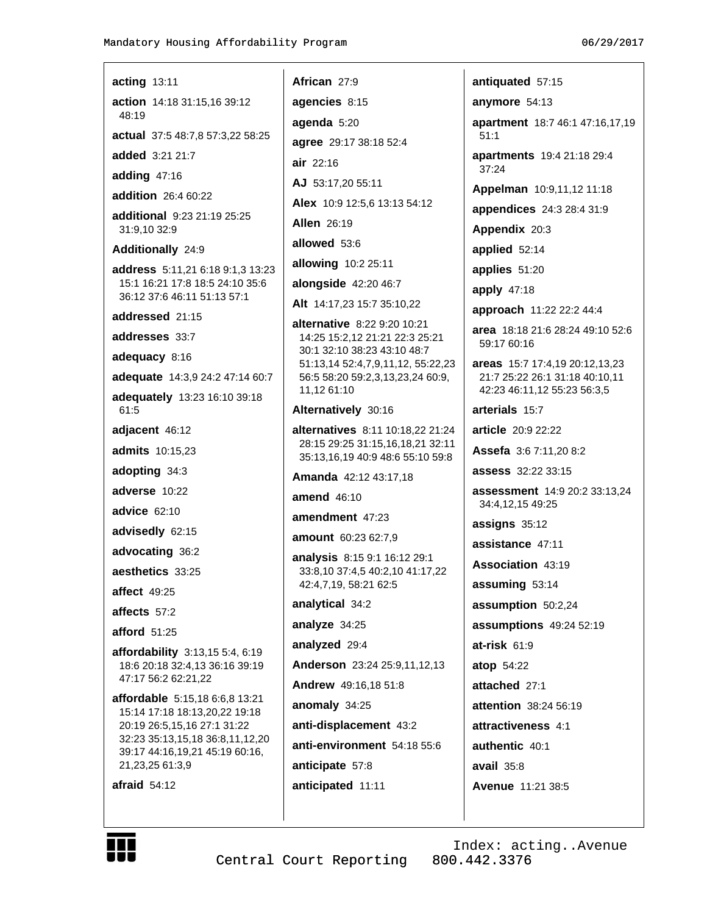**acting** 13:11

**action** 14:18 31:15,16 39:12 48:19

**actual** 37:5 48:7,8 57:3,22 58:25

**added** 3:21 21:7

**adding** 47:16

**addition** 26:4 60:22

**additional** 9:23 21:19 25:25 31:9,10 32:9

**Additionally** 24:9

**address** 5:11,21 6:18 9:1,3 13:23 15:1 16:21 17:8 18:5 24:10 35:6 36:12 37:6 46:11 51:13 57:1

**addressed** 21:15

**addresses** 33:7

**adequacy** 8:16

**adequate** 14:3,9 24:2 47:14 60:7

**adequately** 13:23 16:10 39:18 61:5

**adjacent** 46:12

**admits** 10:15,23

**adopting** 34:3

**adverse** 10:22

**advice** 62:10

**advisedly** 62:15

**advocating** 36:2

**aesthetics** 33:25

**affect** 49:25

**affects** 57:2

**afford** 51:25

**affordability** 3:13,15 5:4, 6:19 18:6 20:18 32:4,13 36:16 39:19 47:17 56:2 62:21,22

**affordable** 5:15,18 6:6,8 13:21 15:14 17:18 18:13,20,22 19:18 20:19 26:5,15,16 27:1 31:22 32:23 35:13,15,18 36:8,11,12,20 39:17 44:16,19,21 45:19 60:16, 21,23,25 61:3,9

**afraid** 54:12

**African** 27:9

**agencies** 8:15

**agenda** 5:20

**agree** 29:17 38:18 52:4

**air** 22:16

**AJ** 53:17,20 55:11

**Alex** 10:9 12:5,6 13:13 54:12

**Allen** 26:19

**allowed** 53:6

**allowing** 10:2 25:11

**alongside** 42:20 46:7

**Alt** 14:17,23 15:7 35:10,22

**alternative** 8:22 9:20 10:21 14:25 15:2,12 21:21 22:3 25:21 30:1 32:10 38:23 43:10 48:7 51:13,14 52:4,7,9,11,12, 55:22,23 56:5 58:20 59:2,3,13,23,24 60:9, 11,12 61:10

**Alternatively** 30:16

**alternatives** 8:11 10:18,22 21:24 28:15 29:25 31:15,16,18,21 32:11 35:13,16,19 40:9 48:6 55:10 59:8

**Amanda** 42:12 43:17,18

**amend** 46:10

**amendment** 47:23

**amount** 60:23 62:7,9

**analysis** 8:15 9:1 16:12 29:1 33:8,10 37:4,5 40:2,10 41:17,22 42:4,7,19, 58:21 62:5

**analytical** 34:2

**analyze** 34:25

**analyzed** 29:4

**Anderson** 23:24 25:9,11,12,13

**Andrew** 49:16,18 51:8

**anomaly** 34:25

**anti-displacement** 43:2

**anti-environment** 54:18 55:6

**anticipate** 57:8

**anticipated** 11:11

**antiquated** 57:15

**anymore** 54:13

**apartment** 18:7 46:1 47:16,17,19 51:1

**apartments** 19:4 21:18 29:4 37:24

**Appelman** 10:9,11,12 11:18

**appendices** 24:3 28:4 31:9

**Appendix** 20:3

**applied** 52:14

**applies** 51:20

**apply** 47:18

**approach** 11:22 22:2 44:4

**area** 18:18 21:6 28:24 49:10 52:6 59:17 60:16

**areas** 15:7 17:4,19 20:12,13,23 21:7 25:22 26:1 31:18 40:10,11 42:23 46:11,12 55:23 56:3,5

**arterials** 15:7

**article** 20:9 22:22

**Assefa** 3:6 7:11,20 8:2

**assess** 32:22 33:15

**assessment** 14:9 20:2 33:13,24 34:4,12,15 49:25

**assigns** 35:12

**assistance** 47:11

**Association** 43:19

**assuming** 53:14

**assumption** 50:2,24

**assumptions** 49:24 52:19

**at-risk** 61:9

**atop** 54:22

**attached** 27:1

**attention** 38:24 56:19

**attractiveness** 4:1

**authentic** 40:1

**avail** 35:8

**Avenue** 11:21 38:5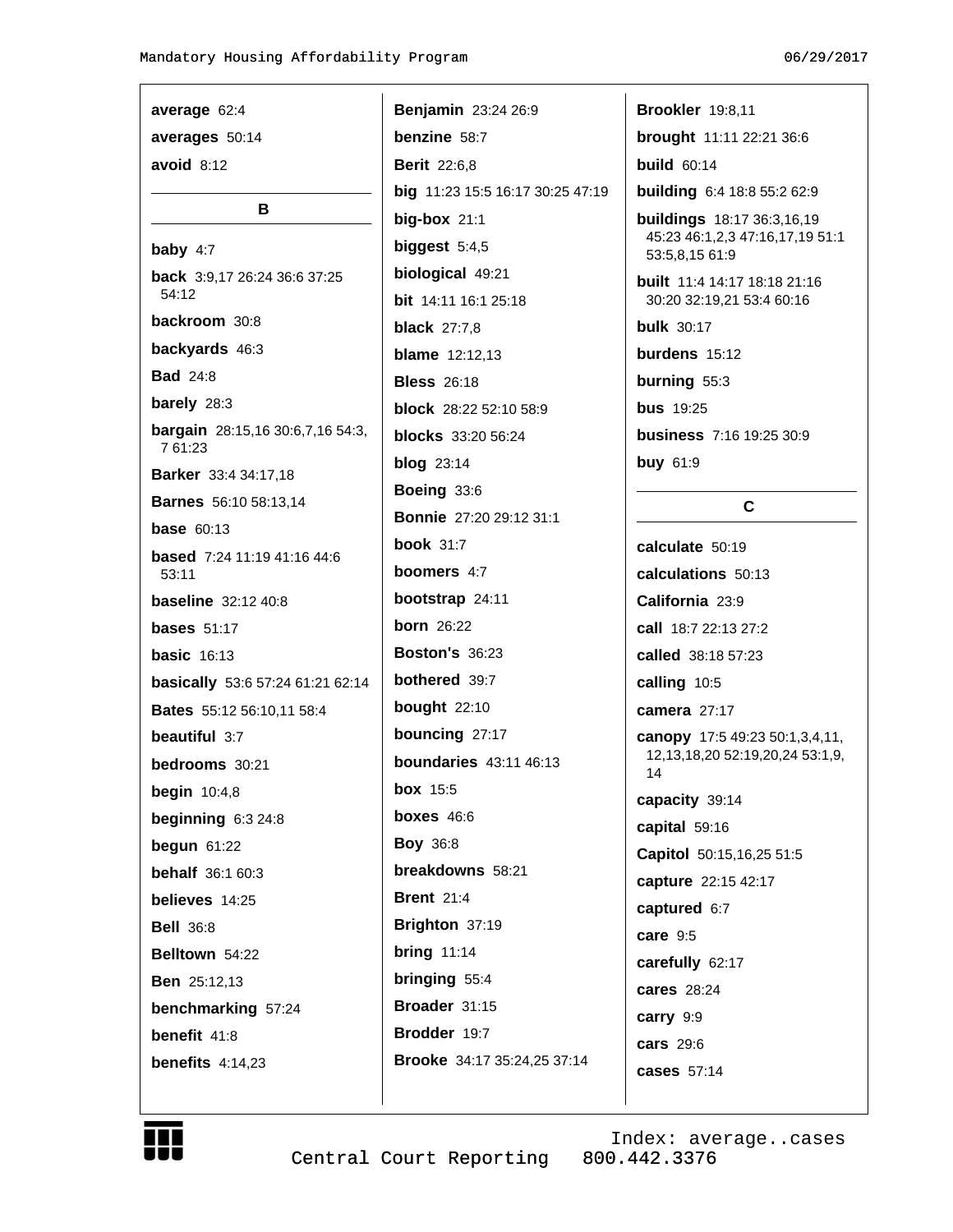**average** 62:4

**averages** 50:14

**avoid** 8:12

## B

**baby** 4:7

**back** 3:9,17 26:24 36:6 37:25 54:12

**backroom** 30:8

**backyards** 46:3

**Bad** 24:8

**barely** 28:3

**bargain** 28:15,16 30:6,7,16 54:3,7 61:23

**Barker** 33:4 34:17,18

**Barnes** 56:10 58:13,14

**base** 60:13

**based** 7:24 11:19 41:16 44:6 53:11

**baseline** 32:12 40:8

**bases** 51:17

**basic** 16:13

**basically** 53:6 57:24 61:21 62:14

**Bates** 55:12 56:10,11 58:4

**beautiful** 3:7

**bedrooms** 30:21

**begin** 10:4,8

**beginning** 6:3 24:8

**begun** 61:22

**behalf** 36:1 60:3

**believes** 14:25

**Bell** 36:8

**Belltown** 54:22

**Ben** 25:12,13

**benchmarking** 57:24

**benefit** 41:8

**benefits** 4:14,23

**Benjamin** 23:24 26:9

**benzine** 58:7

**Berit** 22:6,8

**big** 11:23 15:5 16:17 30:25 47:19

**big-box** 21:1

**biggest** 5:4,5

**biological** 49:21

**bit** 14:11 16:1 25:18

**black** 27:7,8

**blame** 12:12,13

**Bless** 26:18

**block** 28:22 52:10 58:9

**blocks** 33:20 56:24

**blog** 23:14

**Boeing** 33:6

**Bonnie** 27:20 29:12 31:1

**book** 31:7

**boomers** 4:7

**bootstrap** 24:11

**born** 26:22

**Boston's** 36:23

**bothered** 39:7

**bought** 22:10

**bouncing** 27:17

**boundaries** 43:11 46:13

**box** 15:5

**boxes** 46:6

**Boy** 36:8

**breakdowns** 58:21

**Brent** 21:4

**Brighton** 37:19

**bring** 11:14

**bringing** 55:4

**Broader** 31:15

**Brodder** 19:7

**Brooke** 34:17 35:24,25 37:14

**Brookler** 19:8,11

**brought** 11:11 22:21 36:6

**build** 60:14

**building** 6:4 18:8 55:2 62:9

**buildings** 18:17 36:3,16,19 45:23 46:1,2,3 47:16,17,19 51:1 53:5,8,15 61:9

**built** 11:4 14:17 18:18 21:16 30:20 32:19,21 53:4 60:16

**bulk** 30:17

**burdens** 15:12

**burning** 55:3

**bus** 19:25

**business** 7:16 19:25 30:9

**buy** 61:9

## C

**calculate** 50:19

**calculations** 50:13

**California** 23:9

**call** 18:7 22:13 27:2

**called** 38:18 57:23

**calling** 10:5

**camera** 27:17

**canopy** 17:5 49:23 50:1,3,4,11,12,13,18,20 52:19,20,24 53:1,9,14

**capacity** 39:14

**capital** 59:16

**Capitol** 50:15,16,25 51:5

**capture** 22:15 42:17

**captured** 6:7

**care** 9:5

**carefully** 62:17

**cares** 28:24

**carry** 9:9

**cars** 29:6

**cases** 57:14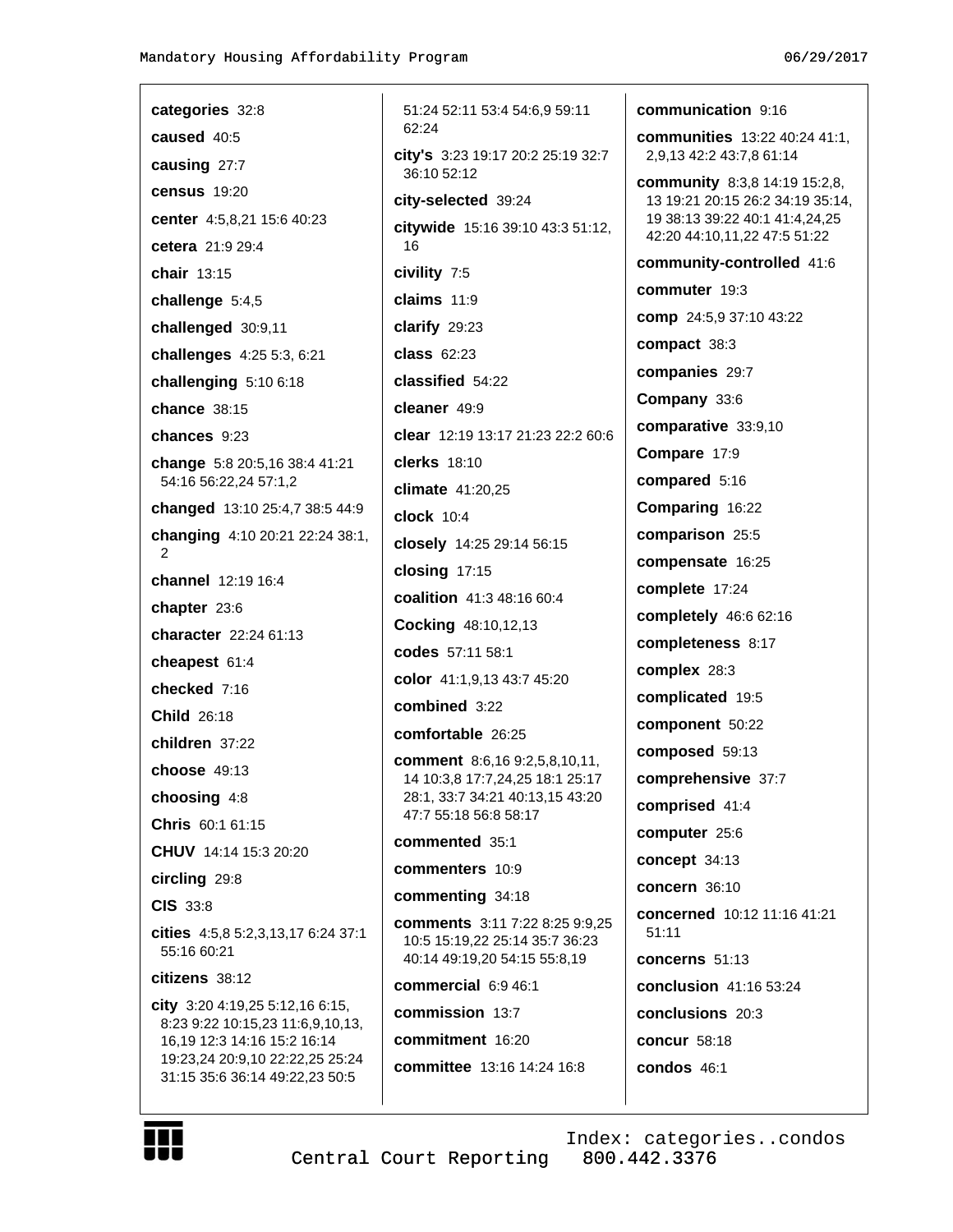**categories** 32:8

**caused** 40:5

**causing** 27:7

**census** 19:20

**center** 4:5,8,21 15:6 40:23

**cetera** 21:9 29:4

**chair** 13:15

**challenge** 5:4,5

**challenged** 30:9,11

**challenges** 4:25 5:3, 6:21

**challenging** 5:10 6:18

**chance** 38:15

**chances** 9:23

**change** 5:8 20:5,16 38:4 41:21 54:16 56:22,24 57:1,2

**changed** 13:10 25:4,7 38:5 44:9

**changing** 4:10 20:21 22:24 38:1, 2

**channel** 12:19 16:4

**chapter** 23:6

**character** 22:24 61:13

**cheapest** 61:4

**checked** 7:16

**Child** 26:18

**children** 37:22

**choose** 49:13

**choosing** 4:8

**Chris** 60:1 61:15

**CHUV** 14:14 15:3 20:20

**circling** 29:8

**CIS** 33:8

**cities** 4:5,8 5:2,3,13,17 6:24 37:1 55:16 60:21

**citizens** 38:12

**city** 3:20 4:19,25 5:12,16 6:15, 8:23 9:22 10:15,23 11:6,9,10,13, 16,19 12:3 14:16 15:2 16:14 19:23,24 20:9,10 22:22,25 25:24 31:15 35:6 36:14 49:22,23 50:5 51:24 52:11 53:4 54:6,9 59:11 62:24

**city's** 3:23 19:17 20:2 25:19 32:7 36:10 52:12

**city-selected** 39:24

**citywide** 15:16 39:10 43:3 51:12, 16

**civility** 7:5

**claims** 11:9

**clarify** 29:23

**class** 62:23

**classified** 54:22

**cleaner** 49:9

**clear** 12:19 13:17 21:23 22:2 60:6

**clerks** 18:10

**climate** 41:20,25

**clock** 10:4

**closely** 14:25 29:14 56:15

**closing** 17:15

**coalition** 41:3 48:16 60:4

**Cocking** 48:10,12,13

**codes** 57:11 58:1

**color** 41:1,9,13 43:7 45:20

**combined** 3:22

**comfortable** 26:25

**comment** 8:6,16 9:2,5,8,10,11, 14 10:3,8 17:7,24,25 18:1 25:17 28:1, 33:7 34:21 40:13,15 43:20 47:7 55:18 56:8 58:17

**commented** 35:1

**commenters** 10:9

**commenting** 34:18

**comments** 3:11 7:22 8:25 9:9,25 10:5 15:19,22 25:14 35:7 36:23 40:14 49:19,20 54:15 55:8,19

**commercial** 6:9 46:1

**commission** 13:7

**commitment** 16:20

**committee** 13:16 14:24 16:8

**communication** 9:16

**communities** 13:22 40:24 41:1, 2,9,13 42:2 43:7,8 61:14

**community** 8:3,8 14:19 15:2,8, 13 19:21 20:15 26:2 34:19 35:14, 19 38:13 39:22 40:1 41:4,24,25 42:20 44:10,11,22 47:5 51:22

**community-controlled** 41:6

**commuter** 19:3

**comp** 24:5,9 37:10 43:22

**compact** 38:3

**companies** 29:7

**Company** 33:6

**comparative** 33:9,10

**Compare** 17:9

**compared** 5:16

**Comparing** 16:22

**comparison** 25:5

**compensate** 16:25

**complete** 17:24

**completely** 46:6 62:16

**completeness** 8:17

**complex** 28:3

**complicated** 19:5

**component** 50:22

**composed** 59:13

**comprehensive** 37:7

**comprised** 41:4

**computer** 25:6

**concept** 34:13

**concern** 36:10

**concerned** 10:12 11:16 41:21 51:11

**concerns** 51:13

**conclusion** 41:16 53:24

**conclusions** 20:3

**concur** 58:18

**condos** 46:1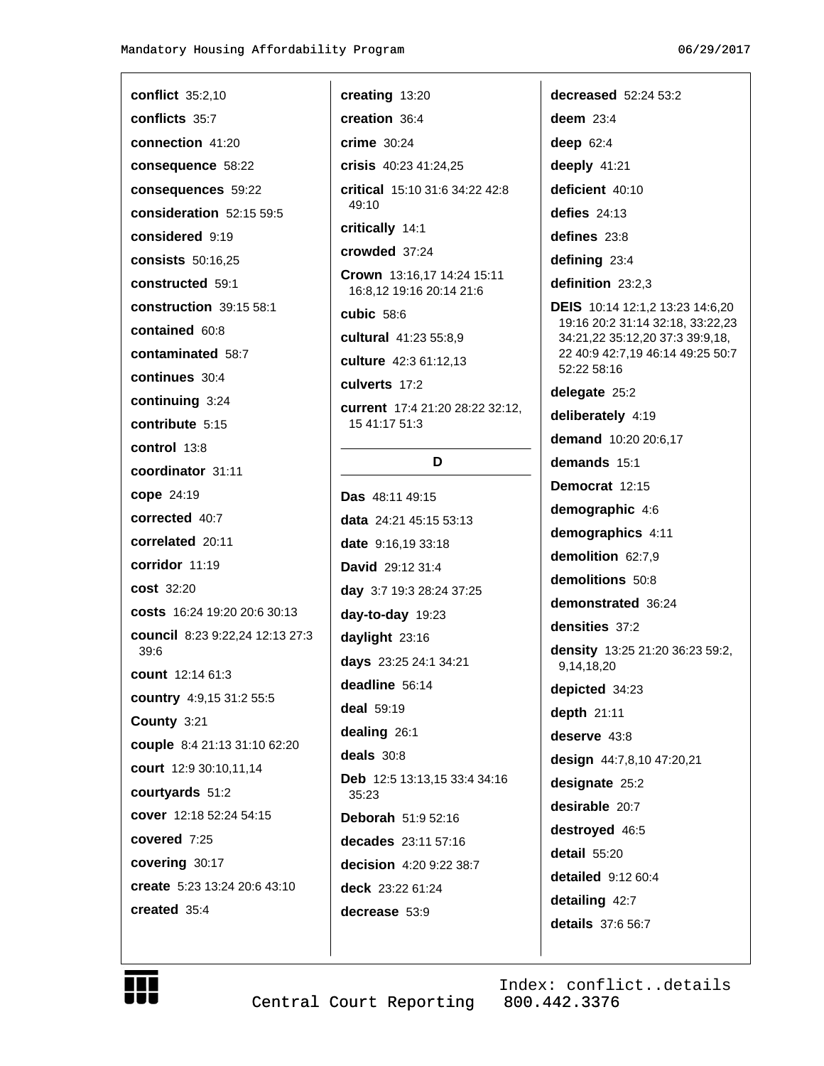**conflict** 35:2,10

**conflicts** 35:7

**connection** 41:20

**consequence** 58:22

**consequences** 59:22

**consideration** 52:15 59:5

**considered** 9:19

**consists** 50:16,25

**constructed** 59:1

**construction** 39:15 58:1

**contained** 60:8

**contaminated** 58:7

**continues** 30:4

**continuing** 3:24

**contribute** 5:15

**control** 13:8

**coordinator** 31:11

**cope** 24:19

**corrected** 40:7

**correlated** 20:11

**corridor** 11:19

**cost** 32:20

**costs** 16:24 19:20 20:6 30:13

**council** 8:23 9:22,24 12:13 27:3 39:6

**count** 12:14 61:3

**country** 4:9,15 31:2 55:5

**County** 3:21

**couple** 8:4 21:13 31:10 62:20

**court** 12:9 30:10,11,14

**courtyards** 51:2

**cover** 12:18 52:24 54:15

**covered** 7:25

**covering** 30:17

**create** 5:23 13:24 20:6 43:10

**created** 35:4

**creating** 13:20

**creation** 36:4

**crime** 30:24

**crisis** 40:23 41:24,25

**critical** 15:10 31:6 34:22 42:8 49:10

**critically** 14:1

**crowded** 37:24

**Crown** 13:16,17 14:24 15:11 16:8,12 19:16 20:14 21:6

**cubic** 58:6

**cultural** 41:23 55:8,9

**culture** 42:3 61:12,13

**culverts** 17:2

**current** 17:4 21:20 28:22 32:12, 15 41:17 51:3

## D

**Das** 48:11 49:15

**data** 24:21 45:15 53:13

**date** 9:16,19 33:18

**David** 29:12 31:4

**day** 3:7 19:3 28:24 37:25

**day-to-day** 19:23

**daylight** 23:16

**days** 23:25 24:1 34:21

**deadline** 56:14

**deal** 59:19

**dealing** 26:1

**deals** 30:8

**Deb** 12:5 13:13,15 33:4 34:16 35:23

**Deborah** 51:9 52:16

**decades** 23:11 57:16

**decision** 4:20 9:22 38:7

**deck** 23:22 61:24

**decrease** 53:9

**decreased** 52:24 53:2

**deem** 23:4

**deep** 62:4

**deeply** 41:21

**deficient** 40:10

**defies** 24:13

**defines** 23:8

**defining** 23:4

**definition** 23:2,3

**DEIS** 10:14 12:1,2 13:23 14:6,20 19:16 20:2 31:14 32:18, 33:22,23 34:21,22 35:12,20 37:3 39:9,18, 22 40:9 42:7,19 46:14 49:25 50:7 52:22 58:16

**delegate** 25:2

**deliberately** 4:19

**demand** 10:20 20:6,17

**demands** 15:1

**Democrat** 12:15

**demographic** 4:6

**demographics** 4:11

**demolition** 62:7,9

**demolitions** 50:8

**demonstrated** 36:24

**densities** 37:2

**density** 13:25 21:20 36:23 59:2, 9,14,18,20

**depicted** 34:23

**depth** 21:11

**deserve** 43:8

**design** 44:7,8,10 47:20,21

**designate** 25:2

**desirable** 20:7

**destroyed** 46:5

**detail** 55:20

**detailed** 9:12 60:4

**detailing** 42:7

**details** 37:6 56:7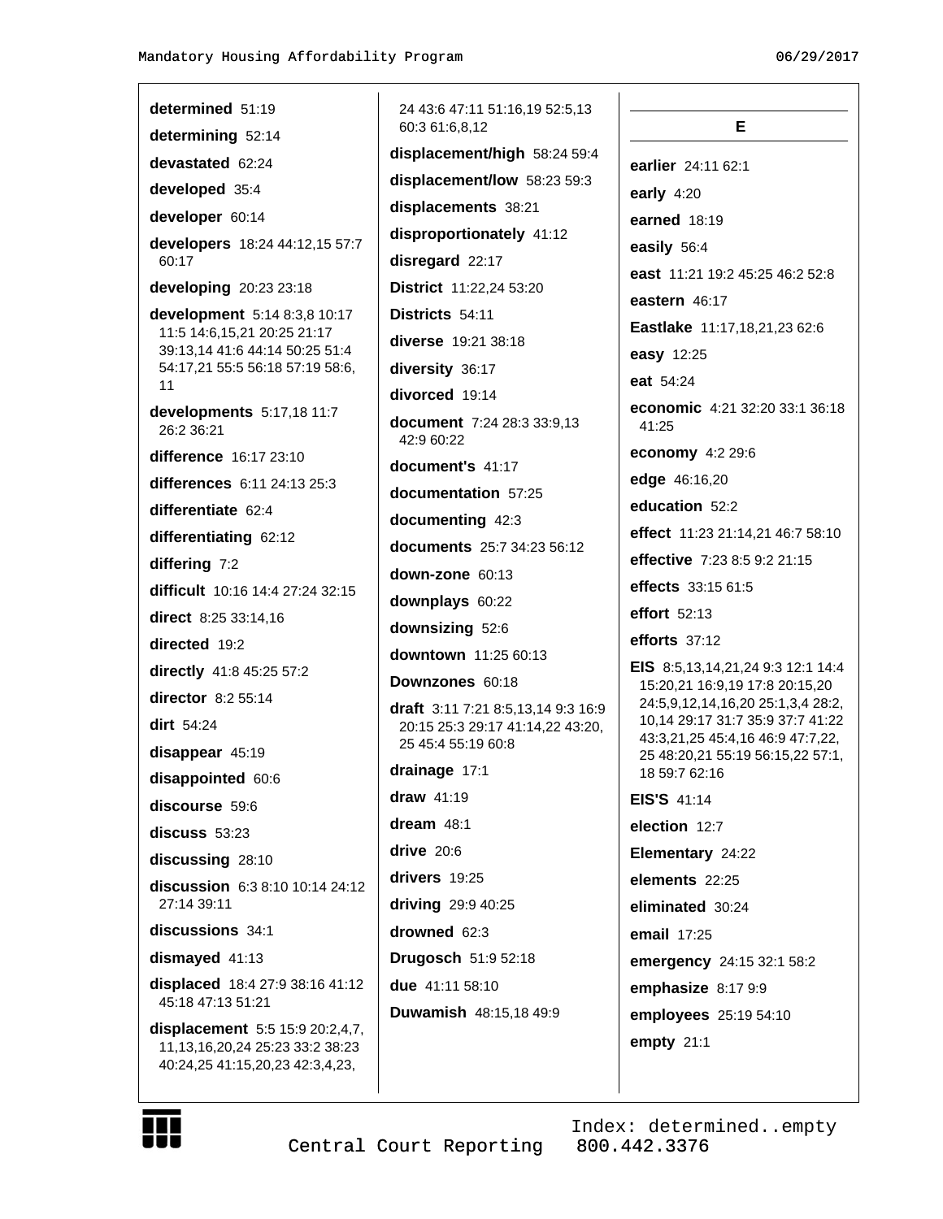**determined** 51:19

**determining** 52:14

**devastated** 62:24

**developed** 35:4

**developer** 60:14

**developers** 18:24 44:12,15 57:7 60:17

**developing** 20:23 23:18

**development** 5:14 8:3,8 10:17 11:5 14:6,15,21 20:25 21:17 39:13,14 41:6 44:14 50:25 51:4 54:17,21 55:5 56:18 57:19 58:6, 11

**developments** 5:17,18 11:7 26:2 36:21

**difference** 16:17 23:10

**differences** 6:11 24:13 25:3

**differentiate** 62:4

**differentiating** 62:12

**differing** 7:2

**difficult** 10:16 14:4 27:24 32:15

**direct** 8:25 33:14,16

**directed** 19:2

**directly** 41:8 45:25 57:2

**director** 8:2 55:14

**dirt** 54:24

**disappear** 45:19

**disappointed** 60:6

**discourse** 59:6

**discuss** 53:23

**discussing** 28:10

**discussion** 6:3 8:10 10:14 24:12 27:14 39:11

**discussions** 34:1

**dismayed** 41:13

**displaced** 18:4 27:9 38:16 41:12 45:18 47:13 51:21

**displacement** 5:5 15:9 20:2,4,7, 11,13,16,20,24 25:23 33:2 38:23 40:24,25 41:15,20,23 42:3,4,23, 24 43:6 47:11 51:16,19 52:5,13 60:3 61:6,8,12

**displacement/high** 58:24 59:4

**displacement/low** 58:23 59:3

**displacements** 38:21

**disproportionately** 41:12

**disregard** 22:17

**District** 11:22,24 53:20

**Districts** 54:11

**diverse** 19:21 38:18

**diversity** 36:17

**divorced** 19:14

**document** 7:24 28:3 33:9,13 42:9 60:22

**document's** 41:17

**documentation** 57:25

**documenting** 42:3

**documents** 25:7 34:23 56:12

**down-zone** 60:13

**downplays** 60:22

**downsizing** 52:6

**downtown** 11:25 60:13

**Downzones** 60:18

**draft** 3:11 7:21 8:5,13,14 9:3 16:9 20:15 25:3 29:17 41:14,22 43:20, 25 45:4 55:19 60:8

**drainage** 17:1

**draw** 41:19

**dream** 48:1

**drive** 20:6

**drivers** 19:25

**driving** 29:9 40:25

**drowned** 62:3

**Drugosch** 51:9 52:18

**due** 41:11 58:10

**Duwamish** 48:15,18 49:9

## E

**earlier** 24:11 62:1

**early** 4:20

**earned** 18:19

**easily** 56:4

**east** 11:21 19:2 45:25 46:2 52:8

**eastern** 46:17

**Eastlake** 11:17,18,21,23 62:6

**easy** 12:25

**eat** 54:24

**economic** 4:21 32:20 33:1 36:18 41:25

**economy** 4:2 29:6

**edge** 46:16,20

**education** 52:2

**effect** 11:23 21:14,21 46:7 58:10

**effective** 7:23 8:5 9:2 21:15

**effects** 33:15 61:5

**effort** 52:13

**efforts** 37:12

**EIS** 8:5,13,14,21,24 9:3 12:1 14:4 15:20,21 16:9,19 17:8 20:15,20 24:5,9,12,14,16,20 25:1,3,4 28:2, 10,14 29:17 31:7 35:9 37:7 41:22 43:3,21,25 45:4,16 46:9 47:7,22, 25 48:20,21 55:19 56:15,22 57:1, 18 59:7 62:16

**EIS'S** 41:14

**election** 12:7

**Elementary** 24:22

**elements** 22:25

**eliminated** 30:24

**email** 17:25

**emergency** 24:15 32:1 58:2

**emphasize** 8:17 9:9

**employees** 25:19 54:10

**empty** 21:1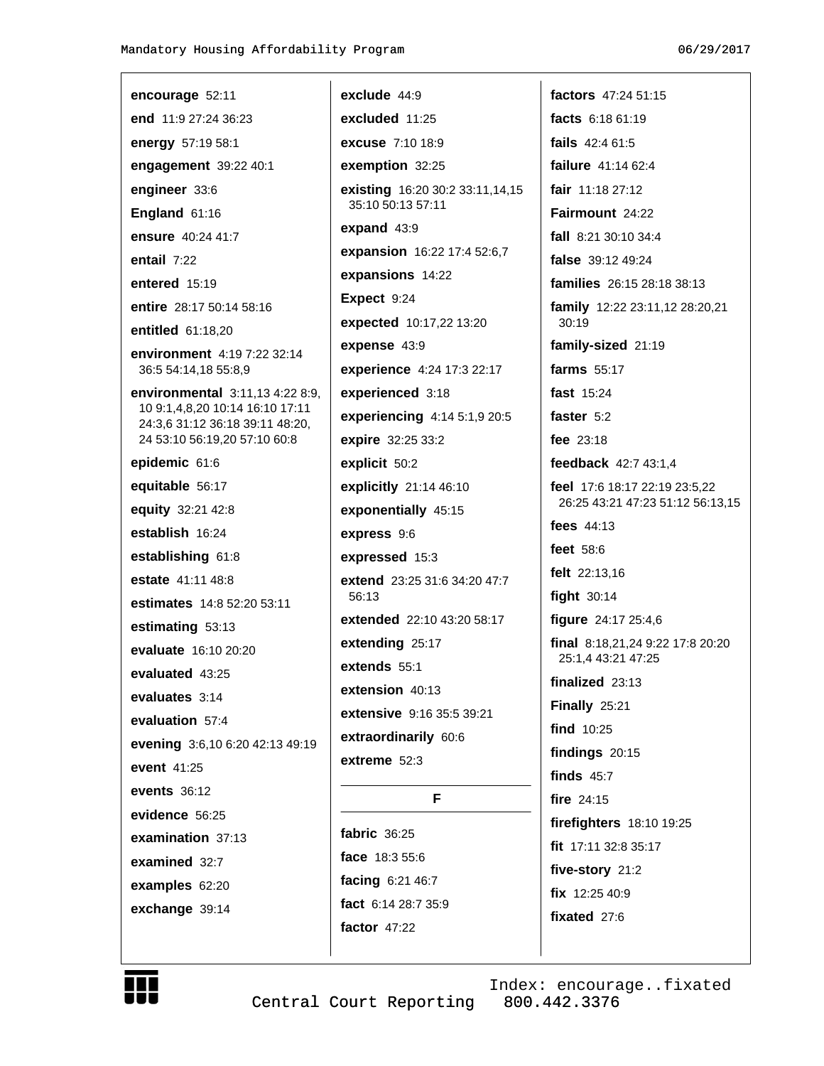**encourage** 52:11

**end** 11:9 27:24 36:23

**energy** 57:19 58:1

**engagement** 39:22 40:1

**engineer** 33:6

**England** 61:16

**ensure** 40:24 41:7

**entail** 7:22

**entered** 15:19

**entire** 28:17 50:14 58:16

**entitled** 61:18,20

**environment** 4:19 7:22 32:14 36:5 54:14,18 55:8,9

**environmental** 3:11,13 4:22 8:9,10 9:1,4,8,20 10:14 16:10 17:11 24:3,6 31:12 36:18 39:11 48:20,24 53:10 56:19,20 57:10 60:8

**epidemic** 61:6

**equitable** 56:17

**equity** 32:21 42:8

**establish** 16:24

**establishing** 61:8

**estate** 41:11 48:8

**estimates** 14:8 52:20 53:11

**estimating** 53:13

**evaluate** 16:10 20:20

**evaluated** 43:25

**evaluates** 3:14

**evaluation** 57:4

**evening** 3:6,10 6:20 42:13 49:19

**event** 41:25

**events** 36:12

**evidence** 56:25

**examination** 37:13

**examined** 32:7

**examples** 62:20

**exchange** 39:14

**exclude** 44:9

**excluded** 11:25

**excuse** 7:10 18:9

**exemption** 32:25

**existing** 16:20 30:2 33:11,14,15 35:10 50:13 57:11

**expand** 43:9

**expansion** 16:22 17:4 52:6,7

**expansions** 14:22

**Expect** 9:24

**expected** 10:17,22 13:20

**expense** 43:9

**experience** 4:24 17:3 22:17

**experienced** 3:18

**experiencing** 4:14 5:1,9 20:5

**expire** 32:25 33:2

**explicit** 50:2

**explicitly** 21:14 46:10

**exponentially** 45:15

**express** 9:6

**expressed** 15:3

**extend** 23:25 31:6 34:20 47:7 56:13

**extended** 22:10 43:20 58:17

**extending** 25:17

**extends** 55:1

**extension** 40:13

**extensive** 9:16 35:5 39:21

**extraordinarily** 60:6

**extreme** 52:3

## F

**fabric** 36:25

**face** 18:3 55:6

**facing** 6:21 46:7

**fact** 6:14 28:7 35:9

**factor** 47:22

**factors** 47:24 51:15

**facts** 6:18 61:19

**fails** 42:4 61:5

**failure** 41:14 62:4

**fair** 11:18 27:12

**Fairmount** 24:22

**fall** 8:21 30:10 34:4

**false** 39:12 49:24

**families** 26:15 28:18 38:13

**family** 12:22 23:11,12 28:20,21 30:19

**family-sized** 21:19

**farms** 55:17

**fast** 15:24

**faster** 5:2

**fee** 23:18

**feedback** 42:7 43:1,4

**feel** 17:6 18:17 22:19 23:5,22 26:25 43:21 47:23 51:12 56:13,15

**fees** 44:13

**feet** 58:6

**felt** 22:13,16

**fight** 30:14

**figure** 24:17 25:4,6

**final** 8:18,21,24 9:22 17:8 20:20 25:1,4 43:21 47:25

**finalized** 23:13

**Finally** 25:21

**find** 10:25

**findings** 20:15

**finds** 45:7

**fire** 24:15

**firefighters** 18:10 19:25

**fit** 17:11 32:8 35:17

**five-story** 21:2

**fix** 12:25 40:9

**fixated** 27:6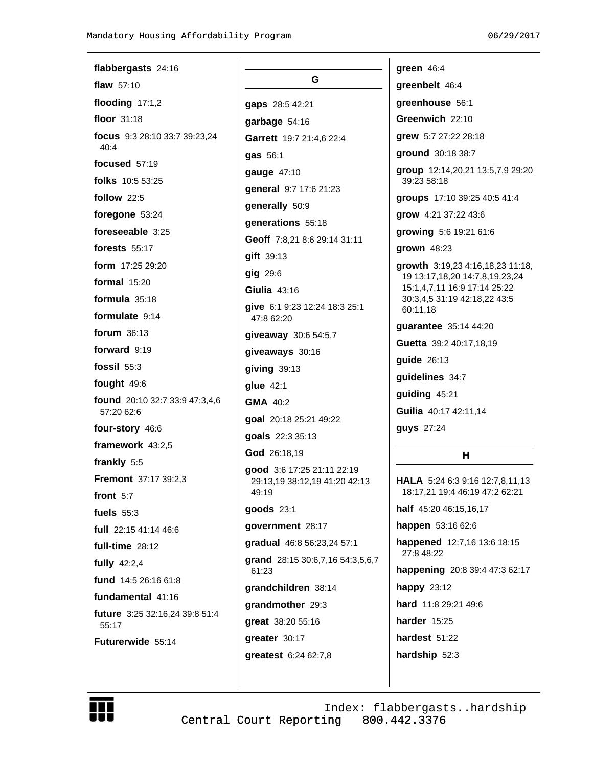**flabbergasts** 24:16

**flaw** 57:10

**flooding** 17:1,2

**floor** 31:18

**focus** 9:3 28:10 33:7 39:23,24 40:4

**focused** 57:19

**folks** 10:5 53:25

**follow** 22:5

**foregone** 53:24

**foreseeable** 3:25

**forests** 55:17

**form** 17:25 29:20

**formal** 15:20

**formula** 35:18

**formulate** 9:14

**forum** 36:13

**forward** 9:19

**fossil** 55:3

**fought** 49:6

**found** 20:10 32:7 33:9 47:3,4,6 57:20 62:6

**four-story** 46:6

**framework** 43:2,5

**frankly** 5:5

**Fremont** 37:17 39:2,3

**front** 5:7

**fuels** 55:3

**full** 22:15 41:14 46:6

**full-time** 28:12

**fully** 42:2,4

**fund** 14:5 26:16 61:8

**fundamental** 41:16

**future** 3:25 32:16,24 39:8 51:4 55:17

**Futurerwide** 55:14

## G

**gaps** 28:5 42:21

**garbage** 54:16

**Garrett** 19:7 21:4,6 22:4

**gas** 56:1

**gauge** 47:10

**general** 9:7 17:6 21:23

**generally** 50:9

**generations** 55:18

**Geoff** 7:8,21 8:6 29:14 31:11

**gift** 39:13

**gig** 29:6

**Giulia** 43:16

**give** 6:1 9:23 12:24 18:3 25:1 47:8 62:20

**giveaway** 30:6 54:5,7

**giveaways** 30:16

**giving** 39:13

**glue** 42:1

**GMA** 40:2

**goal** 20:18 25:21 49:22

**goals** 22:3 35:13

**God** 26:18,19

**good** 3:6 17:25 21:11 22:19 29:13,19 38:12,19 41:20 42:13 49:19

**goods** 23:1

**government** 28:17

**gradual** 46:8 56:23,24 57:1

**grand** 28:15 30:6,7,16 54:3,5,6,7 61:23

**grandchildren** 38:14

**grandmother** 29:3

**great** 38:20 55:16

**greater** 30:17

**greatest** 6:24 62:7,8

**green** 46:4

**greenbelt** 46:4

**greenhouse** 56:1

**Greenwich** 22:10

**grew** 5:7 27:22 28:18

**ground** 30:18 38:7

**group** 12:14,20,21 13:5,7,9 29:20 39:23 58:18

**groups** 17:10 39:25 40:5 41:4

**grow** 4:21 37:22 43:6

**growing** 5:6 19:21 61:6

**grown** 48:23

**growth** 3:19,23 4:16,18,23 11:18,19 13:17,18,20 14:7,8,19,23,24 15:1,4,7,11 16:9 17:14 25:22 30:3,4,5 31:19 42:18,22 43:5 60:11,18

**guarantee** 35:14 44:20

**Guetta** 39:2 40:17,18,19

**guide** 26:13

**guidelines** 34:7

**guiding** 45:21

**Guilia** 40:17 42:11,14

**guys** 27:24

## H

**HALA** 5:24 6:3 9:16 12:7,8,11,13 18:17,21 19:4 46:19 47:2 62:21

**half** 45:20 46:15,16,17

**happen** 53:16 62:6

**happened** 12:7,16 13:6 18:15 27:8 48:22

**happening** 20:8 39:4 47:3 62:17

**happy** 23:12

**hard** 11:8 29:21 49:6

**harder** 15:25

**hardest** 51:22

**hardship** 52:3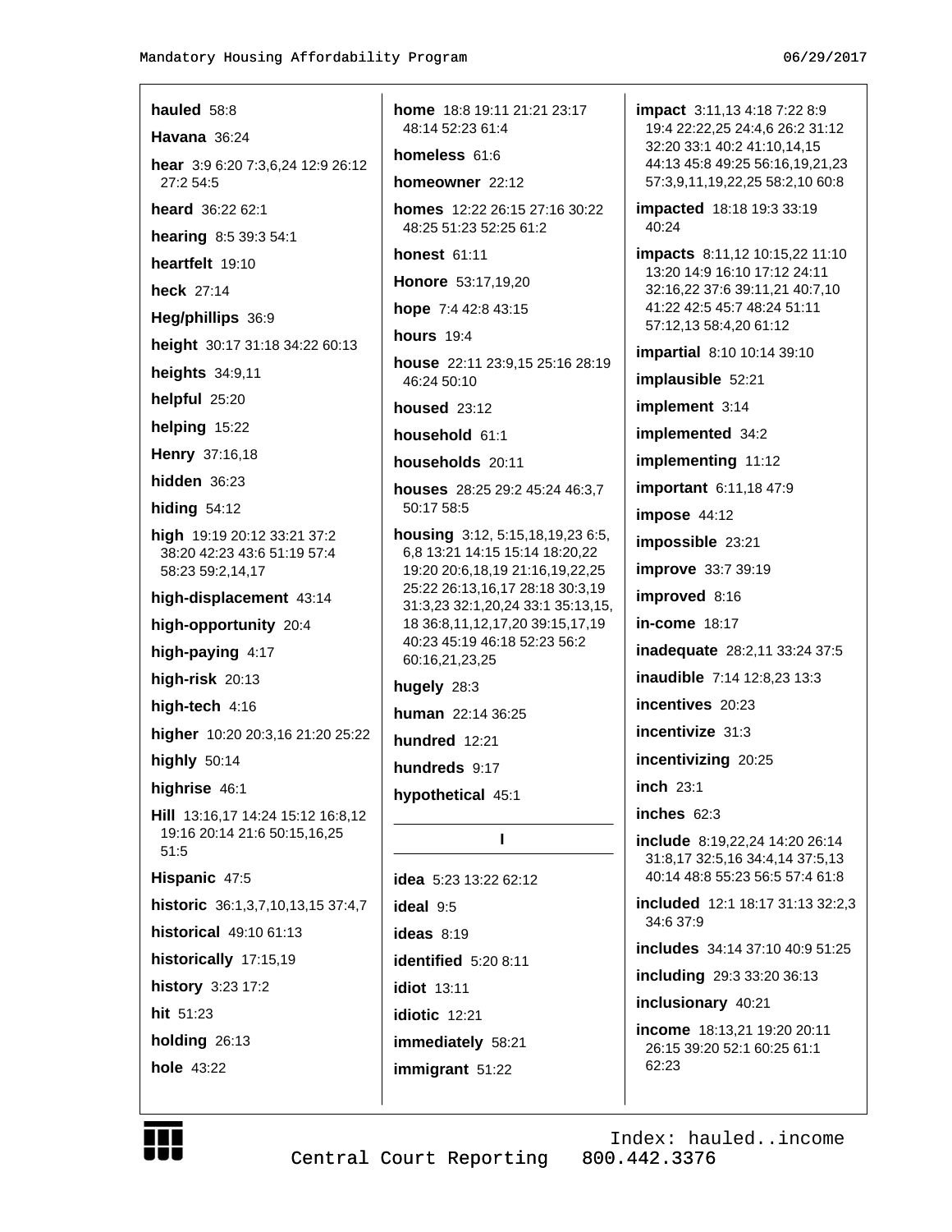**hauled** 58:8

**Havana** 36:24

**hear** 3:9 6:20 7:3,6,24 12:9 26:12 27:2 54:5

**heard** 36:22 62:1

**hearing** 8:5 39:3 54:1

**heartfelt** 19:10

**heck** 27:14

**Heg/phillips** 36:9

**height** 30:17 31:18 34:22 60:13

**heights** 34:9,11

**helpful** 25:20

**helping** 15:22

**Henry** 37:16,18

**hidden** 36:23

**hiding** 54:12

**high** 19:19 20:12 33:21 37:2 38:20 42:23 43:6 51:19 57:4 58:23 59:2,14,17

**high-displacement** 43:14

**high-opportunity** 20:4

**high-paying** 4:17

**high-risk** 20:13

**high-tech** 4:16

**higher** 10:20 20:3,16 21:20 25:22

**highly** 50:14

**highrise** 46:1

**Hill** 13:16,17 14:24 15:12 16:8,12 19:16 20:14 21:6 50:15,16,25 51:5

**Hispanic** 47:5

**historic** 36:1,3,7,10,13,15 37:4,7

**historical** 49:10 61:13

**historically** 17:15,19

**history** 3:23 17:2

**hit** 51:23

**holding** 26:13

**hole** 43:22

**home** 18:8 19:11 21:21 23:17 48:14 52:23 61:4

**homeless** 61:6

**homeowner** 22:12

**homes** 12:22 26:15 27:16 30:22 48:25 51:23 52:25 61:2

**honest** 61:11

**Honore** 53:17,19,20

**hope** 7:4 42:8 43:15

**hours** 19:4

**house** 22:11 23:9,15 25:16 28:19 46:24 50:10

**housed** 23:12

**household** 61:1

**households** 20:11

**houses** 28:25 29:2 45:24 46:3,7 50:17 58:5

**housing** 3:12, 5:15,18,19,23 6:5, 6,8 13:21 14:15 15:14 18:20,22 19:20 20:6,18,19 21:16,19,22,25 25:22 26:13,16,17 28:18 30:3,19 31:3,23 32:1,20,24 33:1 35:13,15, 18 36:8,11,12,17,20 39:15,17,19 40:23 45:19 46:18 52:23 56:2 60:16,21,23,25

**hugely** 28:3

**human** 22:14 36:25

**hundred** 12:21

**hundreds** 9:17

**hypothetical** 45:1

## I

**idea** 5:23 13:22 62:12

**ideal** 9:5

**ideas** 8:19

**identified** 5:20 8:11

**idiot** 13:11

**idiotic** 12:21

**immediately** 58:21

**immigrant** 51:22

**impact** 3:11,13 4:18 7:22 8:9 19:4 22:22,25 24:4,6 26:2 31:12 32:20 33:1 40:2 41:10,14,15 44:13 45:8 49:25 56:16,19,21,23 57:3,9,11,19,22,25 58:2,10 60:8

**impacted** 18:18 19:3 33:19 40:24

**impacts** 8:11,12 10:15,22 11:10 13:20 14:9 16:10 17:12 24:11 32:16,22 37:6 39:11,21 40:7,10 41:22 42:5 45:7 48:24 51:11 57:12,13 58:4,20 61:12

**impartial** 8:10 10:14 39:10

**implausible** 52:21

**implement** 3:14

**implemented** 34:2

**implementing** 11:12

**important** 6:11,18 47:9

**impose** 44:12

**impossible** 23:21

**improve** 33:7 39:19

**improved** 8:16

**in-come** 18:17

**inadequate** 28:2,11 33:24 37:5

**inaudible** 7:14 12:8,23 13:3

**incentives** 20:23

**incentivize** 31:3

**incentivizing** 20:25

**inch** 23:1

**inches** 62:3

**include** 8:19,22,24 14:20 26:14 31:8,17 32:5,16 34:4,14 37:5,13 40:14 48:8 55:23 56:5 57:4 61:8

**included** 12:1 18:17 31:13 32:2,3 34:6 37:9

**includes** 34:14 37:10 40:9 51:25

**including** 29:3 33:20 36:13

**inclusionary** 40:21

**income** 18:13,21 19:20 20:11 26:15 39:20 52:1 60:25 61:1 62:23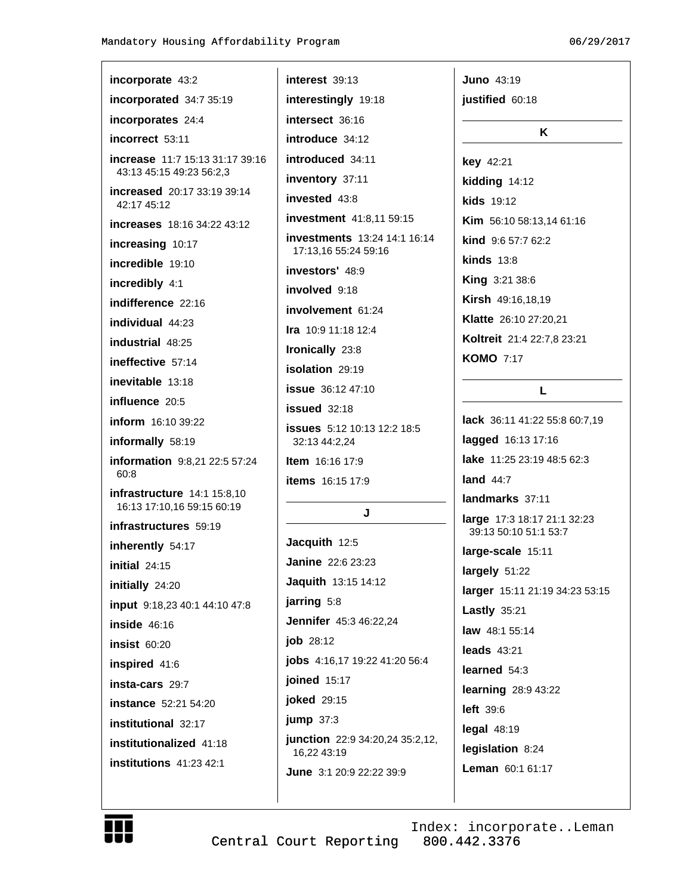**incorporate** 43:2

**incorporated** 34:7 35:19

**incorporates** 24:4

**incorrect** 53:11

**increase** 11:7 15:13 31:17 39:16 43:13 45:15 49:23 56:2,3

**increased** 20:17 33:19 39:14 42:17 45:12

**increases** 18:16 34:22 43:12

**increasing** 10:17

**incredible** 19:10

**incredibly** 4:1

**indifference** 22:16

**individual** 44:23

**industrial** 48:25

**ineffective** 57:14

**inevitable** 13:18

**influence** 20:5

**inform** 16:10 39:22

**informally** 58:19

**information** 9:8,21 22:5 57:24 60:8

**infrastructure** 14:1 15:8,10 16:13 17:10,16 59:15 60:19

**infrastructures** 59:19

**inherently** 54:17

**initial** 24:15

**initially** 24:20

**input** 9:18,23 40:1 44:10 47:8

**inside** 46:16

**insist** 60:20

**inspired** 41:6

**insta-cars** 29:7

**instance** 52:21 54:20

**institutional** 32:17

**institutionalized** 41:18

**institutions** 41:23 42:1

**interest** 39:13

**interestingly** 19:18

**intersect** 36:16

**introduce** 34:12

**introduced** 34:11

**inventory** 37:11

**invested** 43:8

**investment** 41:8,11 59:15

**investments** 13:24 14:1 16:14 17:13,16 55:24 59:16

**investors'** 48:9

**involved** 9:18

**involvement** 61:24

**Ira** 10:9 11:18 12:4

**Ironically** 23:8

**isolation** 29:19

**issue** 36:12 47:10

**issued** 32:18

**issues** 5:12 10:13 12:2 18:5 32:13 44:2,24

**Item** 16:16 17:9

**items** 16:15 17:9

## J

**Jacquith** 12:5

**Janine** 22:6 23:23

**Jaquith** 13:15 14:12

**jarring** 5:8

**Jennifer** 45:3 46:22,24

**job** 28:12

**jobs** 4:16,17 19:22 41:20 56:4

**joined** 15:17

**joked** 29:15

**jump** 37:3

**junction** 22:9 34:20,24 35:2,12, 16,22 43:19

**June** 3:1 20:9 22:22 39:9

**Juno** 43:19

**justified** 60:18

## K

**key** 42:21

**kidding** 14:12

**kids** 19:12

**Kim** 56:10 58:13,14 61:16

**kind** 9:6 57:7 62:2

**kinds** 13:8

**King** 3:21 38:6

**Kirsh** 49:16,18,19

**Klatte** 26:10 27:20,21

**Koltreit** 21:4 22:7,8 23:21

**KOMO** 7:17

## L

**lack** 36:11 41:22 55:8 60:7,19

**lagged** 16:13 17:16

**lake** 11:25 23:19 48:5 62:3

**land** 44:7

**landmarks** 37:11

**large** 17:3 18:17 21:1 32:23 39:13 50:10 51:1 53:7

**large-scale** 15:11

**largely** 51:22

**larger** 15:11 21:19 34:23 53:15

**Lastly** 35:21

**law** 48:1 55:14

**leads** 43:21

**learned** 54:3

**learning** 28:9 43:22

**left** 39:6

**legal** 48:19

**legislation** 8:24

**Leman** 60:1 61:17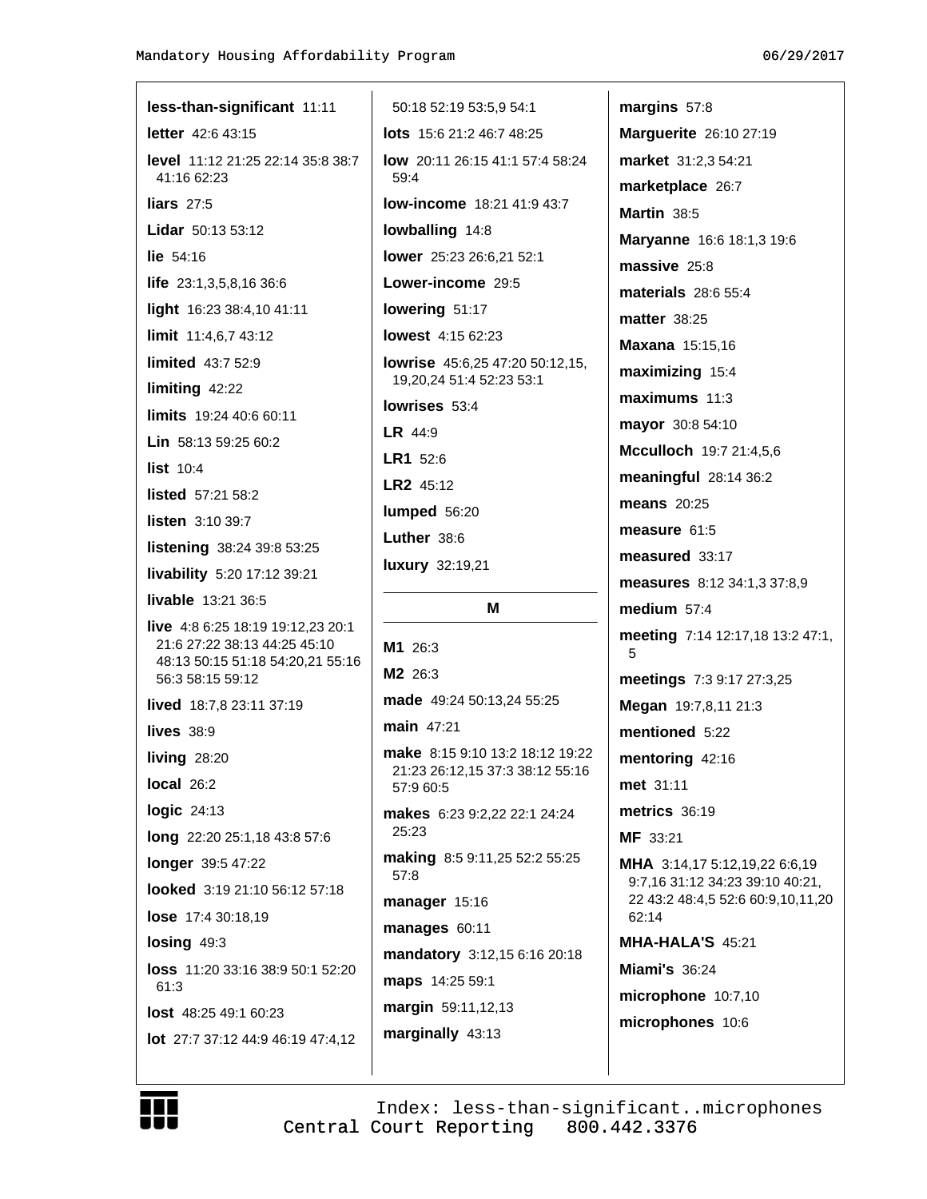**less-than-significant** 11:11

**letter** 42:6 43:15

**level** 11:12 21:25 22:14 35:8 38:7 41:16 62:23

**liars** 27:5

**Lidar** 50:13 53:12

**lie** 54:16

**life** 23:1,3,5,8,16 36:6

**light** 16:23 38:4,10 41:11

**limit** 11:4,6,7 43:12

**limited** 43:7 52:9

**limiting** 42:22

**limits** 19:24 40:6 60:11

**Lin** 58:13 59:25 60:2

**list** 10:4

**listed** 57:21 58:2

**listen** 3:10 39:7

**listening** 38:24 39:8 53:25

**livability** 5:20 17:12 39:21

**livable** 13:21 36:5

**live** 4:8 6:25 18:19 19:12,23 20:1 21:6 27:22 38:13 44:25 45:10 48:13 50:15 51:18 54:20,21 55:16 56:3 58:15 59:12

**lived** 18:7,8 23:11 37:19

**lives** 38:9

**living** 28:20

**local** 26:2

**logic** 24:13

**long** 22:20 25:1,18 43:8 57:6

**longer** 39:5 47:22

**looked** 3:19 21:10 56:12 57:18

**lose** 17:4 30:18,19

**losing** 49:3

**loss** 11:20 33:16 38:9 50:1 52:20 61:3

**lost** 48:25 49:1 60:23

**lot** 27:7 37:12 44:9 46:19 47:4,12 50:18 52:19 53:5,9 54:1

**lots** 15:6 21:2 46:7 48:25

**low** 20:11 26:15 41:1 57:4 58:24 59:4

**low-income** 18:21 41:9 43:7

**lowballing** 14:8

**lower** 25:23 26:6,21 52:1

**Lower-income** 29:5

**lowering** 51:17

**lowest** 4:15 62:23

**lowrise** 45:6,25 47:20 50:12,15,19,20,24 51:4 52:23 53:1

**lowrises** 53:4

**LR** 44:9

**LR1** 52:6

**LR2** 45:12

**lumped** 56:20

**Luther** 38:6

**luxury** 32:19,21

## M

**M1** 26:3

**M2** 26:3

**made** 49:24 50:13,24 55:25

**main** 47:21

**make** 8:15 9:10 13:2 18:12 19:22 21:23 26:12,15 37:3 38:12 55:16 57:9 60:5

**makes** 6:23 9:2,22 22:1 24:24 25:23

**making** 8:5 9:11,25 52:2 55:25 57:8

**manager** 15:16

**manages** 60:11

**mandatory** 3:12,15 6:16 20:18

**maps** 14:25 59:1

**margin** 59:11,12,13

**marginally** 43:13

**margins** 57:8

**Marguerite** 26:10 27:19

**market** 31:2,3 54:21

**marketplace** 26:7

**Martin** 38:5

**Maryanne** 16:6 18:1,3 19:6

**massive** 25:8

**materials** 28:6 55:4

**matter** 38:25

**Maxana** 15:15,16

**maximizing** 15:4

**maximums** 11:3

**mayor** 30:8 54:10

**Mcculloch** 19:7 21:4,5,6

**meaningful** 28:14 36:2

**means** 20:25

**measure** 61:5

**measured** 33:17

**measures** 8:12 34:1,3 37:8,9

**medium** 57:4

**meeting** 7:14 12:17,18 13:2 47:1,5

**meetings** 7:3 9:17 27:3,25

**Megan** 19:7,8,11 21:3

**mentioned** 5:22

**mentoring** 42:16

**met** 31:11

**metrics** 36:19

**MF** 33:21

**MHA** 3:14,17 5:12,19,22 6:6,19 9:7,16 31:12 34:23 39:10 40:21,22 43:2 48:4,5 52:6 60:9,10,11,20 62:14

**MHA-HALA'S** 45:21

**Miami's** 36:24

**microphone** 10:7,10

**microphones** 10:6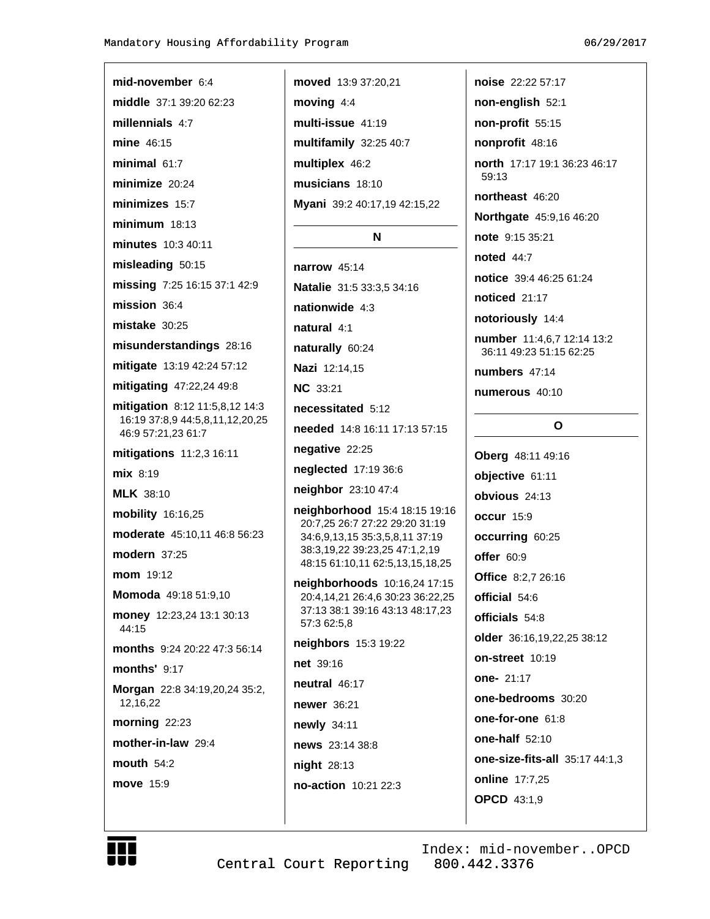**mid-november** 6:4

**middle** 37:1 39:20 62:23

**millennials** 4:7

**mine** 46:15

**minimal** 61:7

**minimize** 20:24

**minimizes** 15:7

**minimum** 18:13

**minutes** 10:3 40:11

**misleading** 50:15

**missing** 7:25 16:15 37:1 42:9

**mission** 36:4

**mistake** 30:25

**misunderstandings** 28:16

**mitigate** 13:19 42:24 57:12

**mitigating** 47:22,24 49:8

**mitigation** 8:12 11:5,8,12 14:3 16:19 37:8,9 44:5,8,11,12,20,25 46:9 57:21,23 61:7

**mitigations** 11:2,3 16:11

**mix** 8:19

**MLK** 38:10

**mobility** 16:16,25

**moderate** 45:10,11 46:8 56:23

**modern** 37:25

**mom** 19:12

**Momoda** 49:18 51:9,10

**money** 12:23,24 13:1 30:13 44:15

**months** 9:24 20:22 47:3 56:14

**months'** 9:17

**Morgan** 22:8 34:19,20,24 35:2, 12,16,22

**morning** 22:23

**mother-in-law** 29:4

**mouth** 54:2

**move** 15:9

**moved** 13:9 37:20,21

**moving** 4:4

**multi-issue** 41:19

**multifamily** 32:25 40:7

**multiplex** 46:2

**musicians** 18:10

**Myani** 39:2 40:17,19 42:15,22

## N

**narrow** 45:14

**Natalie** 31:5 33:3,5 34:16

**nationwide** 4:3

**natural** 4:1

**naturally** 60:24

**Nazi** 12:14,15

**NC** 33:21

**necessitated** 5:12

**needed** 14:8 16:11 17:13 57:15

**negative** 22:25

**neglected** 17:19 36:6

**neighbor** 23:10 47:4

**neighborhood** 15:4 18:15 19:16 20:7,25 26:7 27:22 29:20 31:19 34:6,9,13,15 35:3,5,8,11 37:19 38:3,19,22 39:23,25 47:1,2,19 48:15 61:10,11 62:5,13,15,18,25

**neighborhoods** 10:16,24 17:15 20:4,14,21 26:4,6 30:23 36:22,25 37:13 38:1 39:16 43:13 48:17,23 57:3 62:5,8

**neighbors** 15:3 19:22

**net** 39:16

**neutral** 46:17

**newer** 36:21

**newly** 34:11

**news** 23:14 38:8

**night** 28:13

**no-action** 10:21 22:3

**noise** 22:22 57:17

**non-english** 52:1

**non-profit** 55:15

**nonprofit** 48:16

**north** 17:17 19:1 36:23 46:17 59:13

**northeast** 46:20

**Northgate** 45:9,16 46:20

**note** 9:15 35:21

**noted** 44:7

**notice** 39:4 46:25 61:24

**noticed** 21:17

**notoriously** 14:4

**number** 11:4,6,7 12:14 13:2 36:11 49:23 51:15 62:25

**numbers** 47:14

**numerous** 40:10

## O

**Oberg** 48:11 49:16

**objective** 61:11

**obvious** 24:13

**occur** 15:9

**occurring** 60:25

**offer** 60:9

**Office** 8:2,7 26:16

**official** 54:6

**officials** 54:8

**older** 36:16,19,22,25 38:12

**on-street** 10:19

**one-** 21:17

**one-bedrooms** 30:20

**one-for-one** 61:8

**one-half** 52:10

**one-size-fits-all** 35:17 44:1,3

**online** 17:7,25

**OPCD** 43:1,9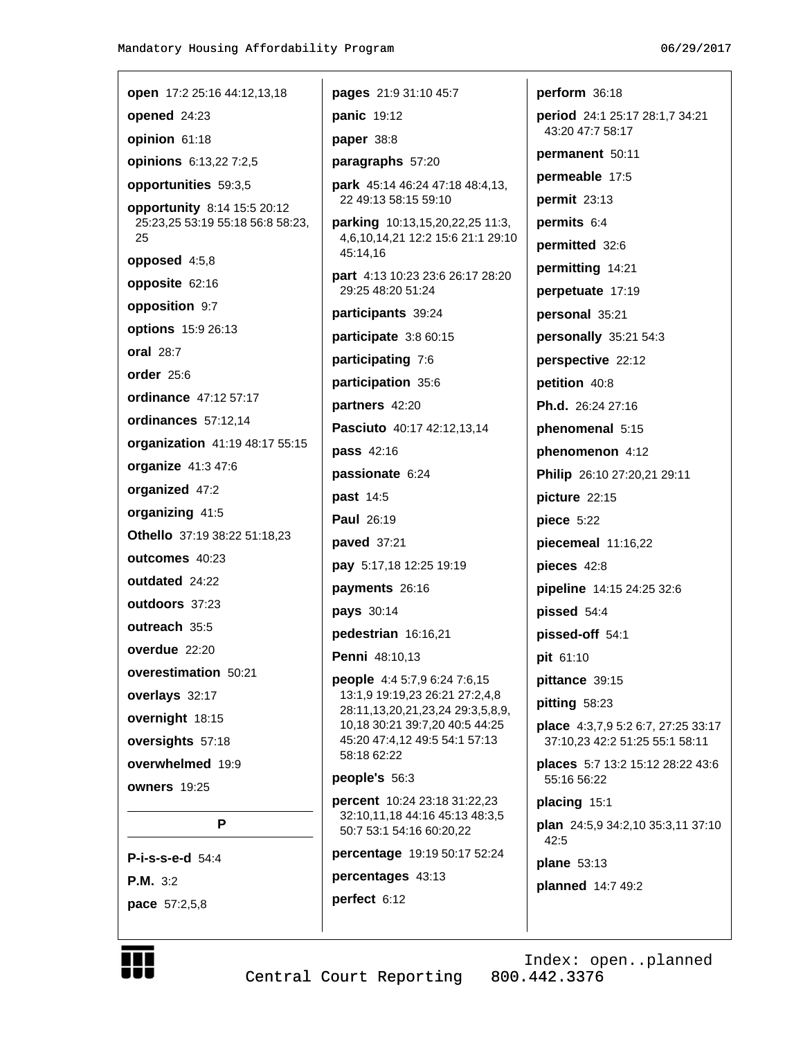**open** 17:2 25:16 44:12,13,18

**opened** 24:23

**opinion** 61:18

**opinions** 6:13,22 7:2,5

**opportunities** 59:3,5

**opportunity** 8:14 15:5 20:12 25:23,25 53:19 55:18 56:8 58:23, 25

**opposed** 4:5,8

**opposite** 62:16

**opposition** 9:7

**options** 15:9 26:13

**oral** 28:7

**order** 25:6

**ordinance** 47:12 57:17

**ordinances** 57:12,14

**organization** 41:19 48:17 55:15

**organize** 41:3 47:6

**organized** 47:2

**organizing** 41:5

**Othello** 37:19 38:22 51:18,23

**outcomes** 40:23

**outdated** 24:22

**outdoors** 37:23

**outreach** 35:5

**overdue** 22:20

**overestimation** 50:21

**overlays** 32:17

**overnight** 18:15

**oversights** 57:18

**overwhelmed** 19:9

**owners** 19:25

## P

**P-i-s-s-e-d** 54:4

**P.M.** 3:2

**pace** 57:2,5,8

**pages** 21:9 31:10 45:7

**panic** 19:12

**paper** 38:8

**paragraphs** 57:20

**park** 45:14 46:24 47:18 48:4,13, 22 49:13 58:15 59:10

**parking** 10:13,15,20,22,25 11:3, 4,6,10,14,21 12:2 15:6 21:1 29:10 45:14,16

**part** 4:13 10:23 23:6 26:17 28:20 29:25 48:20 51:24

**participants** 39:24

**participate** 3:8 60:15

**participating** 7:6

**participation** 35:6

**partners** 42:20

**Pasciuto** 40:17 42:12,13,14

**pass** 42:16

**passionate** 6:24

**past** 14:5

**Paul** 26:19

**paved** 37:21

**pay** 5:17,18 12:25 19:19

**payments** 26:16

**pays** 30:14

**pedestrian** 16:16,21

**Penni** 48:10,13

**people** 4:4 5:7,9 6:24 7:6,15 13:1,9 19:19,23 26:21 27:2,4,8 28:11,13,20,21,23,24 29:3,5,8,9, 10,18 30:21 39:7,20 40:5 44:25 45:20 47:4,12 49:5 54:1 57:13 58:18 62:22

**people's** 56:3

**percent** 10:24 23:18 31:22,23 32:10,11,18 44:16 45:13 48:3,5 50:7 53:1 54:16 60:20,22

**percentage** 19:19 50:17 52:24

**percentages** 43:13

**perfect** 6:12

**perform** 36:18

**period** 24:1 25:17 28:1,7 34:21 43:20 47:7 58:17

**permanent** 50:11

**permeable** 17:5

**permit** 23:13

**permits** 6:4

**permitted** 32:6

**permitting** 14:21

**perpetuate** 17:19

**personal** 35:21

**personally** 35:21 54:3

**perspective** 22:12

**petition** 40:8

**Ph.d.** 26:24 27:16

**phenomenal** 5:15

**phenomenon** 4:12

**Philip** 26:10 27:20,21 29:11

**picture** 22:15

**piece** 5:22

**piecemeal** 11:16,22

**pieces** 42:8

**pipeline** 14:15 24:25 32:6

**pissed** 54:4

**pissed-off** 54:1

**pit** 61:10

**pittance** 39:15

**pitting** 58:23

**place** 4:3,7,9 5:2 6:7, 27:25 33:17 37:10,23 42:2 51:25 55:1 58:11

**places** 5:7 13:2 15:12 28:22 43:6 55:16 56:22

**placing** 15:1

**plan** 24:5,9 34:2,10 35:3,11 37:10 42:5

**plane** 53:13

**planned** 14:7 49:2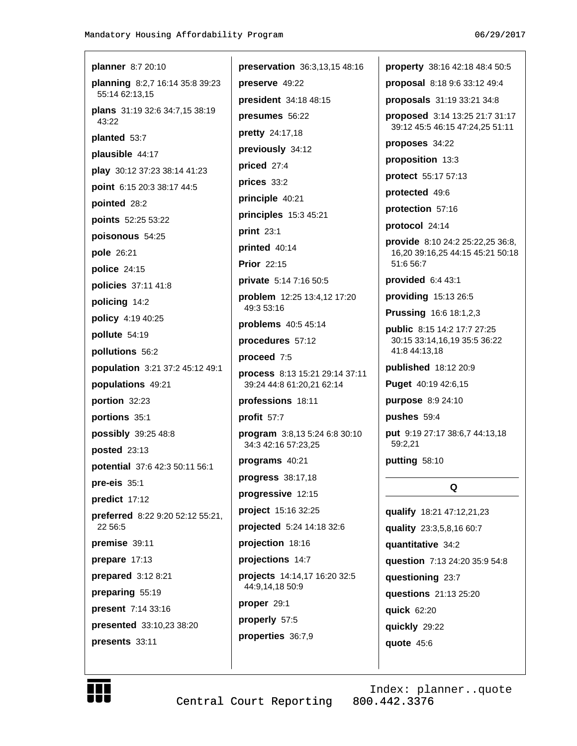**planner** 8:7 20:10

**planning** 8:2,7 16:14 35:8 39:23 55:14 62:13,15

**plans** 31:19 32:6 34:7,15 38:19 43:22

**planted** 53:7

**plausible** 44:17

**play** 30:12 37:23 38:14 41:23

**point** 6:15 20:3 38:17 44:5

**pointed** 28:2

**points** 52:25 53:22

**poisonous** 54:25

**pole** 26:21

**police** 24:15

**policies** 37:11 41:8

**policing** 14:2

**policy** 4:19 40:25

**pollute** 54:19

**pollutions** 56:2

**population** 3:21 37:2 45:12 49:1

**populations** 49:21

**portion** 32:23

**portions** 35:1

**possibly** 39:25 48:8

**posted** 23:13

**potential** 37:6 42:3 50:11 56:1

**pre-eis** 35:1

**predict** 17:12

**preferred** 8:22 9:20 52:12 55:21, 22 56:5

**premise** 39:11

**prepare** 17:13

**prepared** 3:12 8:21

**preparing** 55:19

**present** 7:14 33:16

**presented** 33:10,23 38:20

**presents** 33:11

**preservation** 36:3,13,15 48:16

**preserve** 49:22

**president** 34:18 48:15

**presumes** 56:22

**pretty** 24:17,18

**previously** 34:12

**priced** 27:4

**prices** 33:2

**principle** 40:21

**principles** 15:3 45:21

**print** 23:1

**printed** 40:14

**Prior** 22:15

**private** 5:14 7:16 50:5

**problem** 12:25 13:4,12 17:20 49:3 53:16

**problems** 40:5 45:14

**procedures** 57:12

**proceed** 7:5

**process** 8:13 15:21 29:14 37:11 39:24 44:8 61:20,21 62:14

**professions** 18:11

**profit** 57:7

**program** 3:8,13 5:24 6:8 30:10 34:3 42:16 57:23,25

**programs** 40:21

**progress** 38:17,18

**progressive** 12:15

**project** 15:16 32:25

**projected** 5:24 14:18 32:6

**projection** 18:16

**projections** 14:7

**projects** 14:14,17 16:20 32:5 44:9,14,18 50:9

**proper** 29:1

**properly** 57:5

**properties** 36:7,9

**property** 38:16 42:18 48:4 50:5

**proposal** 8:18 9:6 33:12 49:4

**proposals** 31:19 33:21 34:8

**proposed** 3:14 13:25 21:7 31:17 39:12 45:5 46:15 47:24,25 51:11

**proposes** 34:22

**proposition** 13:3

**protect** 55:17 57:13

**protected** 49:6

**protection** 57:16

**protocol** 24:14

**provide** 8:10 24:2 25:22,25 36:8, 16,20 39:16,25 44:15 45:21 50:18 51:6 56:7

**provided** 6:4 43:1

**providing** 15:13 26:5

**Prussing** 16:6 18:1,2,3

**public** 8:15 14:2 17:7 27:25 30:15 33:14,16,19 35:5 36:22 41:8 44:13,18

**published** 18:12 20:9

**Puget** 40:19 42:6,15

**purpose** 8:9 24:10

**pushes** 59:4

**put** 9:19 27:17 38:6,7 44:13,18 59:2,21

**putting** 58:10

## Q

**qualify** 18:21 47:12,21,23

**quality** 23:3,5,8,16 60:7

**quantitative** 34:2

**question** 7:13 24:20 35:9 54:8

**questioning** 23:7

**questions** 21:13 25:20

**quick** 62:20

**quickly** 29:22

**quote** 45:6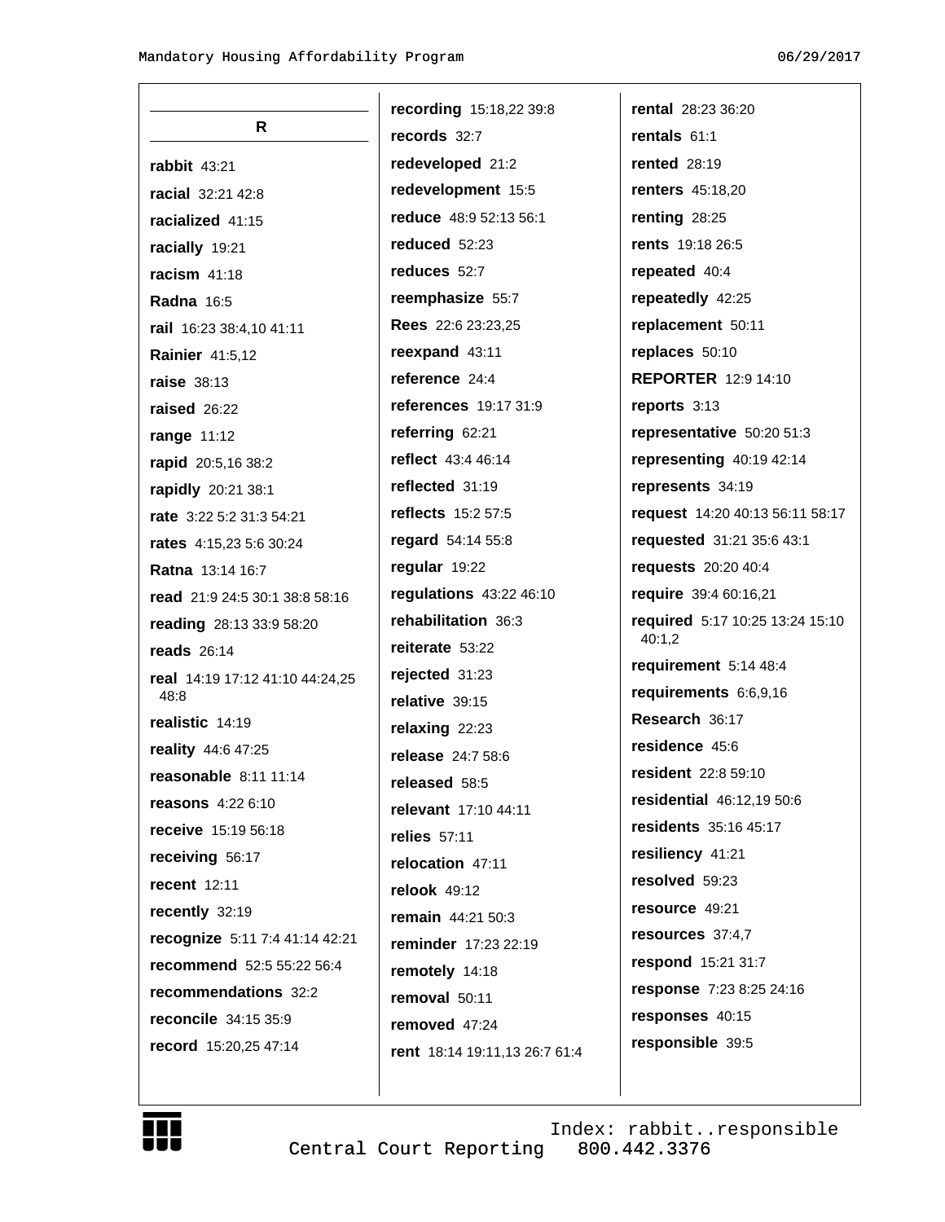## R

**rabbit** 43:21
**racial** 32:21 42:8
**racialized** 41:15
**racially** 19:21
**racism** 41:18
**Radna** 16:5
**rail** 16:23 38:4,10 41:11
**Rainier** 41:5,12
**raise** 38:13
**raised** 26:22
**range** 11:12
**rapid** 20:5,16 38:2
**rapidly** 20:21 38:1
**rate** 3:22 5:2 31:3 54:21
**rates** 4:15,23 5:6 30:24
**Ratna** 13:14 16:7
**read** 21:9 24:5 30:1 38:8 58:16
**reading** 28:13 33:9 58:20
**reads** 26:14
**real** 14:19 17:12 41:10 44:24,25 48:8
**realistic** 14:19
**reality** 44:6 47:25
**reasonable** 8:11 11:14
**reasons** 4:22 6:10
**receive** 15:19 56:18
**receiving** 56:17
**recent** 12:11
**recently** 32:19
**recognize** 5:11 7:4 41:14 42:21
**recommend** 52:5 55:22 56:4
**recommendations** 32:2
**reconcile** 34:15 35:9
**record** 15:20,25 47:14
**recording** 15:18,22 39:8
**records** 32:7
**redeveloped** 21:2
**redevelopment** 15:5
**reduce** 48:9 52:13 56:1
**reduced** 52:23
**reduces** 52:7
**reemphasize** 55:7
**Rees** 22:6 23:23,25
**reexpand** 43:11
**reference** 24:4
**references** 19:17 31:9
**referring** 62:21
**reflect** 43:4 46:14
**reflected** 31:19
**reflects** 15:2 57:5
**regard** 54:14 55:8
**regular** 19:22
**regulations** 43:22 46:10
**rehabilitation** 36:3
**reiterate** 53:22
**rejected** 31:23
**relative** 39:15
**relaxing** 22:23
**release** 24:7 58:6
**released** 58:5
**relevant** 17:10 44:11
**relies** 57:11
**relocation** 47:11
**relook** 49:12
**remain** 44:21 50:3
**reminder** 17:23 22:19
**remotely** 14:18
**removal** 50:11
**removed** 47:24
**rent** 18:14 19:11,13 26:7 61:4
**rental** 28:23 36:20
**rentals** 61:1
**rented** 28:19
**renters** 45:18,20
**renting** 28:25
**rents** 19:18 26:5
**repeated** 40:4
**repeatedly** 42:25
**replacement** 50:11
**replaces** 50:10
**REPORTER** 12:9 14:10
**reports** 3:13
**representative** 50:20 51:3
**representing** 40:19 42:14
**represents** 34:19
**request** 14:20 40:13 56:11 58:17
**requested** 31:21 35:6 43:1
**requests** 20:20 40:4
**require** 39:4 60:16,21
**required** 5:17 10:25 13:24 15:10 40:1,2
**requirement** 5:14 48:4
**requirements** 6:6,9,16
**Research** 36:17
**residence** 45:6
**resident** 22:8 59:10
**residential** 46:12,19 50:6
**residents** 35:16 45:17
**resiliency** 41:21
**resolved** 59:23
**resource** 49:21
**resources** 37:4,7
**respond** 15:21 31:7
**response** 7:23 8:25 24:16
**responses** 40:15
**responsible** 39:5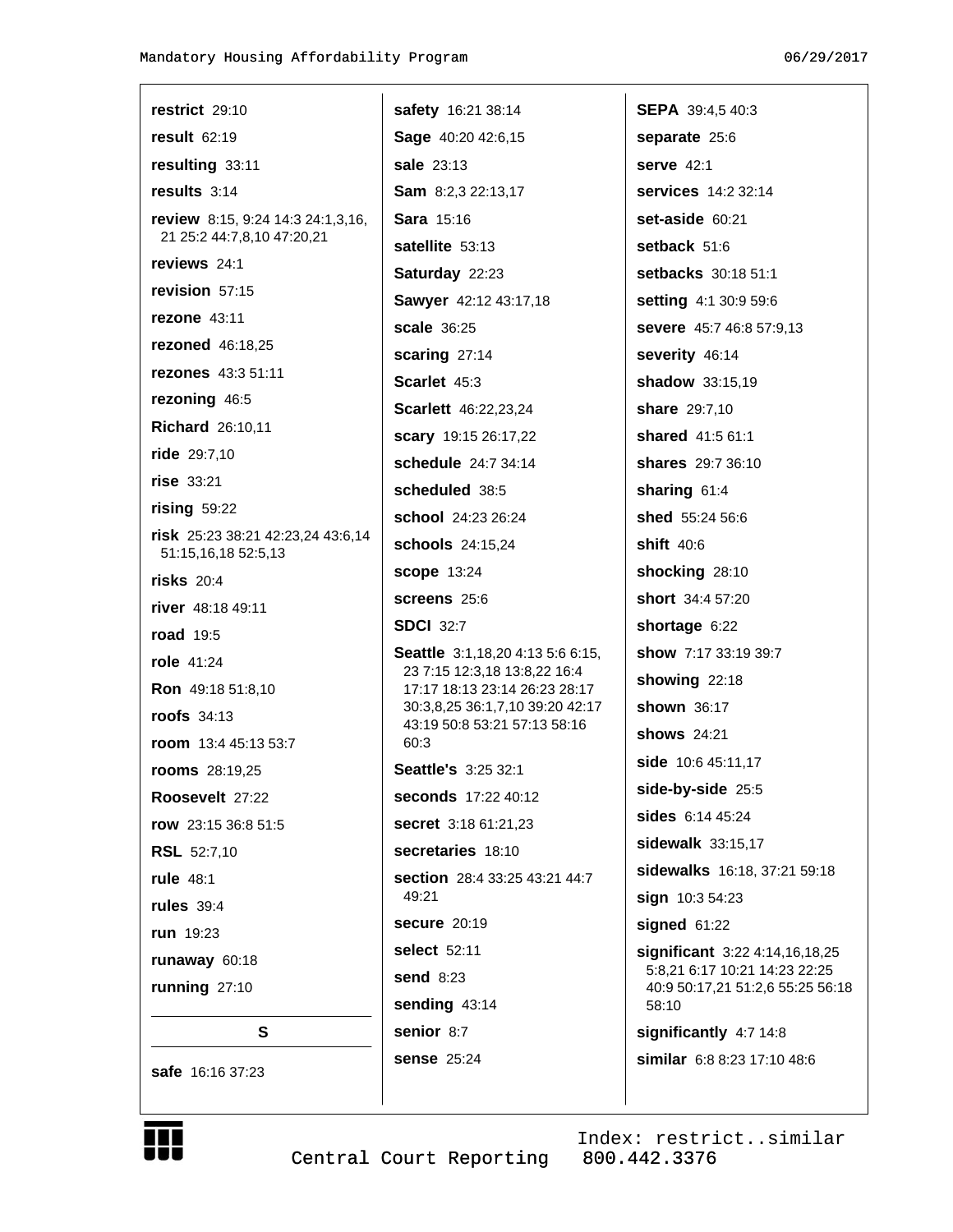**restrict** 29:10

**result** 62:19

**resulting** 33:11

**results** 3:14

**review** 8:15, 9:24 14:3 24:1,3,16, 21 25:2 44:7,8,10 47:20,21

**reviews** 24:1

**revision** 57:15

**rezone** 43:11

**rezoned** 46:18,25

**rezones** 43:3 51:11

**rezoning** 46:5

**Richard** 26:10,11

**ride** 29:7,10

**rise** 33:21

**rising** 59:22

**risk** 25:23 38:21 42:23,24 43:6,14 51:15,16,18 52:5,13

**risks** 20:4

**river** 48:18 49:11

**road** 19:5

**role** 41:24

**Ron** 49:18 51:8,10

**roofs** 34:13

**room** 13:4 45:13 53:7

**rooms** 28:19,25

**Roosevelt** 27:22

**row** 23:15 36:8 51:5

**RSL** 52:7,10

**rule** 48:1

**rules** 39:4

**run** 19:23

**runaway** 60:18

**running** 27:10

## S

**safe** 16:16 37:23

**safety** 16:21 38:14

**Sage** 40:20 42:6,15

**sale** 23:13

**Sam** 8:2,3 22:13,17

**Sara** 15:16

**satellite** 53:13

**Saturday** 22:23

**Sawyer** 42:12 43:17,18

**scale** 36:25

**scaring** 27:14

**Scarlet** 45:3

**Scarlett** 46:22,23,24

**scary** 19:15 26:17,22

**schedule** 24:7 34:14

**scheduled** 38:5

**school** 24:23 26:24

**schools** 24:15,24

**scope** 13:24

**screens** 25:6

**SDCI** 32:7

**Seattle** 3:1,18,20 4:13 5:6 6:15, 23 7:15 12:3,18 13:8,22 16:4 17:17 18:13 23:14 26:23 28:17 30:3,8,25 36:1,7,10 39:20 42:17 43:19 50:8 53:21 57:13 58:16 60:3

**Seattle's** 3:25 32:1

**seconds** 17:22 40:12

**secret** 3:18 61:21,23

**secretaries** 18:10

**section** 28:4 33:25 43:21 44:7 49:21

**secure** 20:19

**select** 52:11

**send** 8:23

**sending** 43:14

**senior** 8:7

**sense** 25:24

**SEPA** 39:4,5 40:3

**separate** 25:6

**serve** 42:1

**services** 14:2 32:14

**set-aside** 60:21

**setback** 51:6

**setbacks** 30:18 51:1

**setting** 4:1 30:9 59:6

**severe** 45:7 46:8 57:9,13

**severity** 46:14

**shadow** 33:15,19

**share** 29:7,10

**shared** 41:5 61:1

**shares** 29:7 36:10

**sharing** 61:4

**shed** 55:24 56:6

**shift** 40:6

**shocking** 28:10

**short** 34:4 57:20

**shortage** 6:22

**show** 7:17 33:19 39:7

**showing** 22:18

**shown** 36:17

**shows** 24:21

**side** 10:6 45:11,17

**side-by-side** 25:5

**sides** 6:14 45:24

**sidewalk** 33:15,17

**sidewalks** 16:18, 37:21 59:18

**sign** 10:3 54:23

**signed** 61:22

**significant** 3:22 4:14,16,18,25 5:8,21 6:17 10:21 14:23 22:25 40:9 50:17,21 51:2,6 55:25 56:18 58:10

**significantly** 4:7 14:8

**similar** 6:8 8:23 17:10 48:6

Index: restrict..similar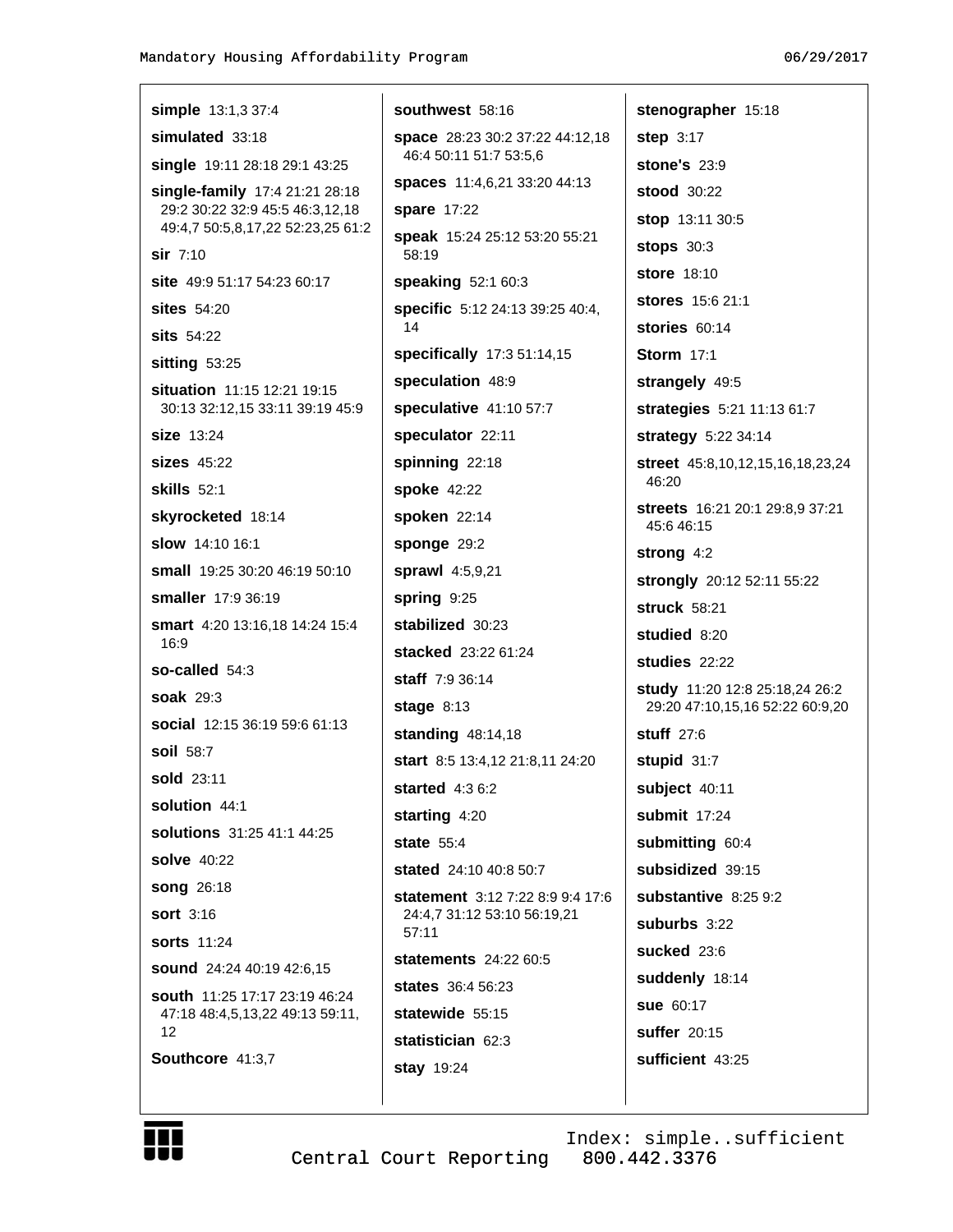**simple** 13:1,3 37:4

**simulated** 33:18

**single** 19:11 28:18 29:1 43:25

**single-family** 17:4 21:21 28:18 29:2 30:22 32:9 45:5 46:3,12,18 49:4,7 50:5,8,17,22 52:23,25 61:2

**sir** 7:10

**site** 49:9 51:17 54:23 60:17

**sites** 54:20

**sits** 54:22

**sitting** 53:25

**situation** 11:15 12:21 19:15 30:13 32:12,15 33:11 39:19 45:9

**size** 13:24

**sizes** 45:22

**skills** 52:1

**skyrocketed** 18:14

**slow** 14:10 16:1

**small** 19:25 30:20 46:19 50:10

**smaller** 17:9 36:19

**smart** 4:20 13:16,18 14:24 15:4 16:9

**so-called** 54:3

**soak** 29:3

**social** 12:15 36:19 59:6 61:13

**soil** 58:7

**sold** 23:11

**solution** 44:1

**solutions** 31:25 41:1 44:25

**solve** 40:22

**song** 26:18

**sort** 3:16

**sorts** 11:24

**sound** 24:24 40:19 42:6,15

**south** 11:25 17:17 23:19 46:24 47:18 48:4,5,13,22 49:13 59:11, 12

**Southcore** 41:3,7

**southwest** 58:16

**space** 28:23 30:2 37:22 44:12,18 46:4 50:11 51:7 53:5,6

**spaces** 11:4,6,21 33:20 44:13

**spare** 17:22

**speak** 15:24 25:12 53:20 55:21 58:19

**speaking** 52:1 60:3

**specific** 5:12 24:13 39:25 40:4, 14

**specifically** 17:3 51:14,15

**speculation** 48:9

**speculative** 41:10 57:7

**speculator** 22:11

**spinning** 22:18

**spoke** 42:22

**spoken** 22:14

**sponge** 29:2

**sprawl** 4:5,9,21

**spring** 9:25

**stabilized** 30:23

**stacked** 23:22 61:24

**staff** 7:9 36:14

**stage** 8:13

**standing** 48:14,18

**start** 8:5 13:4,12 21:8,11 24:20

**started** 4:3 6:2

**starting** 4:20

**state** 55:4

**stated** 24:10 40:8 50:7

**statement** 3:12 7:22 8:9 9:4 17:6 24:4,7 31:12 53:10 56:19,21 57:11

**statements** 24:22 60:5

**states** 36:4 56:23

**statewide** 55:15

**statistician** 62:3

**stay** 19:24

**stenographer** 15:18

**step** 3:17

**stone's** 23:9

**stood** 30:22

**stop** 13:11 30:5

**stops** 30:3

**store** 18:10

**stores** 15:6 21:1

**stories** 60:14

**Storm** 17:1

**strangely** 49:5

**strategies** 5:21 11:13 61:7

**strategy** 5:22 34:14

**street** 45:8,10,12,15,16,18,23,24 46:20

**streets** 16:21 20:1 29:8,9 37:21 45:6 46:15

**strong** 4:2

**strongly** 20:12 52:11 55:22

**struck** 58:21

**studied** 8:20

**studies** 22:22

**study** 11:20 12:8 25:18,24 26:2 29:20 47:10,15,16 52:22 60:9,20

**stuff** 27:6

**stupid** 31:7

**subject** 40:11

**submit** 17:24

**submitting** 60:4

**subsidized** 39:15

**substantive** 8:25 9:2

**suburbs** 3:22

**sucked** 23:6

**suddenly** 18:14

**sue** 60:17

**suffer** 20:15

**sufficient** 43:25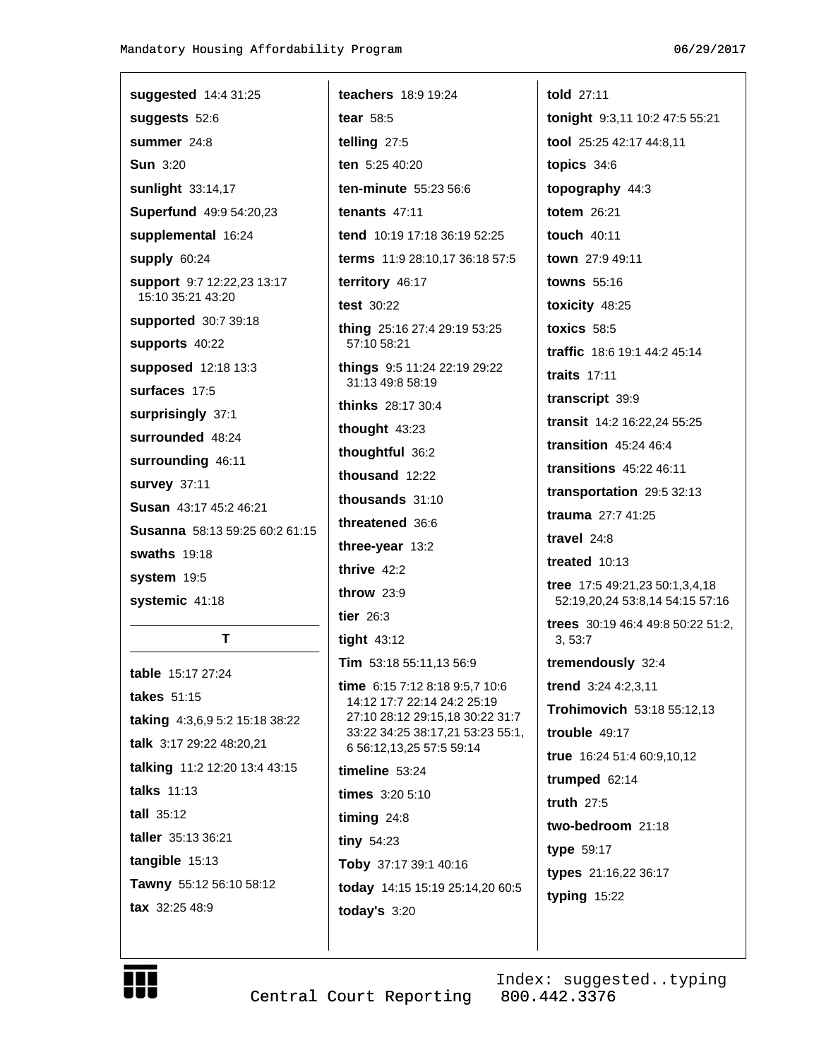**suggested** 14:4 31:25

**suggests** 52:6

**summer** 24:8

**Sun** 3:20

**sunlight** 33:14,17

**Superfund** 49:9 54:20,23

**supplemental** 16:24

**supply** 60:24

**support** 9:7 12:22,23 13:17 15:10 35:21 43:20

**supported** 30:7 39:18

**supports** 40:22

**supposed** 12:18 13:3

**surfaces** 17:5

**surprisingly** 37:1

**surrounded** 48:24

**surrounding** 46:11

**survey** 37:11

**Susan** 43:17 45:2 46:21

**Susanna** 58:13 59:25 60:2 61:15

**swaths** 19:18

**system** 19:5

**systemic** 41:18

## T

**table** 15:17 27:24

**takes** 51:15

**taking** 4:3,6,9 5:2 15:18 38:22

**talk** 3:17 29:22 48:20,21

**talking** 11:2 12:20 13:4 43:15

**talks** 11:13

**tall** 35:12

**taller** 35:13 36:21

**tangible** 15:13

**Tawny** 55:12 56:10 58:12

**tax** 32:25 48:9

**teachers** 18:9 19:24

**tear** 58:5

**telling** 27:5

**ten** 5:25 40:20

**ten-minute** 55:23 56:6

**tenants** 47:11

**tend** 10:19 17:18 36:19 52:25

**terms** 11:9 28:10,17 36:18 57:5

**territory** 46:17

**test** 30:22

**thing** 25:16 27:4 29:19 53:25 57:10 58:21

**things** 9:5 11:24 22:19 29:22 31:13 49:8 58:19

**thinks** 28:17 30:4

**thought** 43:23

**thoughtful** 36:2

**thousand** 12:22

**thousands** 31:10

**threatened** 36:6

**three-year** 13:2

**thrive** 42:2

**throw** 23:9

**tier** 26:3

**tight** 43:12

**Tim** 53:18 55:11,13 56:9

**time** 6:15 7:12 8:18 9:5,7 10:6 14:12 17:7 22:14 24:2 25:19 27:10 28:12 29:15,18 30:22 31:7 33:22 34:25 38:17,21 53:23 55:1, 6 56:12,13,25 57:5 59:14

**timeline** 53:24

**times** 3:20 5:10

**timing** 24:8

**tiny** 54:23

**Toby** 37:17 39:1 40:16

**today** 14:15 15:19 25:14,20 60:5

**today's** 3:20

**told** 27:11

**tonight** 9:3,11 10:2 47:5 55:21

**tool** 25:25 42:17 44:8,11

**topics** 34:6

**topography** 44:3

**totem** 26:21

**touch** 40:11

**town** 27:9 49:11

**towns** 55:16

**toxicity** 48:25

**toxics** 58:5

**traffic** 18:6 19:1 44:2 45:14

**traits** 17:11

**transcript** 39:9

**transit** 14:2 16:22,24 55:25

**transition** 45:24 46:4

**transitions** 45:22 46:11

**transportation** 29:5 32:13

**trauma** 27:7 41:25

**travel** 24:8

**treated** 10:13

**tree** 17:5 49:21,23 50:1,3,4,18 52:19,20,24 53:8,14 54:15 57:16

**trees** 30:19 46:4 49:8 50:22 51:2, 3, 53:7

**tremendously** 32:4

**trend** 3:24 4:2,3,11

**Trohimovich** 53:18 55:12,13

**trouble** 49:17

**true** 16:24 51:4 60:9,10,12

**trumped** 62:14

**truth** 27:5

**two-bedroom** 21:18

**type** 59:17

**types** 21:16,22 36:17

**typing** 15:22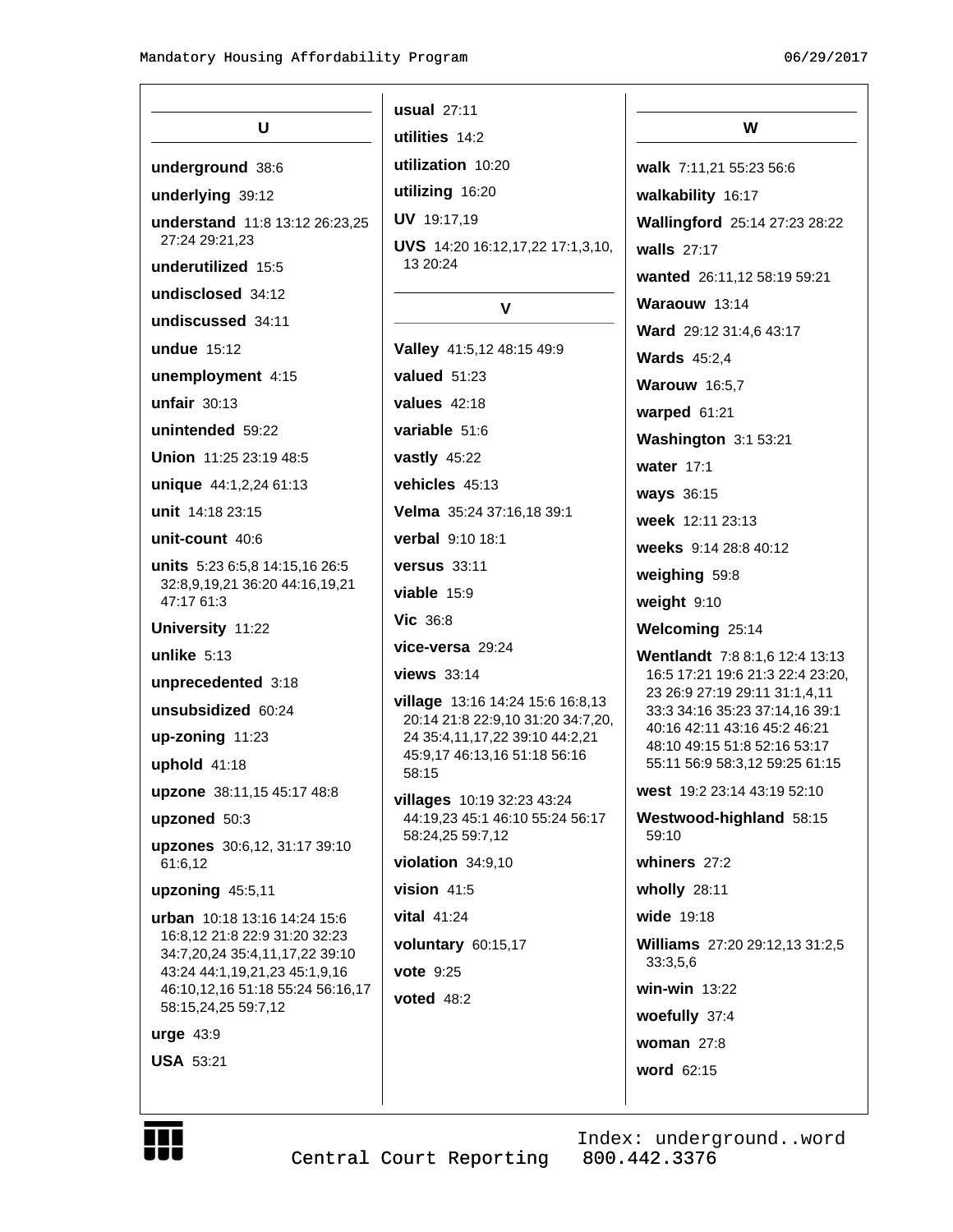## U

**underground** 38:6

**underlying** 39:12

**understand** 11:8 13:12 26:23,25 27:24 29:21,23

**underutilized** 15:5

**undisclosed** 34:12

**undiscussed** 34:11

**undue** 15:12

**unemployment** 4:15

**unfair** 30:13

**unintended** 59:22

**Union** 11:25 23:19 48:5

**unique** 44:1,2,24 61:13

**unit** 14:18 23:15

**unit-count** 40:6

**units** 5:23 6:5,8 14:15,16 26:5 32:8,9,19,21 36:20 44:16,19,21 47:17 61:3

**University** 11:22

**unlike** 5:13

**unprecedented** 3:18

**unsubsidized** 60:24

**up-zoning** 11:23

**uphold** 41:18

**upzone** 38:11,15 45:17 48:8

**upzoned** 50:3

**upzones** 30:6,12, 31:17 39:10 61:6,12

**upzoning** 45:5,11

**urban** 10:18 13:16 14:24 15:6 16:8,12 21:8 22:9 31:20 32:23 34:7,20,24 35:4,11,17,22 39:10 43:24 44:1,19,21,23 45:1,9,16 46:10,12,16 51:18 55:24 56:16,17 58:15,24,25 59:7,12

**urge** 43:9

**USA** 53:21

**usual** 27:11

**utilities** 14:2

**utilization** 10:20

**utilizing** 16:20

**UV** 19:17,19

**UVS** 14:20 16:12,17,22 17:1,3,10, 13 20:24

## V

**Valley** 41:5,12 48:15 49:9

**valued** 51:23

**values** 42:18

**variable** 51:6

**vastly** 45:22

**vehicles** 45:13

**Velma** 35:24 37:16,18 39:1

**verbal** 9:10 18:1

**versus** 33:11

**viable** 15:9

**Vic** 36:8

**vice-versa** 29:24

**views** 33:14

**village** 13:16 14:24 15:6 16:8,13 20:14 21:8 22:9,10 31:20 34:7,20, 24 35:4,11,17,22 39:10 44:2,21 45:9,17 46:13,16 51:18 56:16 58:15

**villages** 10:19 32:23 43:24 44:19,23 45:1 46:10 55:24 56:17 58:24,25 59:7,12

**violation** 34:9,10

**vision** 41:5

**vital** 41:24

**voluntary** 60:15,17

**vote** 9:25

**voted** 48:2

## W

**walk** 7:11,21 55:23 56:6

**walkability** 16:17

**Wallingford** 25:14 27:23 28:22

**walls** 27:17

**wanted** 26:11,12 58:19 59:21

**Waraouw** 13:14

**Ward** 29:12 31:4,6 43:17

**Wards** 45:2,4

**Warouw** 16:5,7

**warped** 61:21

**Washington** 3:1 53:21

**water** 17:1

**ways** 36:15

**week** 12:11 23:13

**weeks** 9:14 28:8 40:12

**weighing** 59:8

**weight** 9:10

**Welcoming** 25:14

**Wentlandt** 7:8 8:1,6 12:4 13:13 16:5 17:21 19:6 21:3 22:4 23:20, 23 26:9 27:19 29:11 31:1,4,11 33:3 34:16 35:23 37:14,16 39:1 40:16 42:11 43:16 45:2 46:21 48:10 49:15 51:8 52:16 53:17 55:11 56:9 58:3,12 59:25 61:15

**west** 19:2 23:14 43:19 52:10

**Westwood-highland** 58:15 59:10

**whiners** 27:2

**wholly** 28:11

**wide** 19:18

**Williams** 27:20 29:12,13 31:2,5 33:3,5,6

**win-win** 13:22

**woefully** 37:4

**woman** 27:8

**word** 62:15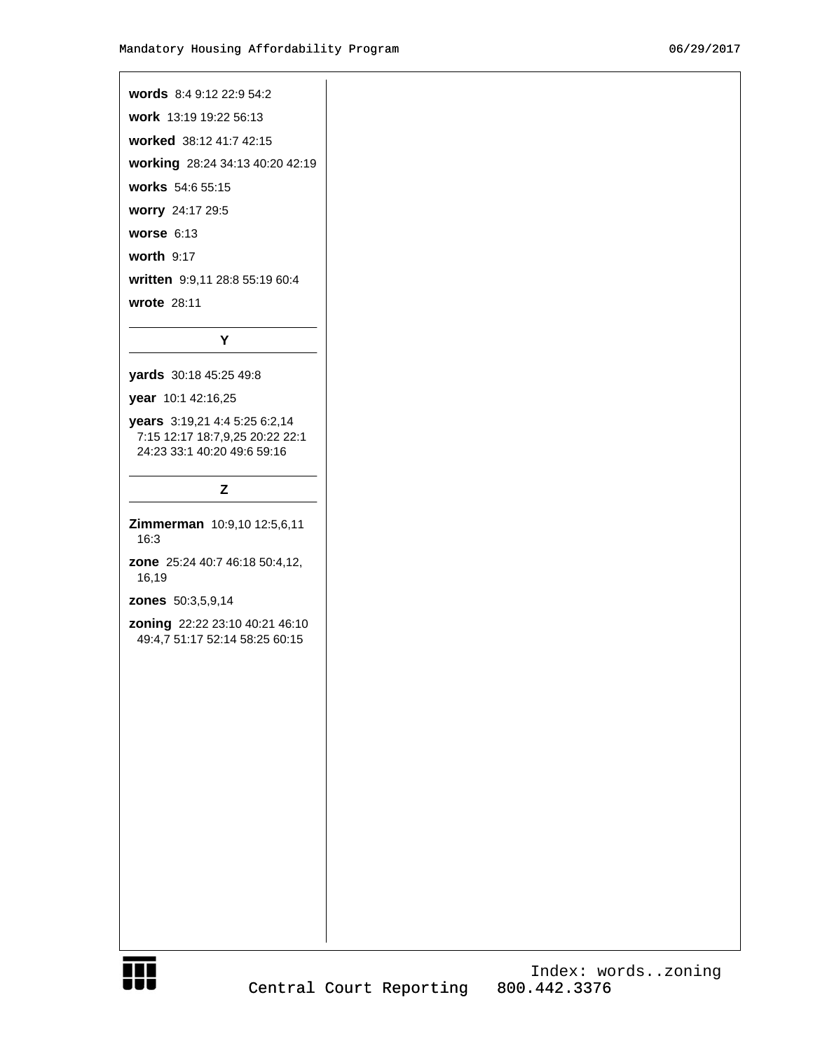**words** 8:4 9:12 22:9 54:2

**work** 13:19 19:22 56:13

**worked** 38:12 41:7 42:15

**working** 28:24 34:13 40:20 42:19

**works** 54:6 55:15

**worry** 24:17 29:5

**worse** 6:13

**worth** 9:17

**written** 9:9,11 28:8 55:19 60:4

**wrote** 28:11

## Y

**yards** 30:18 45:25 49:8

**year** 10:1 42:16,25

**years** 3:19,21 4:4 5:25 6:2,14 7:15 12:17 18:7,9,25 20:22 22:1 24:23 33:1 40:20 49:6 59:16

## Z

**Zimmerman** 10:9,10 12:5,6,11 16:3

**zone** 25:24 40:7 46:18 50:4,12, 16,19

**zones** 50:3,5,9,14

**zoning** 22:22 23:10 40:21 46:10 49:4,7 51:17 52:14 58:25 60:15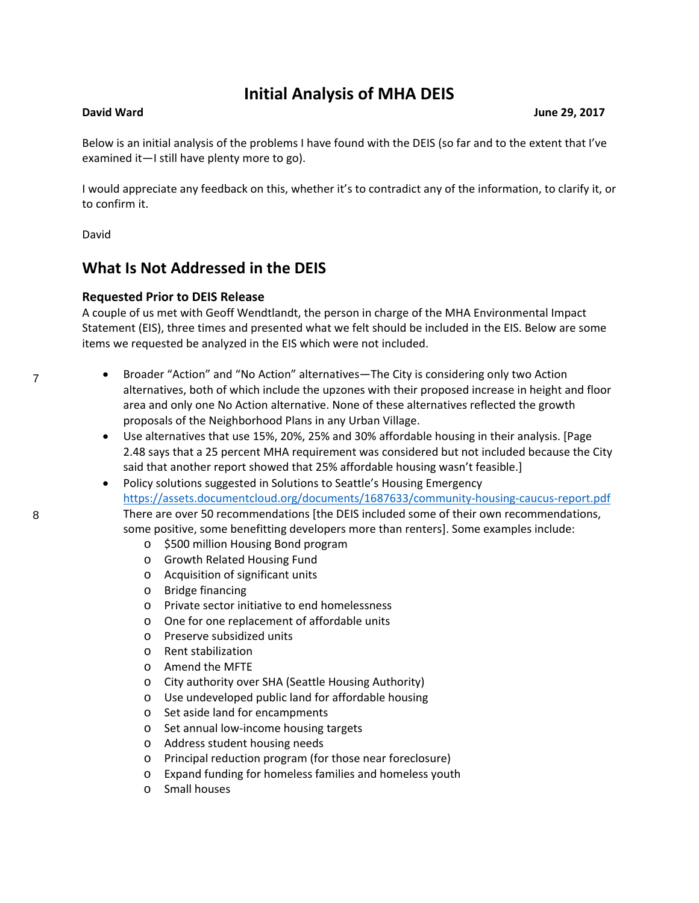# Initial Analysis of MHA DEIS

**David Ward** **June 29, 2017**

Below is an initial analysis of the problems I have found with the DEIS (so far and to the extent that I've examined it—I still have plenty more to go).

I would appreciate any feedback on this, whether it's to contradict any of the information, to clarify it, or to confirm it.

David

## What Is Not Addressed in the DEIS

### Requested Prior to DEIS Release

A couple of us met with Geoff Wendtlandt, the person in charge of the MHA Environmental Impact Statement (EIS), three times and presented what we felt should be included in the EIS. Below are some items we requested be analyzed in the EIS which were not included.

7

- Broader "Action" and "No Action" alternatives—The City is considering only two Action alternatives, both of which include the upzones with their proposed increase in height and floor area and only one No Action alternative. None of these alternatives reflected the growth proposals of the Neighborhood Plans in any Urban Village.
- Use alternatives that use 15%, 20%, 25% and 30% affordable housing in their analysis. [Page 2.48 says that a 25 percent MHA requirement was considered but not included because the City said that another report showed that 25% affordable housing wasn't feasible.]

8

- Policy solutions suggested in Solutions to Seattle's Housing Emergency https://assets.documentcloud.org/documents/1687633/community-housing-caucus-report.pdf There are over 50 recommendations [the DEIS included some of their own recommendations, some positive, some benefitting developers more than renters]. Some examples include:
  - $500 million Housing Bond program
  - Growth Related Housing Fund
  - Acquisition of significant units
  - Bridge financing
  - Private sector initiative to end homelessness
  - One for one replacement of affordable units
  - Preserve subsidized units
  - Rent stabilization
  - Amend the MFTE
  - City authority over SHA (Seattle Housing Authority)
  - Use undeveloped public land for affordable housing
  - Set aside land for encampments
  - Set annual low-income housing targets
  - Address student housing needs
  - Principal reduction program (for those near foreclosure)
  - Expand funding for homeless families and homeless youth
  - Small houses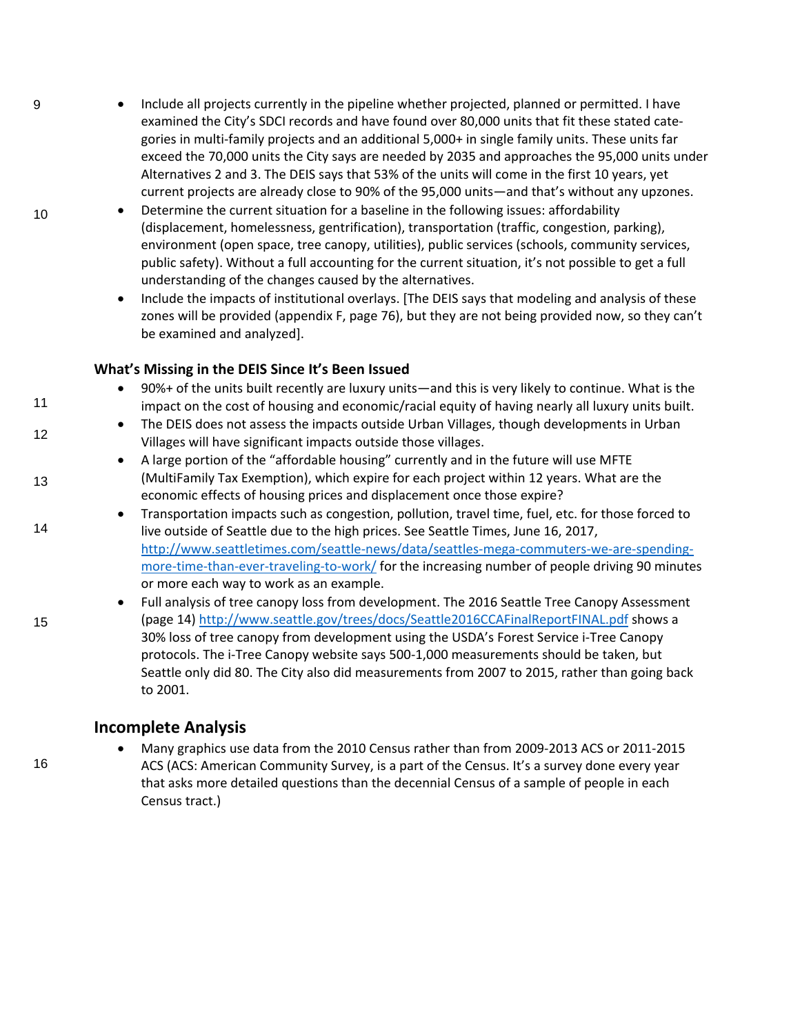- Include all projects currently in the pipeline whether projected, planned or permitted. I have examined the City's SDCI records and have found over 80,000 units that fit these stated categories in multi-family projects and an additional 5,000+ in single family units. These units far exceed the 70,000 units the City says are needed by 2035 and approaches the 95,000 units under Alternatives 2 and 3. The DEIS says that 53% of the units will come in the first 10 years, yet current projects are already close to 90% of the 95,000 units—and that's without any upzones.
- Determine the current situation for a baseline in the following issues: affordability (displacement, homelessness, gentrification), transportation (traffic, congestion, parking), environment (open space, tree canopy, utilities), public services (schools, community services, public safety). Without a full accounting for the current situation, it's not possible to get a full understanding of the changes caused by the alternatives.
- Include the impacts of institutional overlays. [The DEIS says that modeling and analysis of these zones will be provided (appendix F, page 76), but they are not being provided now, so they can't be examined and analyzed].

### What's Missing in the DEIS Since It's Been Issued

- 90%+ of the units built recently are luxury units—and this is very likely to continue. What is the impact on the cost of housing and economic/racial equity of having nearly all luxury units built.
- The DEIS does not assess the impacts outside Urban Villages, though developments in Urban Villages will have significant impacts outside those villages.
- A large portion of the "affordable housing" currently and in the future will use MFTE (MultiFamily Tax Exemption), which expire for each project within 12 years. What are the economic effects of housing prices and displacement once those expire?
- Transportation impacts such as congestion, pollution, travel time, fuel, etc. for those forced to live outside of Seattle due to the high prices. See Seattle Times, June 16, 2017, http://www.seattletimes.com/seattle-news/data/seattles-mega-commuters-we-are-spending-more-time-than-ever-traveling-to-work/ for the increasing number of people driving 90 minutes or more each way to work as an example.
- Full analysis of tree canopy loss from development. The 2016 Seattle Tree Canopy Assessment (page 14) http://www.seattle.gov/trees/docs/Seattle2016CCAFinalReportFINAL.pdf shows a 30% loss of tree canopy from development using the USDA's Forest Service i-Tree Canopy protocols. The i-Tree Canopy website says 500-1,000 measurements should be taken, but Seattle only did 80. The City also did measurements from 2007 to 2015, rather than going back to 2001.

## Incomplete Analysis

- Many graphics use data from the 2010 Census rather than from 2009-2013 ACS or 2011-2015 ACS (ACS: American Community Survey, is a part of the Census. It's a survey done every year that asks more detailed questions than the decennial Census of a sample of people in each Census tract.)